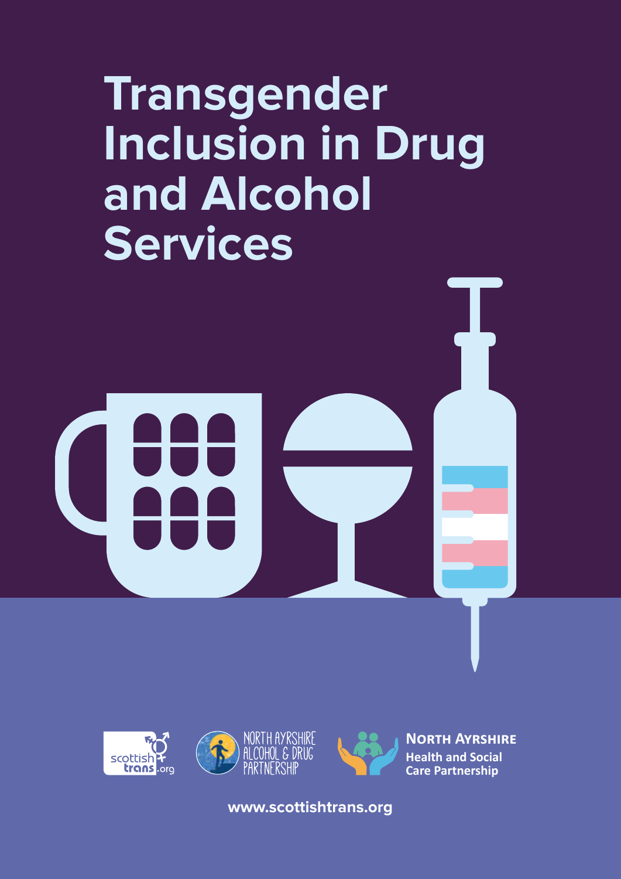# Transgender Inclusion in Drug and Alcohol Services

scottish trans .org

NORTH AYRSHIRE ALCOHOL & DRUG PARTNERSHIP

NORTH AYRSHIRE Health and Social Care Partnership

www.scottishtrans.org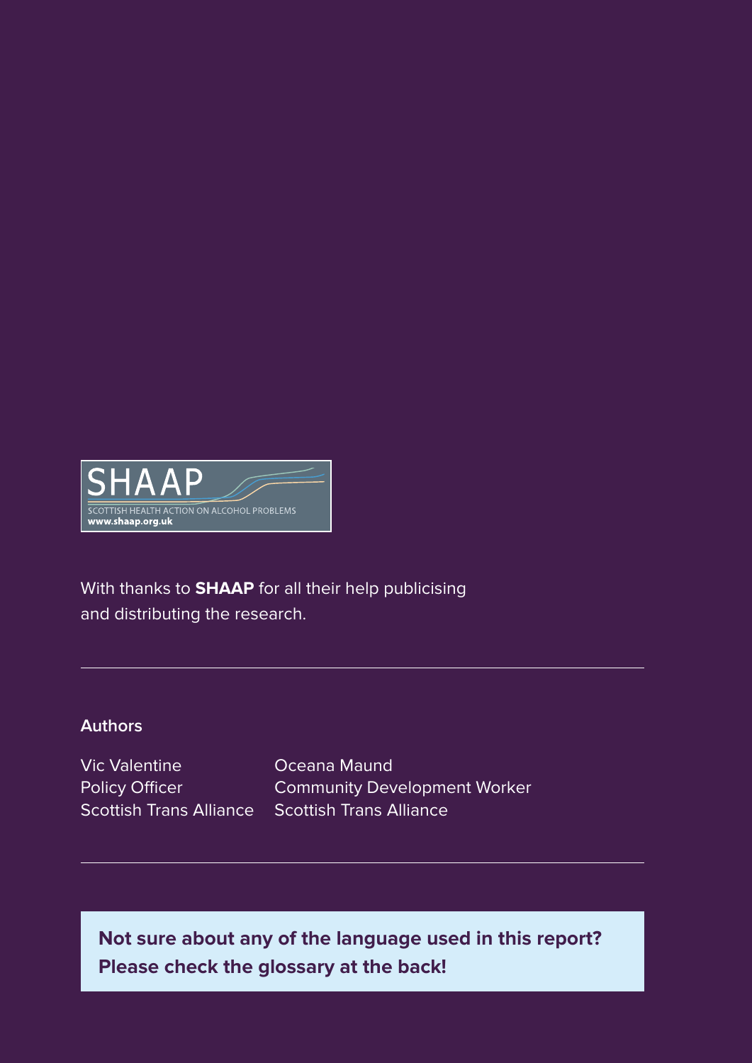SHAAP

SCOTTISH HEALTH ACTION ON ALCOHOL PROBLEMS

www.shaap.org.uk

With thanks to **SHAAP** for all their help publicising and distributing the research.

---

**Authors**

Vic Valentine
Policy Officer
Scottish Trans Alliance

Oceana Maund
Community Development Worker
Scottish Trans Alliance

---

**Not sure about any of the language used in this report? Please check the glossary at the back!**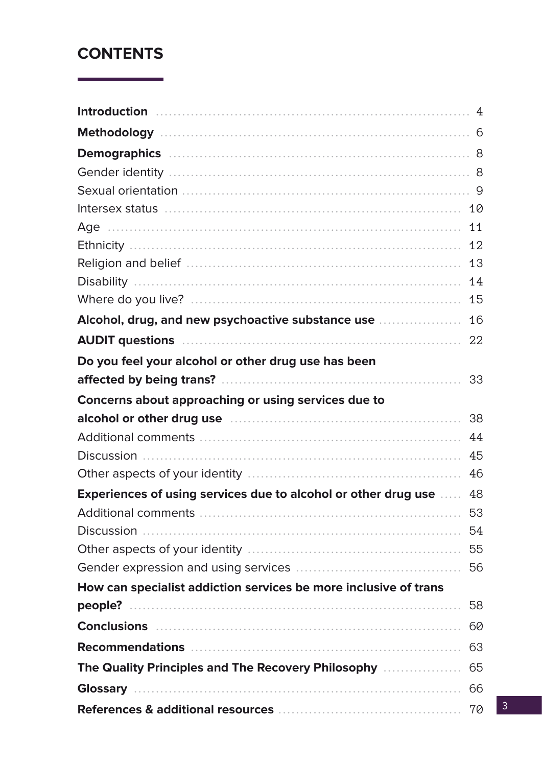# CONTENTS

| | |
|---|---|
| **Introduction** | 4 |
| **Methodology** | 6 |
| **Demographics** | 8 |
| Gender identity | 8 |
| Sexual orientation | 9 |
| Intersex status | 10 |
| Age | 11 |
| Ethnicity | 12 |
| Religion and belief | 13 |
| Disability | 14 |
| Where do you live? | 15 |
| **Alcohol, drug, and new psychoactive substance use** | 16 |
| **AUDIT questions** | 22 |
| **Do you feel your alcohol or other drug use has been affected by being trans?** | 33 |
| **Concerns about approaching or using services due to alcohol or other drug use** | 38 |
| Additional comments | 44 |
| Discussion | 45 |
| Other aspects of your identity | 46 |
| **Experiences of using services due to alcohol or other drug use** | 48 |
| Additional comments | 53 |
| Discussion | 54 |
| Other aspects of your identity | 55 |
| Gender expression and using services | 56 |
| **How can specialist addiction services be more inclusive of trans people?** | 58 |
| **Conclusions** | 60 |
| **Recommendations** | 63 |
| **The Quality Principles and The Recovery Philosophy** | 65 |
| **Glossary** | 66 |
| **References & additional resources** | 70 |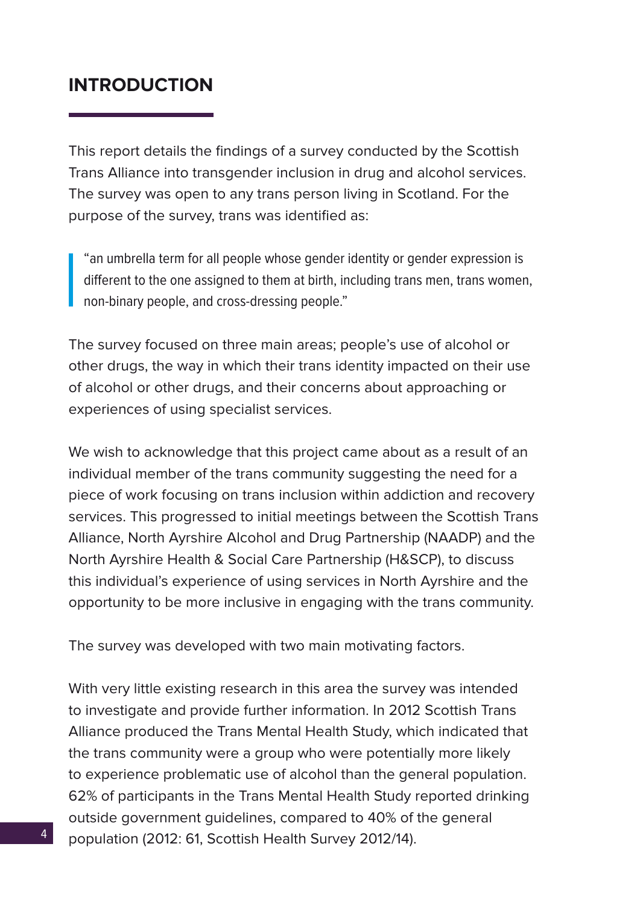# INTRODUCTION

This report details the findings of a survey conducted by the Scottish Trans Alliance into transgender inclusion in drug and alcohol services. The survey was open to any trans person living in Scotland. For the purpose of the survey, trans was identified as:

> "an umbrella term for all people whose gender identity or gender expression is different to the one assigned to them at birth, including trans men, trans women, non-binary people, and cross-dressing people."

The survey focused on three main areas; people's use of alcohol or other drugs, the way in which their trans identity impacted on their use of alcohol or other drugs, and their concerns about approaching or experiences of using specialist services.

We wish to acknowledge that this project came about as a result of an individual member of the trans community suggesting the need for a piece of work focusing on trans inclusion within addiction and recovery services. This progressed to initial meetings between the Scottish Trans Alliance, North Ayrshire Alcohol and Drug Partnership (NAADP) and the North Ayrshire Health & Social Care Partnership (H&SCP), to discuss this individual's experience of using services in North Ayrshire and the opportunity to be more inclusive in engaging with the trans community.

The survey was developed with two main motivating factors.

With very little existing research in this area the survey was intended to investigate and provide further information. In 2012 Scottish Trans Alliance produced the Trans Mental Health Study, which indicated that the trans community were a group who were potentially more likely to experience problematic use of alcohol than the general population. 62% of participants in the Trans Mental Health Study reported drinking outside government guidelines, compared to 40% of the general population (2012: 61, Scottish Health Survey 2012/14).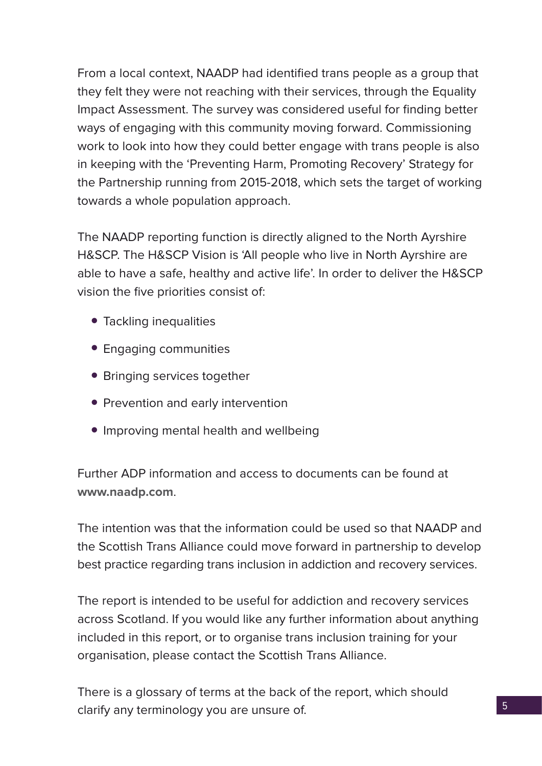From a local context, NAADP had identified trans people as a group that they felt they were not reaching with their services, through the Equality Impact Assessment. The survey was considered useful for finding better ways of engaging with this community moving forward. Commissioning work to look into how they could better engage with trans people is also in keeping with the 'Preventing Harm, Promoting Recovery' Strategy for the Partnership running from 2015-2018, which sets the target of working towards a whole population approach.

The NAADP reporting function is directly aligned to the North Ayrshire H&SCP. The H&SCP Vision is 'All people who live in North Ayrshire are able to have a safe, healthy and active life'. In order to deliver the H&SCP vision the five priorities consist of:

- Tackling inequalities
- Engaging communities
- Bringing services together
- Prevention and early intervention
- Improving mental health and wellbeing

Further ADP information and access to documents can be found at **www.naadp.com**.

The intention was that the information could be used so that NAADP and the Scottish Trans Alliance could move forward in partnership to develop best practice regarding trans inclusion in addiction and recovery services.

The report is intended to be useful for addiction and recovery services across Scotland. If you would like any further information about anything included in this report, or to organise trans inclusion training for your organisation, please contact the Scottish Trans Alliance.

There is a glossary of terms at the back of the report, which should clarify any terminology you are unsure of.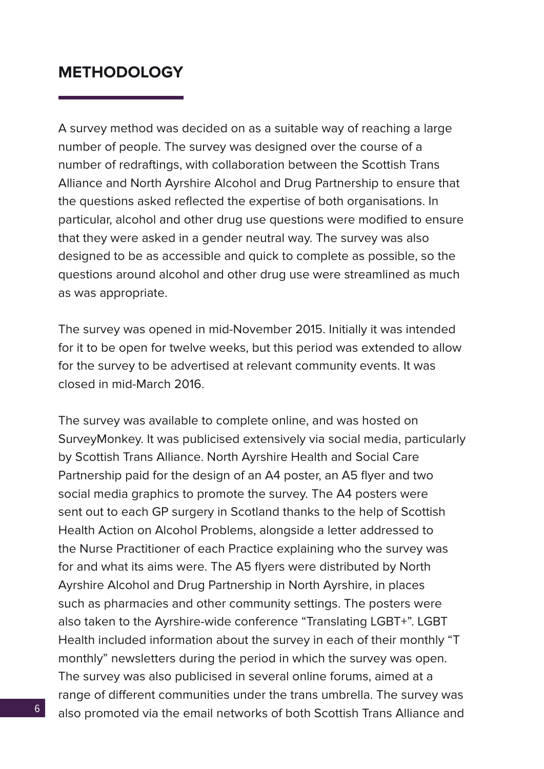## METHODOLOGY

A survey method was decided on as a suitable way of reaching a large number of people. The survey was designed over the course of a number of redraftings, with collaboration between the Scottish Trans Alliance and North Ayrshire Alcohol and Drug Partnership to ensure that the questions asked reflected the expertise of both organisations. In particular, alcohol and other drug use questions were modified to ensure that they were asked in a gender neutral way. The survey was also designed to be as accessible and quick to complete as possible, so the questions around alcohol and other drug use were streamlined as much as was appropriate.

The survey was opened in mid-November 2015. Initially it was intended for it to be open for twelve weeks, but this period was extended to allow for the survey to be advertised at relevant community events. It was closed in mid-March 2016.

The survey was available to complete online, and was hosted on SurveyMonkey. It was publicised extensively via social media, particularly by Scottish Trans Alliance. North Ayrshire Health and Social Care Partnership paid for the design of an A4 poster, an A5 flyer and two social media graphics to promote the survey. The A4 posters were sent out to each GP surgery in Scotland thanks to the help of Scottish Health Action on Alcohol Problems, alongside a letter addressed to the Nurse Practitioner of each Practice explaining who the survey was for and what its aims were. The A5 flyers were distributed by North Ayrshire Alcohol and Drug Partnership in North Ayrshire, in places such as pharmacies and other community settings. The posters were also taken to the Ayrshire-wide conference "Translating LGBT+". LGBT Health included information about the survey in each of their monthly "T monthly" newsletters during the period in which the survey was open. The survey was also publicised in several online forums, aimed at a range of different communities under the trans umbrella. The survey was also promoted via the email networks of both Scottish Trans Alliance and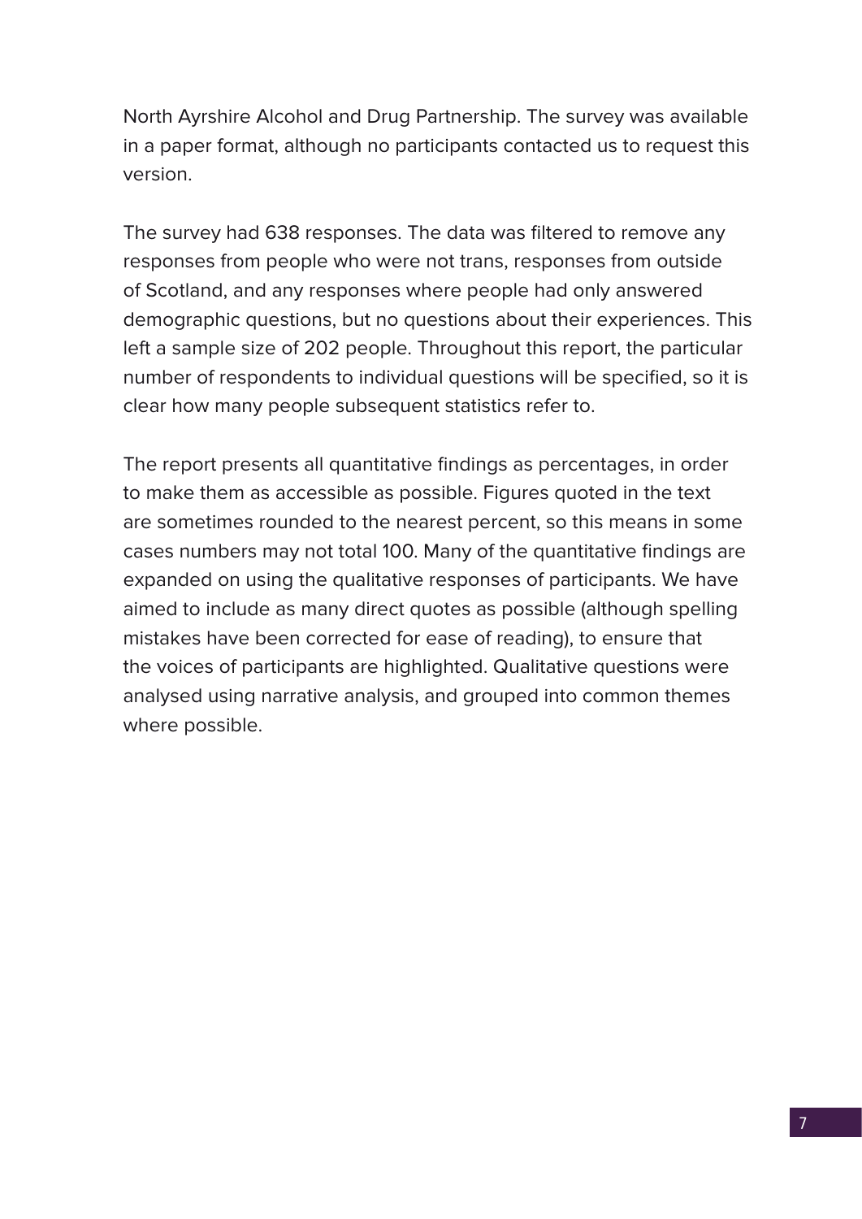North Ayrshire Alcohol and Drug Partnership. The survey was available in a paper format, although no participants contacted us to request this version.

The survey had 638 responses. The data was filtered to remove any responses from people who were not trans, responses from outside of Scotland, and any responses where people had only answered demographic questions, but no questions about their experiences. This left a sample size of 202 people. Throughout this report, the particular number of respondents to individual questions will be specified, so it is clear how many people subsequent statistics refer to.

The report presents all quantitative findings as percentages, in order to make them as accessible as possible. Figures quoted in the text are sometimes rounded to the nearest percent, so this means in some cases numbers may not total 100. Many of the quantitative findings are expanded on using the qualitative responses of participants. We have aimed to include as many direct quotes as possible (although spelling mistakes have been corrected for ease of reading), to ensure that the voices of participants are highlighted. Qualitative questions were analysed using narrative analysis, and grouped into common themes where possible.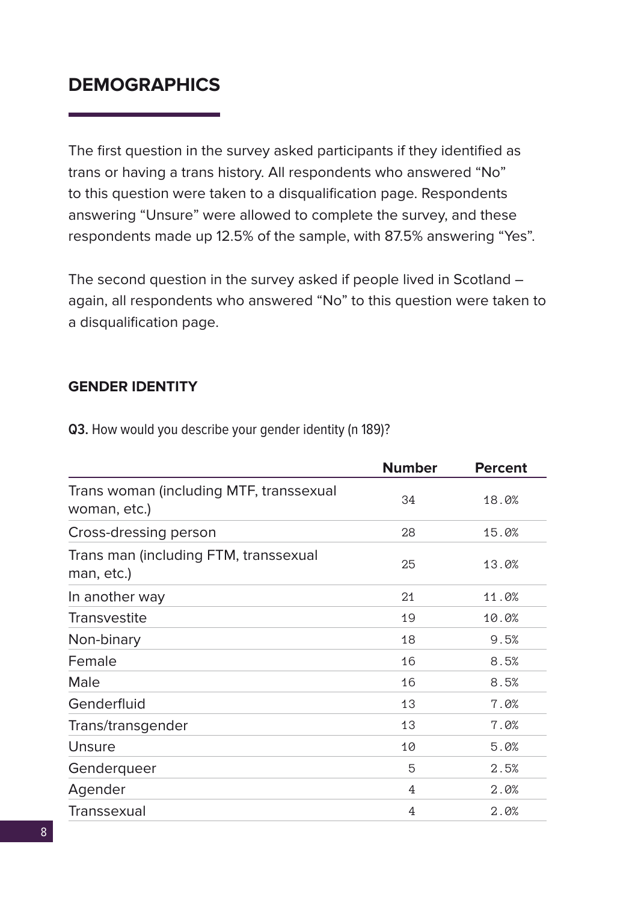## DEMOGRAPHICS

The first question in the survey asked participants if they identified as trans or having a trans history. All respondents who answered "No" to this question were taken to a disqualification page. Respondents answering "Unsure" were allowed to complete the survey, and these respondents made up 12.5% of the sample, with 87.5% answering "Yes".

The second question in the survey asked if people lived in Scotland – again, all respondents who answered "No" to this question were taken to a disqualification page.

### GENDER IDENTITY

**Q3.** How would you describe your gender identity (n 189)?

| | Number | Percent |
|---|---|---|
| Trans woman (including MTF, transsexual woman, etc.) | 34 | 18.0% |
| Cross-dressing person | 28 | 15.0% |
| Trans man (including FTM, transsexual man, etc.) | 25 | 13.0% |
| In another way | 21 | 11.0% |
| Transvestite | 19 | 10.0% |
| Non-binary | 18 | 9.5% |
| Female | 16 | 8.5% |
| Male | 16 | 8.5% |
| Genderfluid | 13 | 7.0% |
| Trans/transgender | 13 | 7.0% |
| Unsure | 10 | 5.0% |
| Genderqueer | 5 | 2.5% |
| Agender | 4 | 2.0% |
| Transsexual | 4 | 2.0% |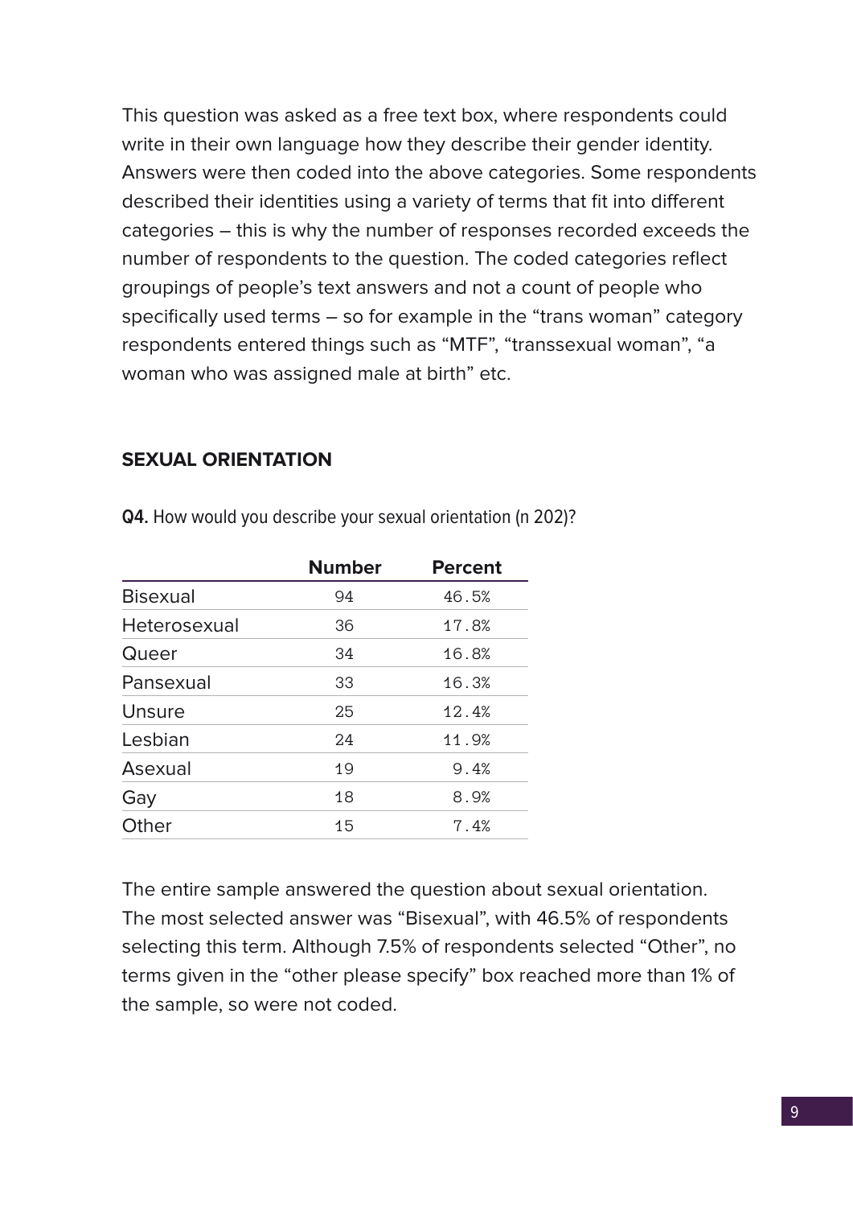This question was asked as a free text box, where respondents could write in their own language how they describe their gender identity. Answers were then coded into the above categories. Some respondents described their identities using a variety of terms that fit into different categories – this is why the number of responses recorded exceeds the number of respondents to the question. The coded categories reflect groupings of people's text answers and not a count of people who specifically used terms – so for example in the "trans woman" category respondents entered things such as "MTF", "transsexual woman", "a woman who was assigned male at birth" etc.

## SEXUAL ORIENTATION

**Q4.** How would you describe your sexual orientation (n 202)?

| | Number | Percent |
|---|---|---|
| Bisexual | 94 | 46.5% |
| Heterosexual | 36 | 17.8% |
| Queer | 34 | 16.8% |
| Pansexual | 33 | 16.3% |
| Unsure | 25 | 12.4% |
| Lesbian | 24 | 11.9% |
| Asexual | 19 | 9.4% |
| Gay | 18 | 8.9% |
| Other | 15 | 7.4% |

The entire sample answered the question about sexual orientation. The most selected answer was "Bisexual", with 46.5% of respondents selecting this term. Although 7.5% of respondents selected "Other", no terms given in the "other please specify" box reached more than 1% of the sample, so were not coded.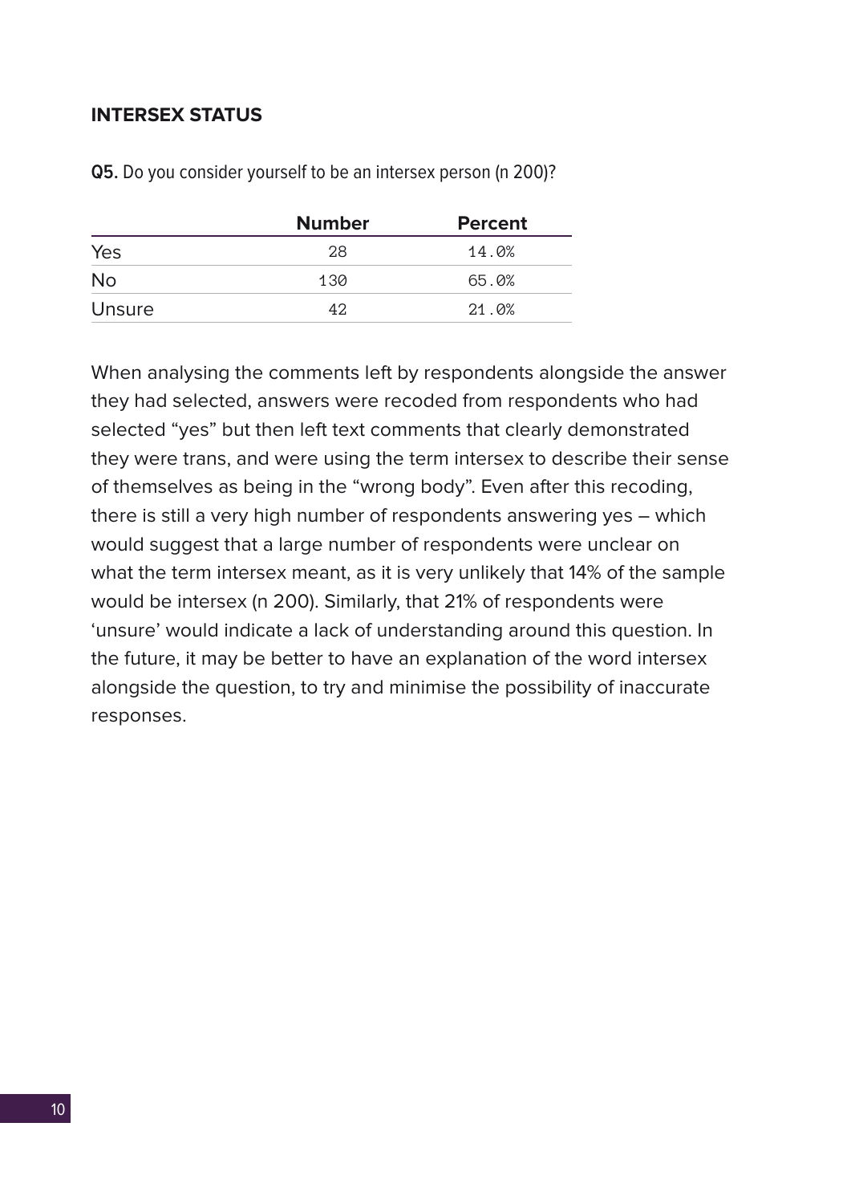## INTERSEX STATUS

**Q5.** Do you consider yourself to be an intersex person (n 200)?

| | Number | Percent |
|---|---|---|
| Yes | 28 | 14.0% |
| No | 130 | 65.0% |
| Unsure | 42 | 21.0% |

When analysing the comments left by respondents alongside the answer they had selected, answers were recoded from respondents who had selected "yes" but then left text comments that clearly demonstrated they were trans, and were using the term intersex to describe their sense of themselves as being in the "wrong body". Even after this recoding, there is still a very high number of respondents answering yes – which would suggest that a large number of respondents were unclear on what the term intersex meant, as it is very unlikely that 14% of the sample would be intersex (n 200). Similarly, that 21% of respondents were 'unsure' would indicate a lack of understanding around this question. In the future, it may be better to have an explanation of the word intersex alongside the question, to try and minimise the possibility of inaccurate responses.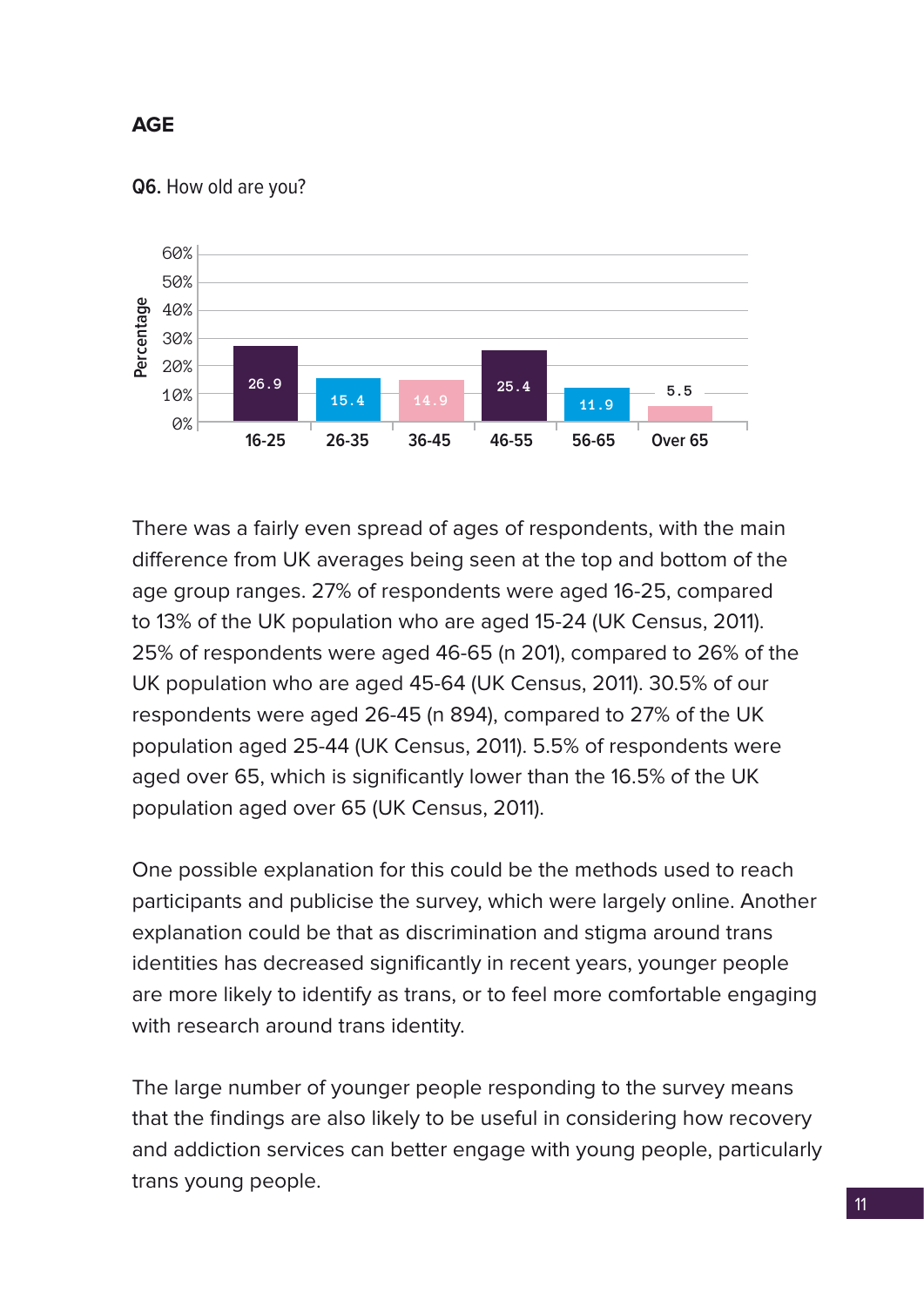## AGE

**Q6.** How old are you?

| Age | Percentage |
|---|---|
| 16-25 | 26.9 |
| 26-35 | 15.4 |
| 36-45 | 14.9 |
| 46-55 | 25.4 |
| 56-65 | 11.9 |
| Over 65 | 5.5 |

There was a fairly even spread of ages of respondents, with the main difference from UK averages being seen at the top and bottom of the age group ranges. 27% of respondents were aged 16-25, compared to 13% of the UK population who are aged 15-24 (UK Census, 2011). 25% of respondents were aged 46-65 (n 201), compared to 26% of the UK population who are aged 45-64 (UK Census, 2011). 30.5% of our respondents were aged 26-45 (n 894), compared to 27% of the UK population aged 25-44 (UK Census, 2011). 5.5% of respondents were aged over 65, which is significantly lower than the 16.5% of the UK population aged over 65 (UK Census, 2011).

One possible explanation for this could be the methods used to reach participants and publicise the survey, which were largely online. Another explanation could be that as discrimination and stigma around trans identities has decreased significantly in recent years, younger people are more likely to identify as trans, or to feel more comfortable engaging with research around trans identity.

The large number of younger people responding to the survey means that the findings are also likely to be useful in considering how recovery and addiction services can better engage with young people, particularly trans young people.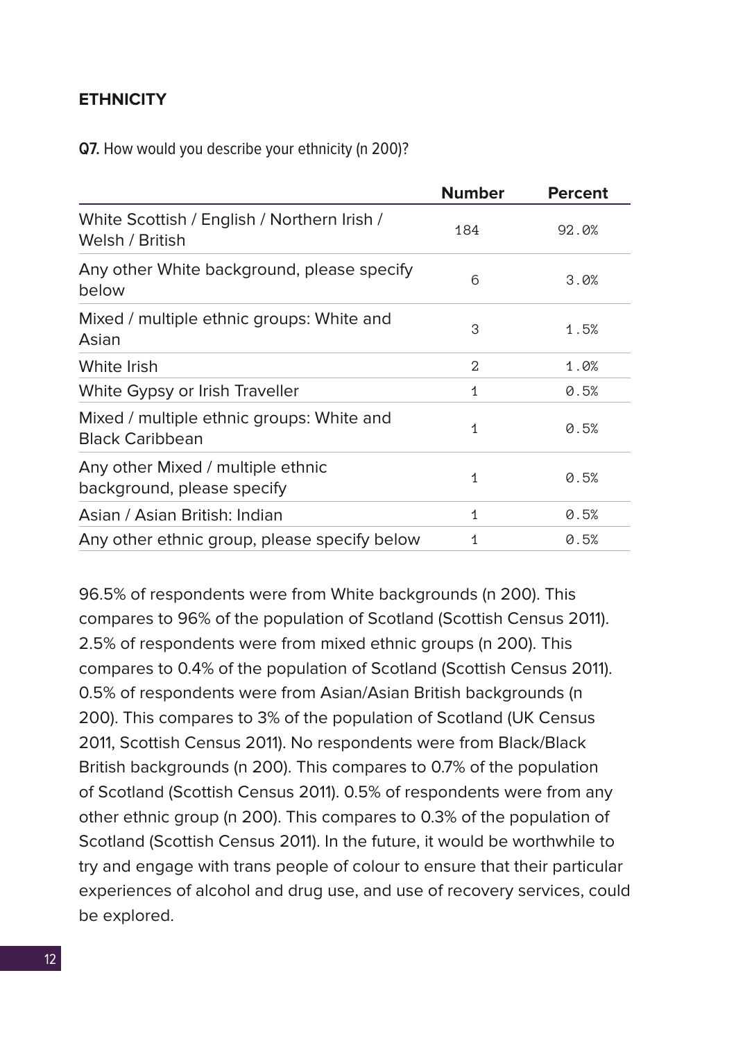## ETHNICITY

**Q7.** How would you describe your ethnicity (n 200)?

| | Number | Percent |
|---|---|---|
| White Scottish / English / Northern Irish / Welsh / British | 184 | 92.0% |
| Any other White background, please specify below | 6 | 3.0% |
| Mixed / multiple ethnic groups: White and Asian | 3 | 1.5% |
| White Irish | 2 | 1.0% |
| White Gypsy or Irish Traveller | 1 | 0.5% |
| Mixed / multiple ethnic groups: White and Black Caribbean | 1 | 0.5% |
| Any other Mixed / multiple ethnic background, please specify | 1 | 0.5% |
| Asian / Asian British: Indian | 1 | 0.5% |
| Any other ethnic group, please specify below | 1 | 0.5% |

96.5% of respondents were from White backgrounds (n 200). This compares to 96% of the population of Scotland (Scottish Census 2011). 2.5% of respondents were from mixed ethnic groups (n 200). This compares to 0.4% of the population of Scotland (Scottish Census 2011). 0.5% of respondents were from Asian/Asian British backgrounds (n 200). This compares to 3% of the population of Scotland (UK Census 2011, Scottish Census 2011). No respondents were from Black/Black British backgrounds (n 200). This compares to 0.7% of the population of Scotland (Scottish Census 2011). 0.5% of respondents were from any other ethnic group (n 200). This compares to 0.3% of the population of Scotland (Scottish Census 2011). In the future, it would be worthwhile to try and engage with trans people of colour to ensure that their particular experiences of alcohol and drug use, and use of recovery services, could be explored.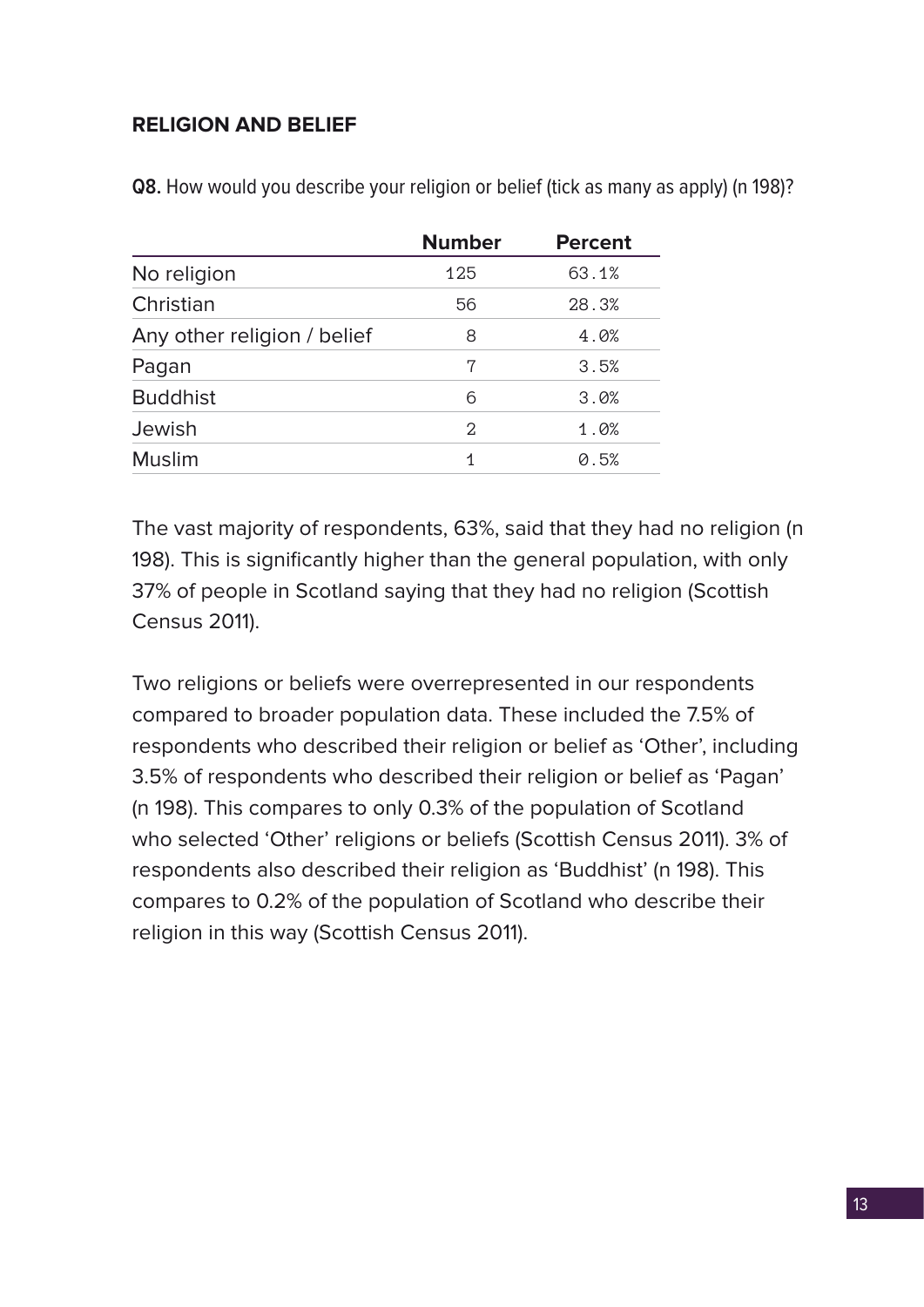## RELIGION AND BELIEF

**Q8.** How would you describe your religion or belief (tick as many as apply) (n 198)?

| | Number | Percent |
|---|---|---|
| No religion | 125 | 63.1% |
| Christian | 56 | 28.3% |
| Any other religion / belief | 8 | 4.0% |
| Pagan | 7 | 3.5% |
| Buddhist | 6 | 3.0% |
| Jewish | 2 | 1.0% |
| Muslim | 1 | 0.5% |

The vast majority of respondents, 63%, said that they had no religion (n 198). This is significantly higher than the general population, with only 37% of people in Scotland saying that they had no religion (Scottish Census 2011).

Two religions or beliefs were overrepresented in our respondents compared to broader population data. These included the 7.5% of respondents who described their religion or belief as 'Other', including 3.5% of respondents who described their religion or belief as 'Pagan' (n 198). This compares to only 0.3% of the population of Scotland who selected 'Other' religions or beliefs (Scottish Census 2011). 3% of respondents also described their religion as 'Buddhist' (n 198). This compares to 0.2% of the population of Scotland who describe their religion in this way (Scottish Census 2011).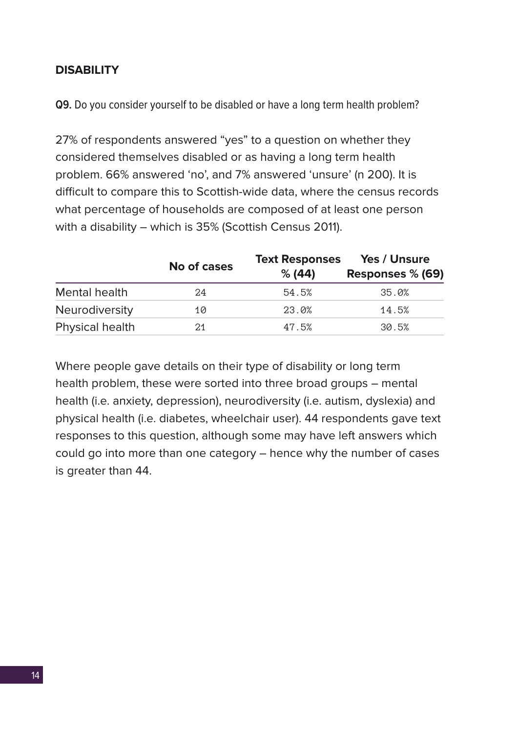## DISABILITY

**Q9.** Do you consider yourself to be disabled or have a long term health problem?

27% of respondents answered "yes" to a question on whether they considered themselves disabled or as having a long term health problem. 66% answered 'no', and 7% answered 'unsure' (n 200). It is difficult to compare this to Scottish-wide data, where the census records what percentage of households are composed of at least one person with a disability – which is 35% (Scottish Census 2011).

| | No of cases | Text Responses % (44) | Yes / Unsure Responses % (69) |
|---|---|---|---|
| Mental health | 24 | 54.5% | 35.0% |
| Neurodiversity | 10 | 23.0% | 14.5% |
| Physical health | 21 | 47.5% | 30.5% |

Where people gave details on their type of disability or long term health problem, these were sorted into three broad groups – mental health (i.e. anxiety, depression), neurodiversity (i.e. autism, dyslexia) and physical health (i.e. diabetes, wheelchair user). 44 respondents gave text responses to this question, although some may have left answers which could go into more than one category – hence why the number of cases is greater than 44.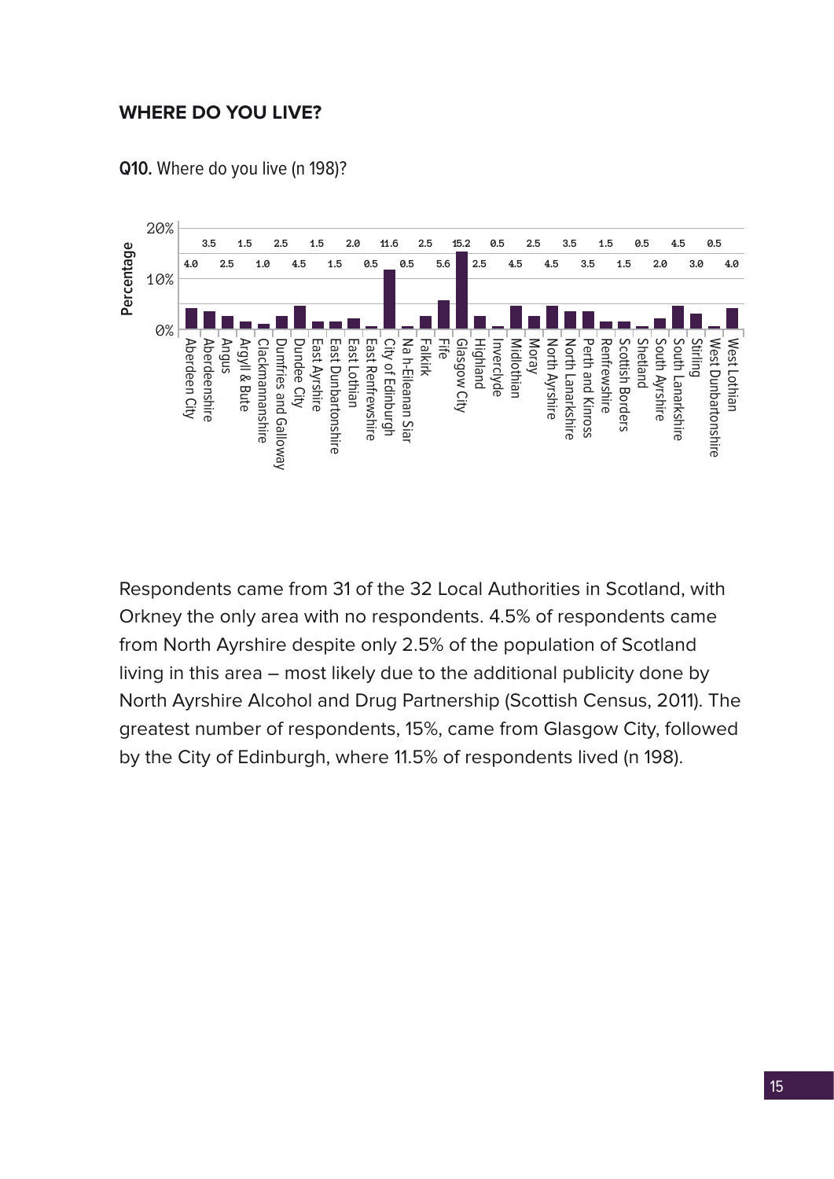## WHERE DO YOU LIVE?

**Q10.** Where do you live (n 198)?

| Local Authority | Percentage |
| --- | --- |
| Aberdeen City | 4.0 |
| Aberdeenshire | 3.5 |
| Angus | 2.5 |
| Argyll & Bute | 1.5 |
| Clackmannanshire | 1.0 |
| Dumfries and Galloway | 2.5 |
| Dundee City | 4.5 |
| East Ayrshire | 1.5 |
| East Dunbartonshire | 1.5 |
| East Lothian | 2.0 |
| East Renfrewshire | 0.5 |
| City of Edinburgh | 11.6 |
| Na h-Eileanan Siar | 0.5 |
| Falkirk | 2.5 |
| Fife | 5.6 |
| Glasgow City | 15.2 |
| Highland | 2.5 |
| Inverclyde | 0.5 |
| Midlothian | 4.5 |
| Moray | 2.5 |
| North Ayrshire | 4.5 |
| North Lanarkshire | 3.5 |
| Perth and Kinross | 3.5 |
| Renfrewshire | 1.5 |
| Scottish Borders | 1.5 |
| Shetland | 0.5 |
| South Ayrshire | 2.0 |
| South Lanarkshire | 4.5 |
| Stirling | 3.0 |
| West Dunbartonshire | 0.5 |
| West Lothian | 4.0 |

Respondents came from 31 of the 32 Local Authorities in Scotland, with Orkney the only area with no respondents. 4.5% of respondents came from North Ayrshire despite only 2.5% of the population of Scotland living in this area – most likely due to the additional publicity done by North Ayrshire Alcohol and Drug Partnership (Scottish Census, 2011). The greatest number of respondents, 15%, came from Glasgow City, followed by the City of Edinburgh, where 11.5% of respondents lived (n 198).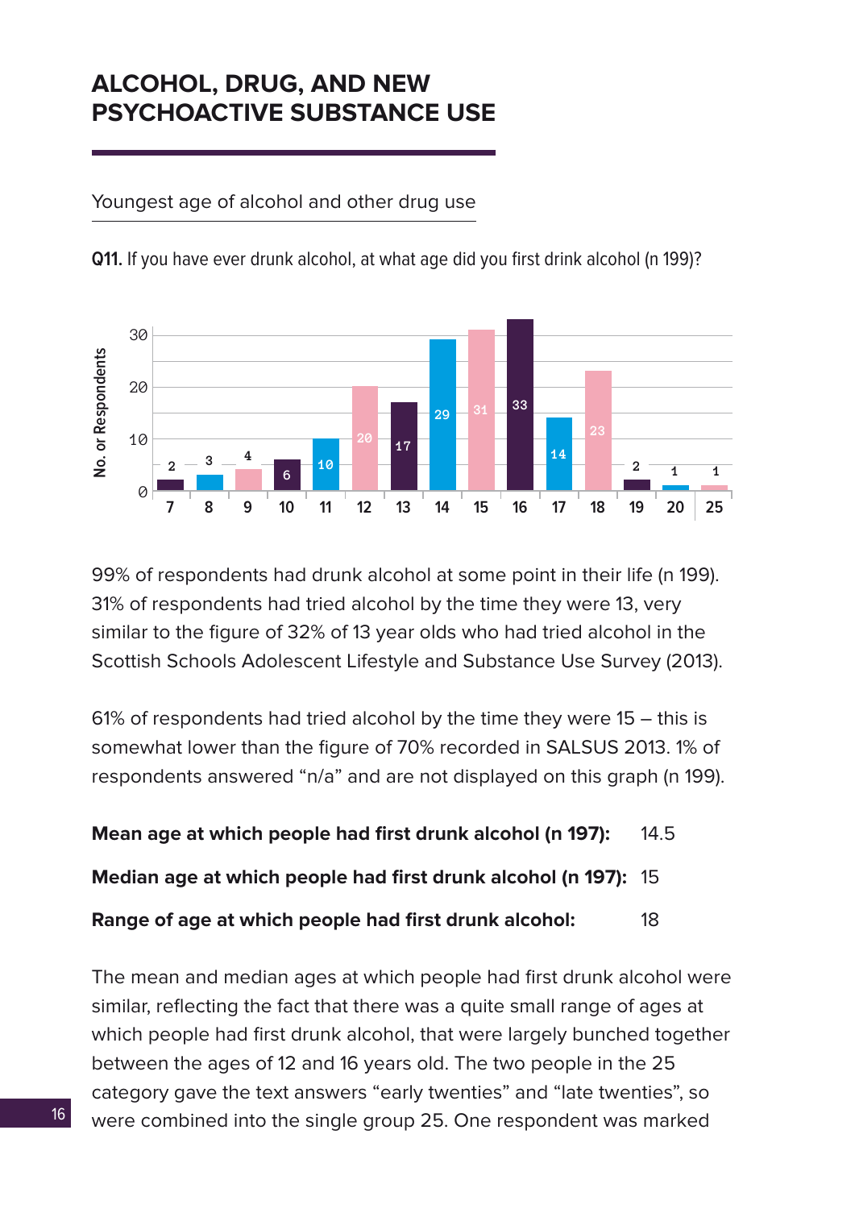# ALCOHOL, DRUG, AND NEW PSYCHOACTIVE SUBSTANCE USE

## Youngest age of alcohol and other drug use

**Q11.** If you have ever drunk alcohol, at what age did you first drink alcohol (n 199)?

| Age | 7 | 8 | 9 | 10 | 11 | 12 | 13 | 14 | 15 | 16 | 17 | 18 | 19 | 20 | 25 |
|---|---|---|---|---|---|---|---|---|---|---|---|---|---|---|---|
| No. of Respondents | 2 | 3 | 4 | 6 | 10 | 20 | 17 | 29 | 31 | 33 | 14 | 23 | 2 | 1 | 1 |

99% of respondents had drunk alcohol at some point in their life (n 199). 31% of respondents had tried alcohol by the time they were 13, very similar to the figure of 32% of 13 year olds who had tried alcohol in the Scottish Schools Adolescent Lifestyle and Substance Use Survey (2013).

61% of respondents had tried alcohol by the time they were 15 – this is somewhat lower than the figure of 70% recorded in SALSUS 2013. 1% of respondents answered "n/a" and are not displayed on this graph (n 199).

**Mean age at which people had first drunk alcohol (n 197):** 14.5

**Median age at which people had first drunk alcohol (n 197):** 15

**Range of age at which people had first drunk alcohol:** 18

The mean and median ages at which people had first drunk alcohol were similar, reflecting the fact that there was a quite small range of ages at which people had first drunk alcohol, that were largely bunched together between the ages of 12 and 16 years old. The two people in the 25 category gave the text answers "early twenties" and "late twenties", so were combined into the single group 25. One respondent was marked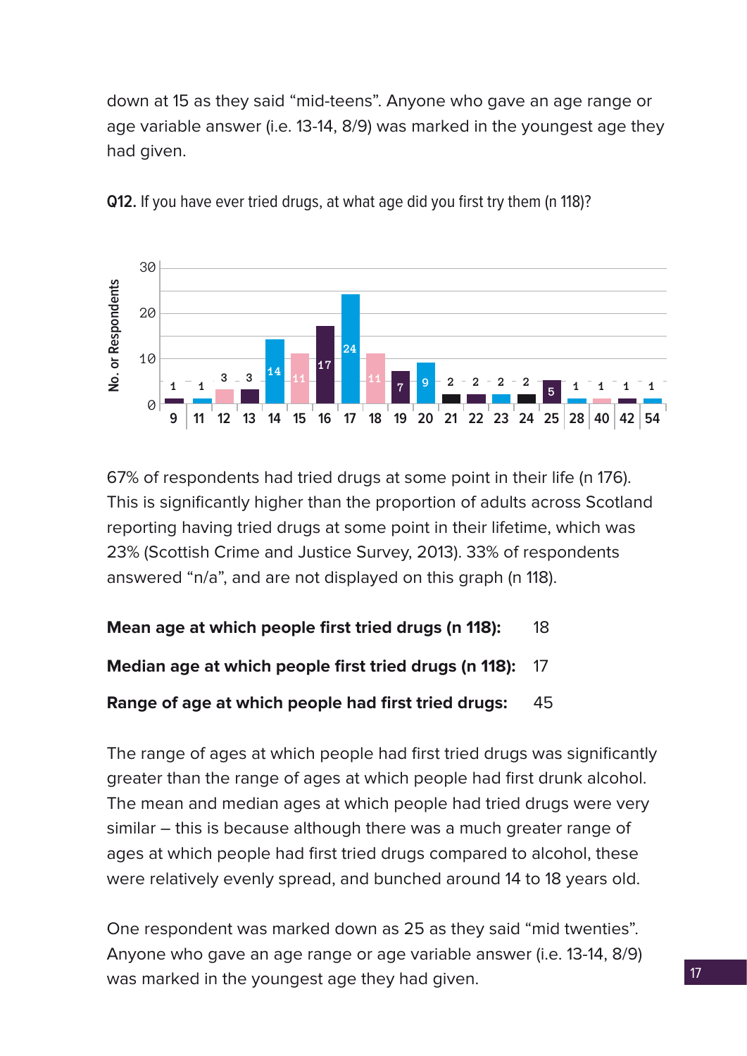down at 15 as they said “mid-teens”. Anyone who gave an age range or age variable answer (i.e. 13-14, 8/9) was marked in the youngest age they had given.

**Q12.** If you have ever tried drugs, at what age did you first try them (n 118)?

| Age | 9 | 11 | 12 | 13 | 14 | 15 | 16 | 17 | 18 | 19 | 20 | 21 | 22 | 23 | 24 | 25 | 28 | 40 | 42 | 54 |
|---|---|---|---|---|---|---|---|---|---|---|---|---|---|---|---|---|---|---|---|---|
| No. of Respondents | 1 | 1 | 3 | 3 | 14 | 11 | 17 | 24 | 11 | 7 | 9 | 2 | 2 | 2 | 2 | 5 | 1 | 1 | 1 | 1 |

67% of respondents had tried drugs at some point in their life (n 176). This is significantly higher than the proportion of adults across Scotland reporting having tried drugs at some point in their lifetime, which was 23% (Scottish Crime and Justice Survey, 2013). 33% of respondents answered “n/a”, and are not displayed on this graph (n 118).

**Mean age at which people first tried drugs (n 118):** 18

**Median age at which people first tried drugs (n 118):** 17

**Range of age at which people had first tried drugs:** 45

The range of ages at which people had first tried drugs was significantly greater than the range of ages at which people had first drunk alcohol. The mean and median ages at which people had tried drugs were very similar – this is because although there was a much greater range of ages at which people had first tried drugs compared to alcohol, these were relatively evenly spread, and bunched around 14 to 18 years old.

One respondent was marked down as 25 as they said “mid twenties”. Anyone who gave an age range or age variable answer (i.e. 13-14, 8/9) was marked in the youngest age they had given.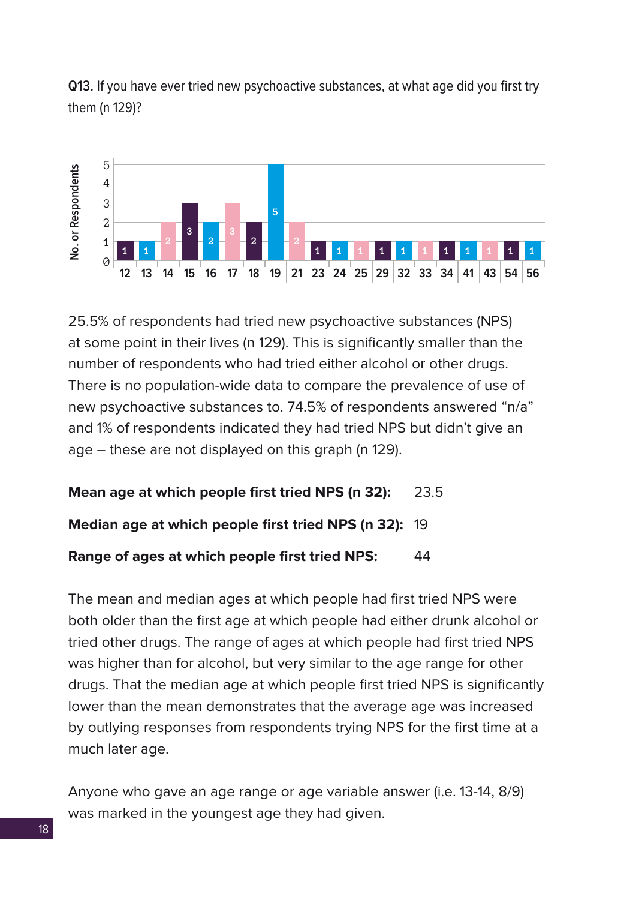**Q13.** If you have ever tried new psychoactive substances, at what age did you first try them (n 129)?

| Age | 12 | 13 | 14 | 15 | 16 | 17 | 18 | 19 | 21 | 23 | 24 | 25 | 29 | 32 | 33 | 34 | 41 | 43 | 54 | 56 |
|---|---|---|---|---|---|---|---|---|---|---|---|---|---|---|---|---|---|---|---|---|
| No. or Respondents | 1 | 1 | 2 | 3 | 2 | 3 | 2 | 5 | 2 | 1 | 1 | 1 | 1 | 1 | 1 | 1 | 1 | 1 | 1 | 1 |

25.5% of respondents had tried new psychoactive substances (NPS) at some point in their lives (n 129). This is significantly smaller than the number of respondents who had tried either alcohol or other drugs. There is no population-wide data to compare the prevalence of use of new psychoactive substances to. 74.5% of respondents answered "n/a" and 1% of respondents indicated they had tried NPS but didn't give an age – these are not displayed on this graph (n 129).

**Mean age at which people first tried NPS (n 32):** 23.5

**Median age at which people first tried NPS (n 32):** 19

**Range of ages at which people first tried NPS:** 44

The mean and median ages at which people had first tried NPS were both older than the first age at which people had either drunk alcohol or tried other drugs. The range of ages at which people had first tried NPS was higher than for alcohol, but very similar to the age range for other drugs. That the median age at which people first tried NPS is significantly lower than the mean demonstrates that the average age was increased by outlying responses from respondents trying NPS for the first time at a much later age.

Anyone who gave an age range or age variable answer (i.e. 13-14, 8/9) was marked in the youngest age they had given.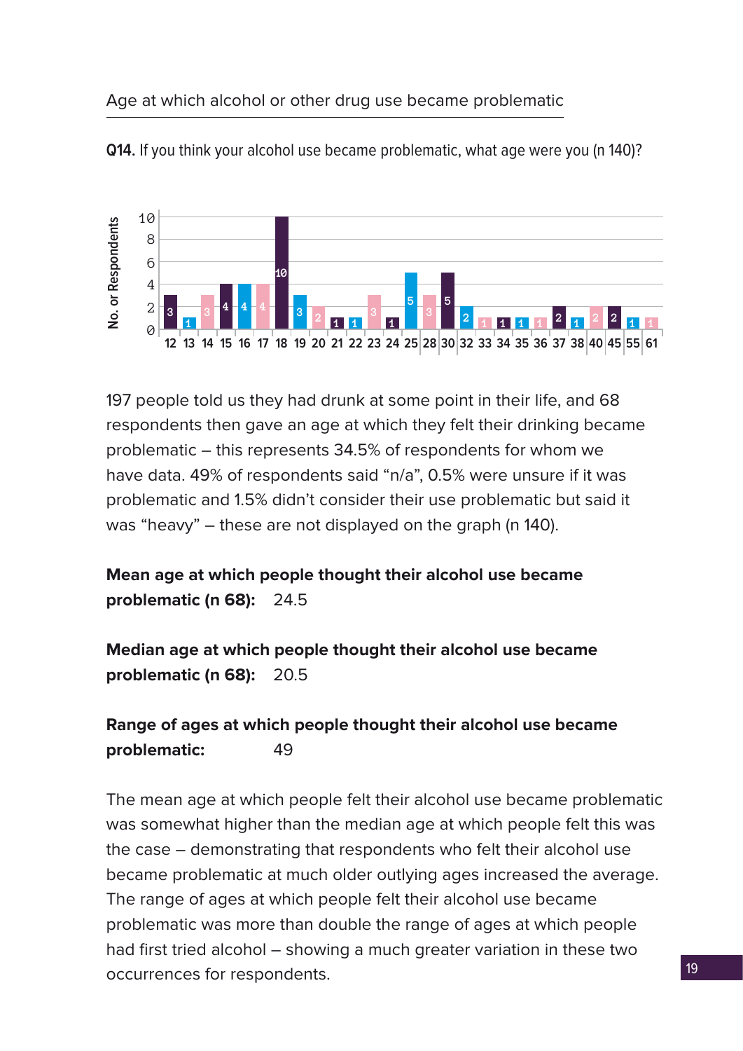## Age at which alcohol or other drug use became problematic

**Q14.** If you think your alcohol use became problematic, what age were you (n 140)?

| Age | 12 | 13 | 14 | 15 | 16 | 17 | 18 | 19 | 20 | 21 | 22 | 23 | 24 | 25 | 28 | 30 | 32 | 33 | 34 | 35 | 36 | 37 | 38 | 40 | 45 | 55 | 61 |
|---|---|---|---|---|---|---|---|---|---|---|---|---|---|---|---|---|---|---|---|---|---|---|---|---|---|---|---|
| No. of Respondents | 3 | 1 | 3 | 4 | 4 | 4 | 10 | 3 | 2 | 1 | 1 | 3 | 1 | 5 | 3 | 5 | 2 | 1 | 1 | 1 | 1 | 2 | 1 | 2 | 2 | 1 | 1 |

197 people told us they had drunk at some point in their life, and 68 respondents then gave an age at which they felt their drinking became problematic – this represents 34.5% of respondents for whom we have data. 49% of respondents said "n/a", 0.5% were unsure if it was problematic and 1.5% didn't consider their use problematic but said it was "heavy" – these are not displayed on the graph (n 140).

**Mean age at which people thought their alcohol use became problematic (n 68):** 24.5

**Median age at which people thought their alcohol use became problematic (n 68):** 20.5

**Range of ages at which people thought their alcohol use became problematic:** 49

The mean age at which people felt their alcohol use became problematic was somewhat higher than the median age at which people felt this was the case – demonstrating that respondents who felt their alcohol use became problematic at much older outlying ages increased the average. The range of ages at which people felt their alcohol use became problematic was more than double the range of ages at which people had first tried alcohol – showing a much greater variation in these two occurrences for respondents.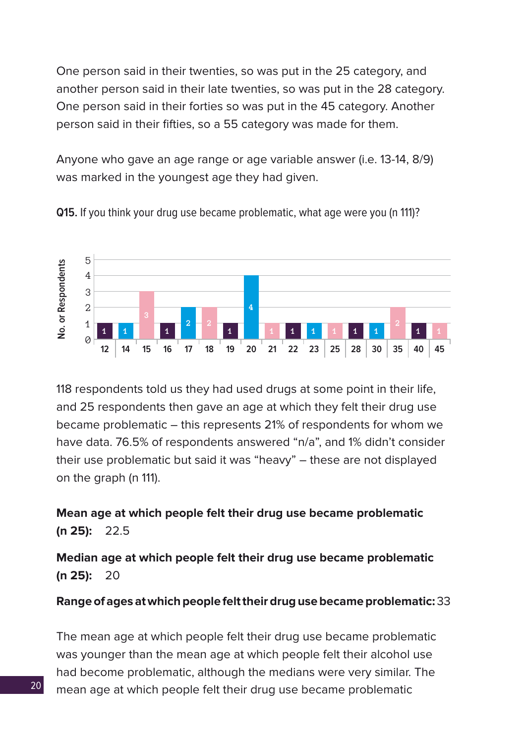One person said in their twenties, so was put in the 25 category, and another person said in their late twenties, so was put in the 28 category. One person said in their forties so was put in the 45 category. Another person said in their fifties, so a 55 category was made for them.

Anyone who gave an age range or age variable answer (i.e. 13-14, 8/9) was marked in the youngest age they had given.

**Q15.** If you think your drug use became problematic, what age were you (n 111)?

| Age | 12 | 14 | 15 | 16 | 17 | 18 | 19 | 20 | 21 | 22 | 23 | 25 | 28 | 30 | 35 | 40 | 45 |
|---|---|---|---|---|---|---|---|---|---|---|---|---|---|---|---|---|---|
| No. of Respondents | 1 | 1 | 3 | 1 | 2 | 2 | 1 | 4 | 1 | 1 | 1 | 1 | 1 | 1 | 2 | 1 | 1 |

118 respondents told us they had used drugs at some point in their life, and 25 respondents then gave an age at which they felt their drug use became problematic – this represents 21% of respondents for whom we have data. 76.5% of respondents answered “n/a”, and 1% didn’t consider their use problematic but said it was “heavy” – these are not displayed on the graph (n 111).

**Mean age at which people felt their drug use became problematic (n 25):** 22.5

**Median age at which people felt their drug use became problematic (n 25):** 20

**Range of ages at which people felt their drug use became problematic:** 33

The mean age at which people felt their drug use became problematic was younger than the mean age at which people felt their alcohol use had become problematic, although the medians were very similar. The mean age at which people felt their drug use became problematic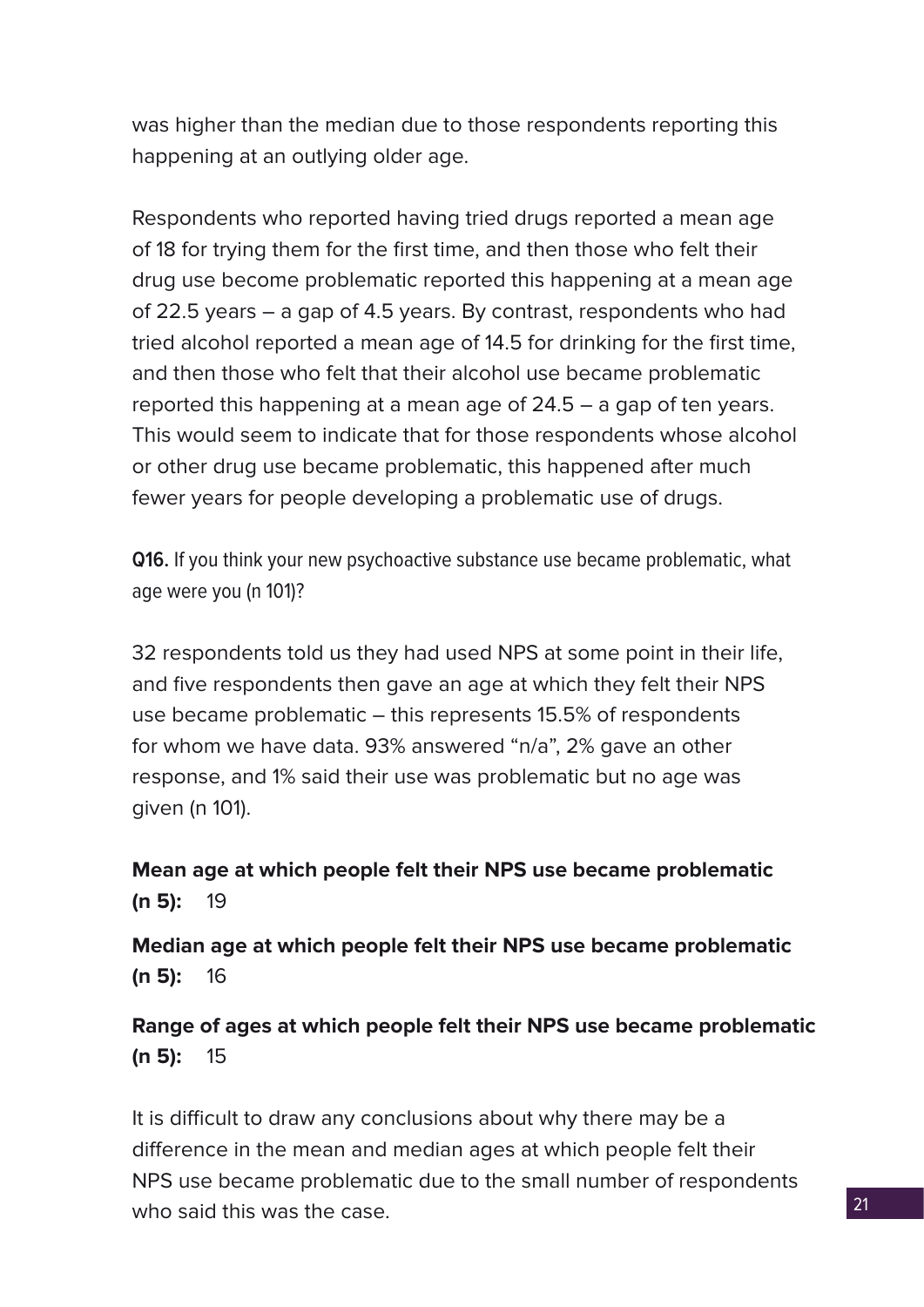was higher than the median due to those respondents reporting this happening at an outlying older age.

Respondents who reported having tried drugs reported a mean age of 18 for trying them for the first time, and then those who felt their drug use become problematic reported this happening at a mean age of 22.5 years – a gap of 4.5 years. By contrast, respondents who had tried alcohol reported a mean age of 14.5 for drinking for the first time, and then those who felt that their alcohol use became problematic reported this happening at a mean age of 24.5 – a gap of ten years. This would seem to indicate that for those respondents whose alcohol or other drug use became problematic, this happened after much fewer years for people developing a problematic use of drugs.

**Q16.** If you think your new psychoactive substance use became problematic, what age were you (n 101)?

32 respondents told us they had used NPS at some point in their life, and five respondents then gave an age at which they felt their NPS use became problematic – this represents 15.5% of respondents for whom we have data. 93% answered “n/a”, 2% gave an other response, and 1% said their use was problematic but no age was given (n 101).

**Mean age at which people felt their NPS use became problematic (n 5):** 19

**Median age at which people felt their NPS use became problematic (n 5):** 16

**Range of ages at which people felt their NPS use became problematic (n 5):** 15

It is difficult to draw any conclusions about why there may be a difference in the mean and median ages at which people felt their NPS use became problematic due to the small number of respondents who said this was the case.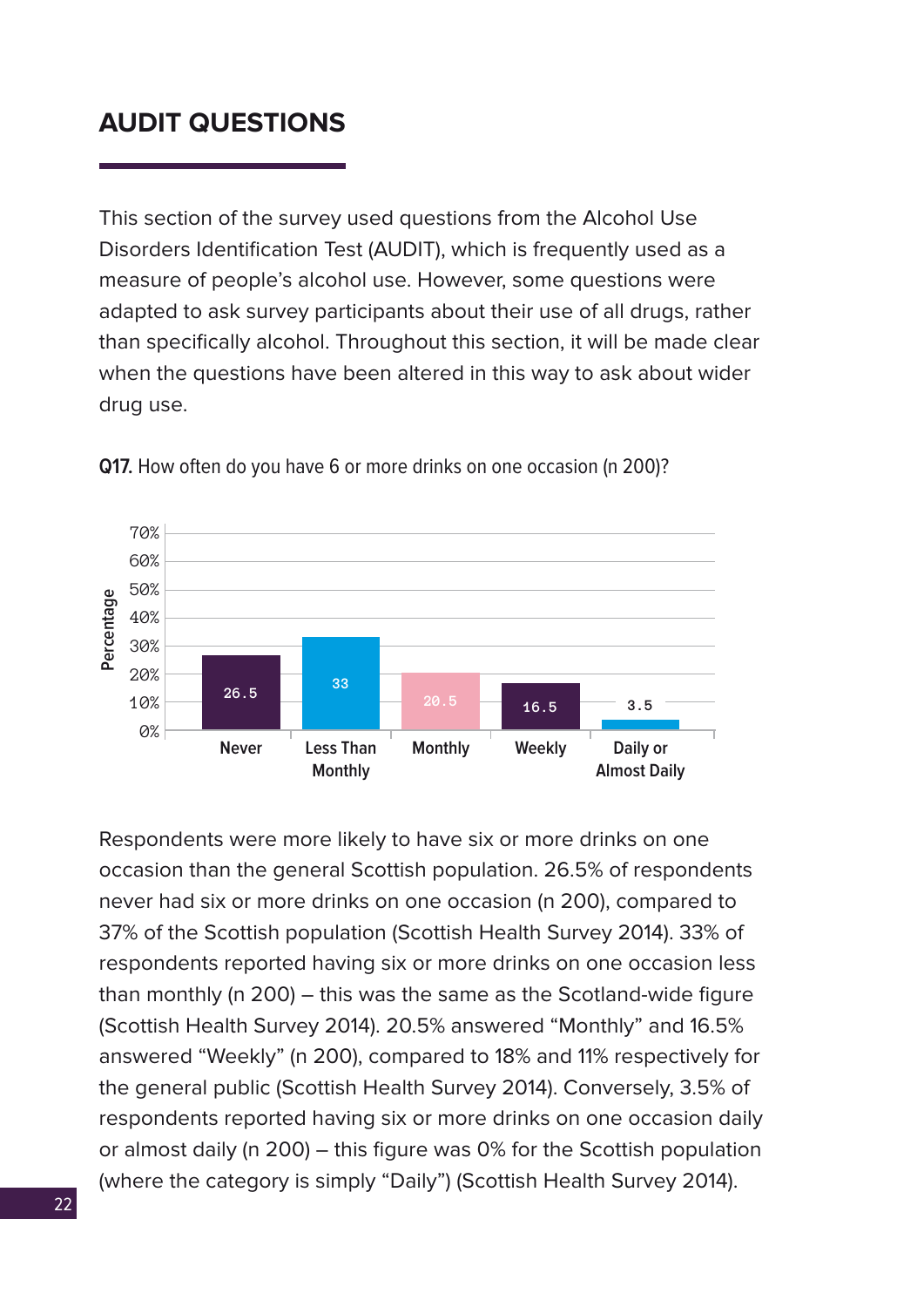## AUDIT QUESTIONS

This section of the survey used questions from the Alcohol Use Disorders Identification Test (AUDIT), which is frequently used as a measure of people's alcohol use. However, some questions were adapted to ask survey participants about their use of all drugs, rather than specifically alcohol. Throughout this section, it will be made clear when the questions have been altered in this way to ask about wider drug use.

**Q17.** How often do you have 6 or more drinks on one occasion (n 200)?

| Response | Percentage |
| --- | --- |
| Never | 26.5 |
| Less Than Monthly | 33 |
| Monthly | 20.5 |
| Weekly | 16.5 |
| Daily or Almost Daily | 3.5 |

Respondents were more likely to have six or more drinks on one occasion than the general Scottish population. 26.5% of respondents never had six or more drinks on one occasion (n 200), compared to 37% of the Scottish population (Scottish Health Survey 2014). 33% of respondents reported having six or more drinks on one occasion less than monthly (n 200) – this was the same as the Scotland-wide figure (Scottish Health Survey 2014). 20.5% answered "Monthly" and 16.5% answered "Weekly" (n 200), compared to 18% and 11% respectively for the general public (Scottish Health Survey 2014). Conversely, 3.5% of respondents reported having six or more drinks on one occasion daily or almost daily (n 200) – this figure was 0% for the Scottish population (where the category is simply "Daily") (Scottish Health Survey 2014).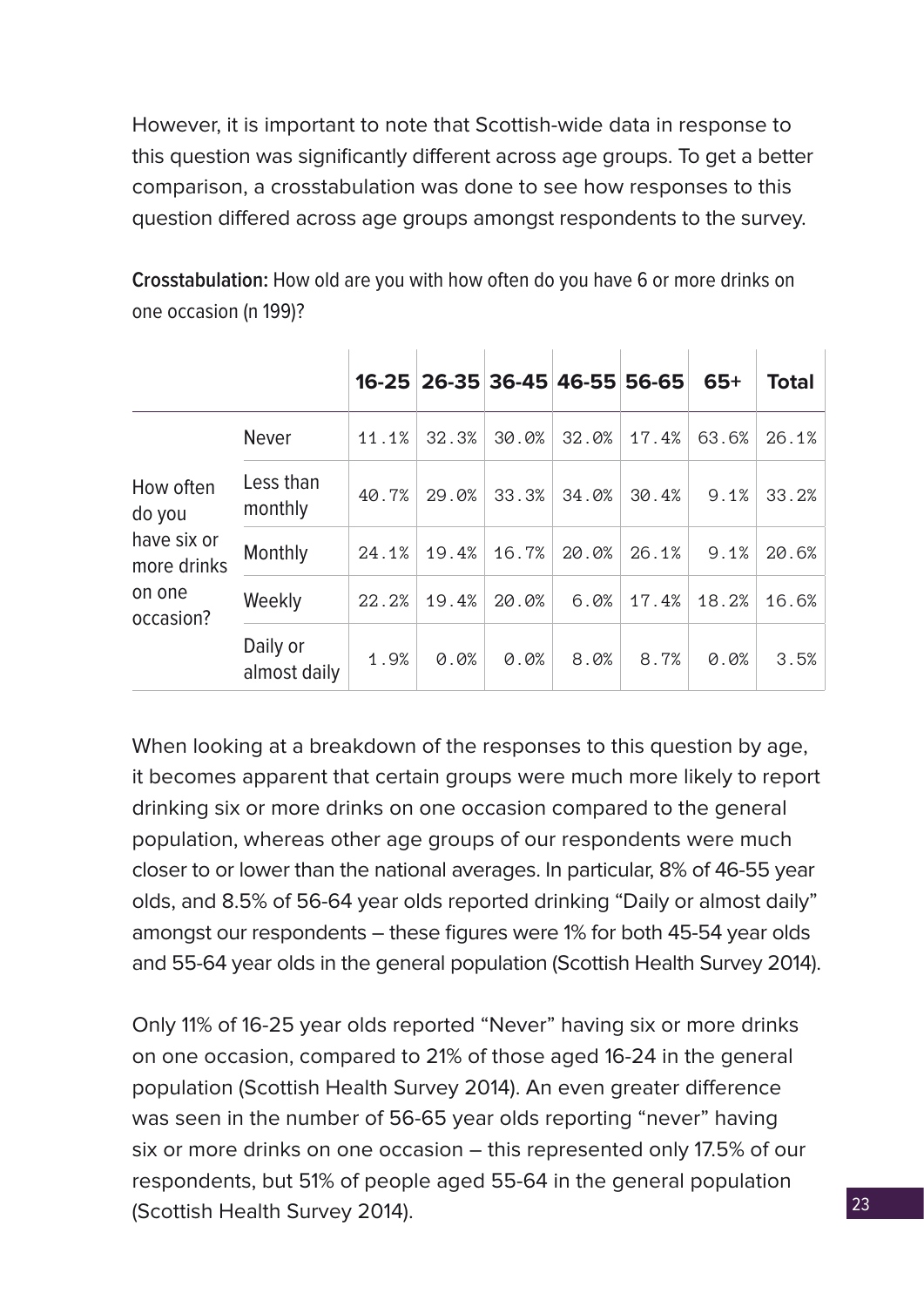However, it is important to note that Scottish-wide data in response to this question was significantly different across age groups. To get a better comparison, a crosstabulation was done to see how responses to this question differed across age groups amongst respondents to the survey.

**Crosstabulation:** How old are you with how often do you have 6 or more drinks on one occasion (n 199)?

| | | 16-25 | 26-35 | 36-45 | 46-55 | 56-65 | 65+ | Total |
|---|---|---|---|---|---|---|---|---|
| How often do you have six or more drinks on one occasion? | Never | 11.1% | 32.3% | 30.0% | 32.0% | 17.4% | 63.6% | 26.1% |
| | Less than monthly | 40.7% | 29.0% | 33.3% | 34.0% | 30.4% | 9.1% | 33.2% |
| | Monthly | 24.1% | 19.4% | 16.7% | 20.0% | 26.1% | 9.1% | 20.6% |
| | Weekly | 22.2% | 19.4% | 20.0% | 6.0% | 17.4% | 18.2% | 16.6% |
| | Daily or almost daily | 1.9% | 0.0% | 0.0% | 8.0% | 8.7% | 0.0% | 3.5% |

When looking at a breakdown of the responses to this question by age, it becomes apparent that certain groups were much more likely to report drinking six or more drinks on one occasion compared to the general population, whereas other age groups of our respondents were much closer to or lower than the national averages. In particular, 8% of 46-55 year olds, and 8.5% of 56-64 year olds reported drinking "Daily or almost daily" amongst our respondents – these figures were 1% for both 45-54 year olds and 55-64 year olds in the general population (Scottish Health Survey 2014).

Only 11% of 16-25 year olds reported "Never" having six or more drinks on one occasion, compared to 21% of those aged 16-24 in the general population (Scottish Health Survey 2014). An even greater difference was seen in the number of 56-65 year olds reporting "never" having six or more drinks on one occasion – this represented only 17.5% of our respondents, but 51% of people aged 55-64 in the general population (Scottish Health Survey 2014).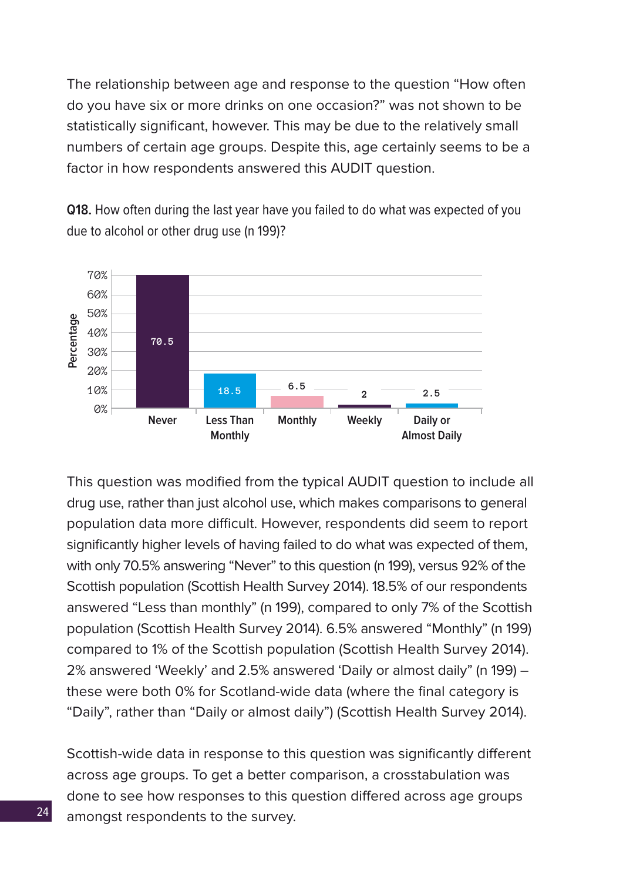The relationship between age and response to the question "How often do you have six or more drinks on one occasion?" was not shown to be statistically significant, however. This may be due to the relatively small numbers of certain age groups. Despite this, age certainly seems to be a factor in how respondents answered this AUDIT question.

**Q18.** How often during the last year have you failed to do what was expected of you due to alcohol or other drug use (n 199)?

| Response | Percentage |
|---|---|
| Never | 70.5 |
| Less Than Monthly | 18.5 |
| Monthly | 6.5 |
| Weekly | 2 |
| Daily or Almost Daily | 2.5 |

This question was modified from the typical AUDIT question to include all drug use, rather than just alcohol use, which makes comparisons to general population data more difficult. However, respondents did seem to report significantly higher levels of having failed to do what was expected of them, with only 70.5% answering "Never" to this question (n 199), versus 92% of the Scottish population (Scottish Health Survey 2014). 18.5% of our respondents answered "Less than monthly" (n 199), compared to only 7% of the Scottish population (Scottish Health Survey 2014). 6.5% answered "Monthly" (n 199) compared to 1% of the Scottish population (Scottish Health Survey 2014). 2% answered 'Weekly' and 2.5% answered 'Daily or almost daily" (n 199) – these were both 0% for Scotland-wide data (where the final category is "Daily", rather than "Daily or almost daily") (Scottish Health Survey 2014).

Scottish-wide data in response to this question was significantly different across age groups. To get a better comparison, a crosstabulation was done to see how responses to this question differed across age groups amongst respondents to the survey.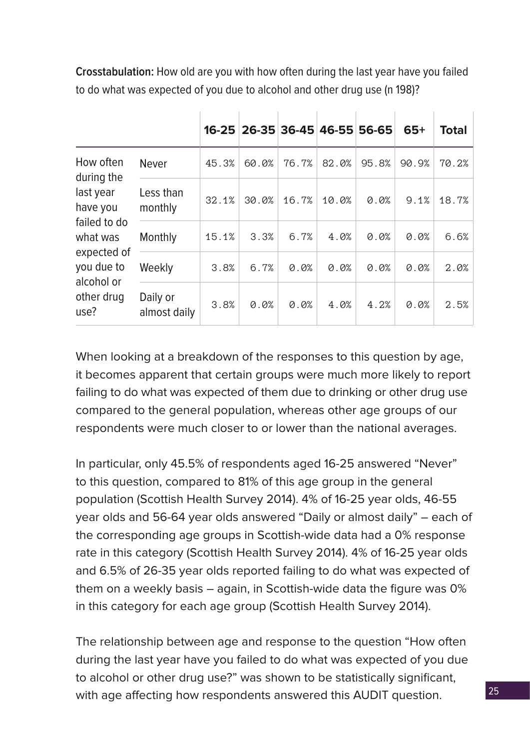**Crosstabulation:** How old are you with how often during the last year have you failed to do what was expected of you due to alcohol and other drug use (n 198)?

| | | 16-25 | 26-35 | 36-45 | 46-55 | 56-65 | 65+ | Total |
|---|---|---|---|---|---|---|---|---|
| How often during the last year have you failed to do what was expected of you due to alcohol or other drug use? | Never | 45.3% | 60.0% | 76.7% | 82.0% | 95.8% | 90.9% | 70.2% |
| | Less than monthly | 32.1% | 30.0% | 16.7% | 10.0% | 0.0% | 9.1% | 18.7% |
| | Monthly | 15.1% | 3.3% | 6.7% | 4.0% | 0.0% | 0.0% | 6.6% |
| | Weekly | 3.8% | 6.7% | 0.0% | 0.0% | 0.0% | 0.0% | 2.0% |
| | Daily or almost daily | 3.8% | 0.0% | 0.0% | 4.0% | 4.2% | 0.0% | 2.5% |

When looking at a breakdown of the responses to this question by age, it becomes apparent that certain groups were much more likely to report failing to do what was expected of them due to drinking or other drug use compared to the general population, whereas other age groups of our respondents were much closer to or lower than the national averages.

In particular, only 45.5% of respondents aged 16-25 answered "Never" to this question, compared to 81% of this age group in the general population (Scottish Health Survey 2014). 4% of 16-25 year olds, 46-55 year olds and 56-64 year olds answered "Daily or almost daily" – each of the corresponding age groups in Scottish-wide data had a 0% response rate in this category (Scottish Health Survey 2014). 4% of 16-25 year olds and 6.5% of 26-35 year olds reported failing to do what was expected of them on a weekly basis – again, in Scottish-wide data the figure was 0% in this category for each age group (Scottish Health Survey 2014).

The relationship between age and response to the question "How often during the last year have you failed to do what was expected of you due to alcohol or other drug use?" was shown to be statistically significant, with age affecting how respondents answered this AUDIT question.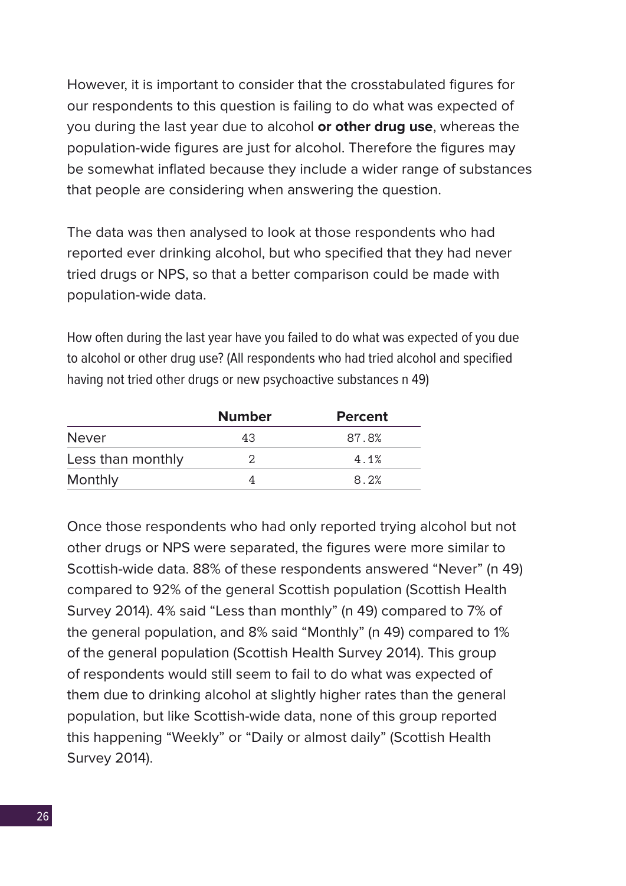However, it is important to consider that the crosstabulated figures for our respondents to this question is failing to do what was expected of you during the last year due to alcohol **or other drug use**, whereas the population-wide figures are just for alcohol. Therefore the figures may be somewhat inflated because they include a wider range of substances that people are considering when answering the question.

The data was then analysed to look at those respondents who had reported ever drinking alcohol, but who specified that they had never tried drugs or NPS, so that a better comparison could be made with population-wide data.

How often during the last year have you failed to do what was expected of you due to alcohol or other drug use? (All respondents who had tried alcohol and specified having not tried other drugs or new psychoactive substances n 49)

| | Number | Percent |
|---|---|---|
| Never | 43 | 87.8% |
| Less than monthly | 2 | 4.1% |
| Monthly | 4 | 8.2% |

Once those respondents who had only reported trying alcohol but not other drugs or NPS were separated, the figures were more similar to Scottish-wide data. 88% of these respondents answered "Never" (n 49) compared to 92% of the general Scottish population (Scottish Health Survey 2014). 4% said "Less than monthly" (n 49) compared to 7% of the general population, and 8% said "Monthly" (n 49) compared to 1% of the general population (Scottish Health Survey 2014). This group of respondents would still seem to fail to do what was expected of them due to drinking alcohol at slightly higher rates than the general population, but like Scottish-wide data, none of this group reported this happening "Weekly" or "Daily or almost daily" (Scottish Health Survey 2014).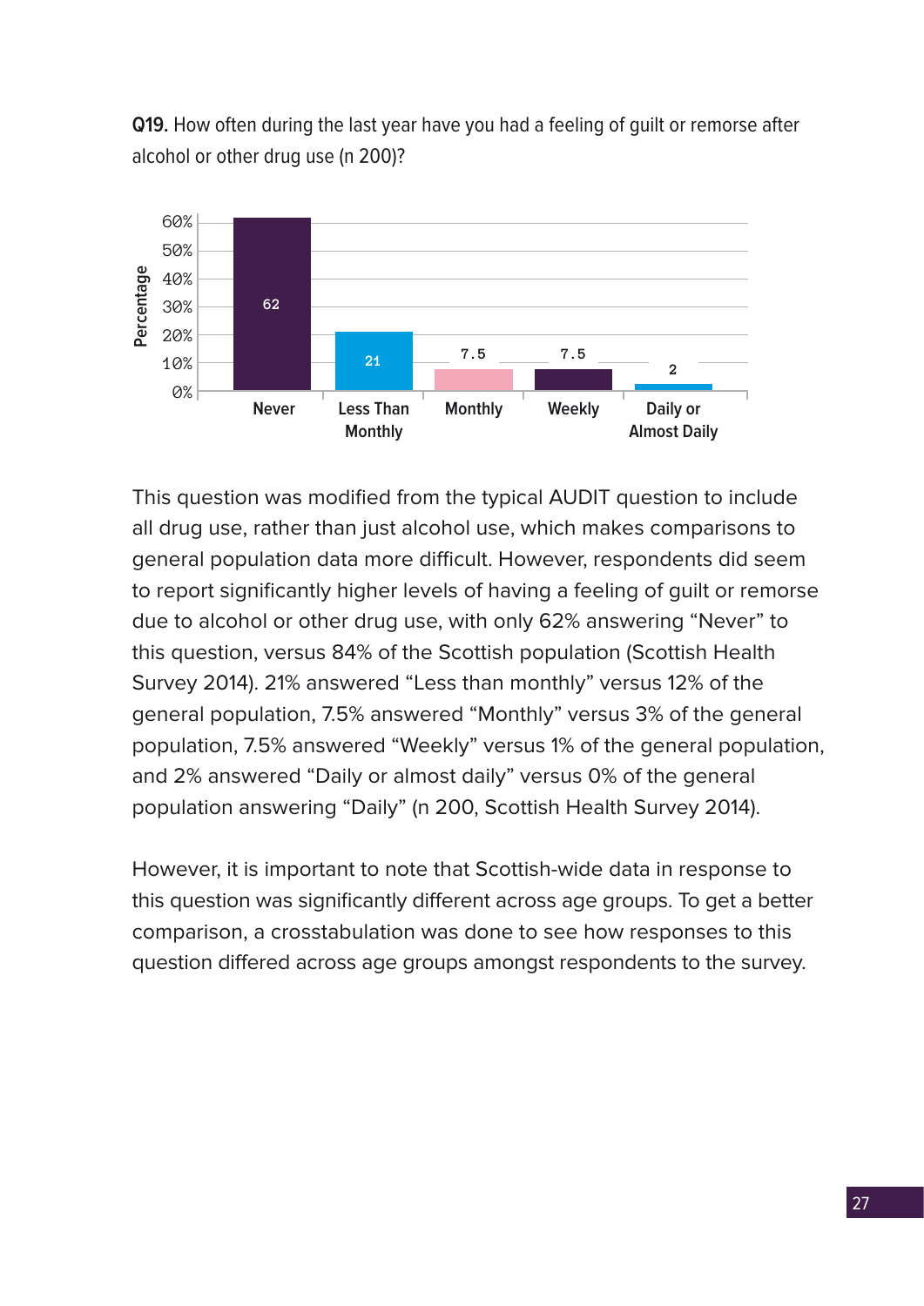**Q19.** How often during the last year have you had a feeling of guilt or remorse after alcohol or other drug use (n 200)?

| | Never | Less Than Monthly | Monthly | Weekly | Daily or Almost Daily |
|---|---|---|---|---|---|
| Percentage | 62 | 21 | 7.5 | 7.5 | 2 |

This question was modified from the typical AUDIT question to include all drug use, rather than just alcohol use, which makes comparisons to general population data more difficult. However, respondents did seem to report significantly higher levels of having a feeling of guilt or remorse due to alcohol or other drug use, with only 62% answering "Never" to this question, versus 84% of the Scottish population (Scottish Health Survey 2014). 21% answered "Less than monthly" versus 12% of the general population, 7.5% answered "Monthly" versus 3% of the general population, 7.5% answered "Weekly" versus 1% of the general population, and 2% answered "Daily or almost daily" versus 0% of the general population answering "Daily" (n 200, Scottish Health Survey 2014).

However, it is important to note that Scottish-wide data in response to this question was significantly different across age groups. To get a better comparison, a crosstabulation was done to see how responses to this question differed across age groups amongst respondents to the survey.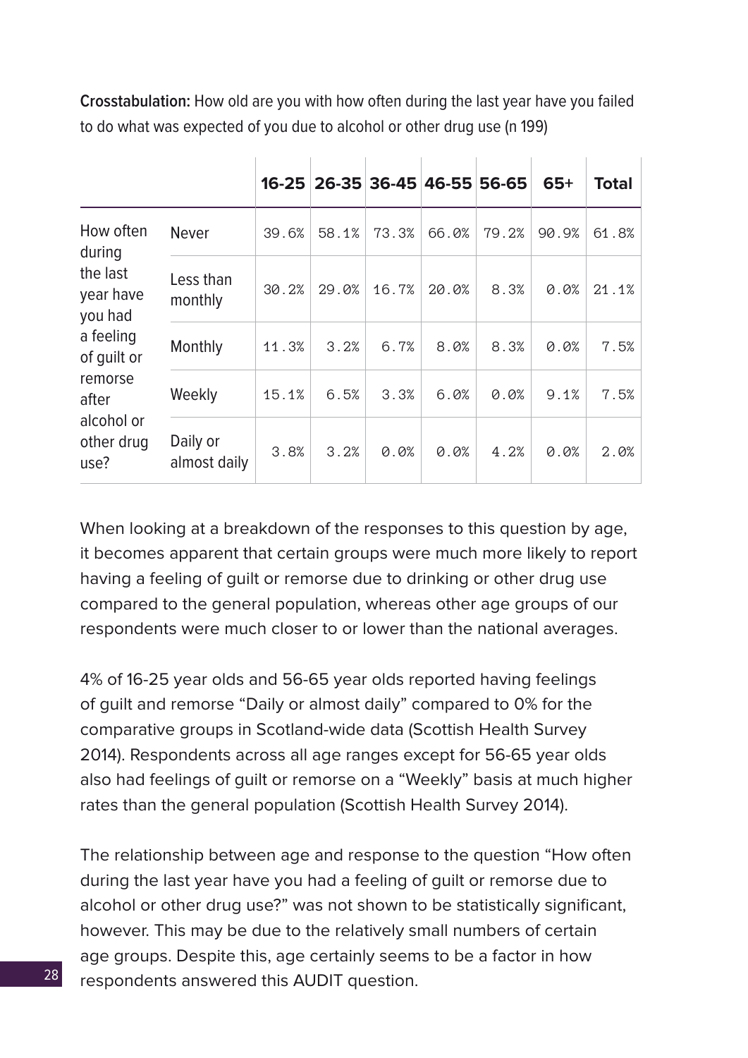**Crosstabulation:** How old are you with how often during the last year have you failed to do what was expected of you due to alcohol or other drug use (n 199)

| | | 16-25 | 26-35 | 36-45 | 46-55 | 56-65 | 65+ | Total |
|---|---|---|---|---|---|---|---|---|
| How often during the last year have you had a feeling of guilt or remorse after alcohol or other drug use? | Never | 39.6% | 58.1% | 73.3% | 66.0% | 79.2% | 90.9% | 61.8% |
| | Less than monthly | 30.2% | 29.0% | 16.7% | 20.0% | 8.3% | 0.0% | 21.1% |
| | Monthly | 11.3% | 3.2% | 6.7% | 8.0% | 8.3% | 0.0% | 7.5% |
| | Weekly | 15.1% | 6.5% | 3.3% | 6.0% | 0.0% | 9.1% | 7.5% |
| | Daily or almost daily | 3.8% | 3.2% | 0.0% | 0.0% | 4.2% | 0.0% | 2.0% |

When looking at a breakdown of the responses to this question by age, it becomes apparent that certain groups were much more likely to report having a feeling of guilt or remorse due to drinking or other drug use compared to the general population, whereas other age groups of our respondents were much closer to or lower than the national averages.

4% of 16-25 year olds and 56-65 year olds reported having feelings of guilt and remorse "Daily or almost daily" compared to 0% for the comparative groups in Scotland-wide data (Scottish Health Survey 2014). Respondents across all age ranges except for 56-65 year olds also had feelings of guilt or remorse on a "Weekly" basis at much higher rates than the general population (Scottish Health Survey 2014).

The relationship between age and response to the question "How often during the last year have you had a feeling of guilt or remorse due to alcohol or other drug use?" was not shown to be statistically significant, however. This may be due to the relatively small numbers of certain age groups. Despite this, age certainly seems to be a factor in how respondents answered this AUDIT question.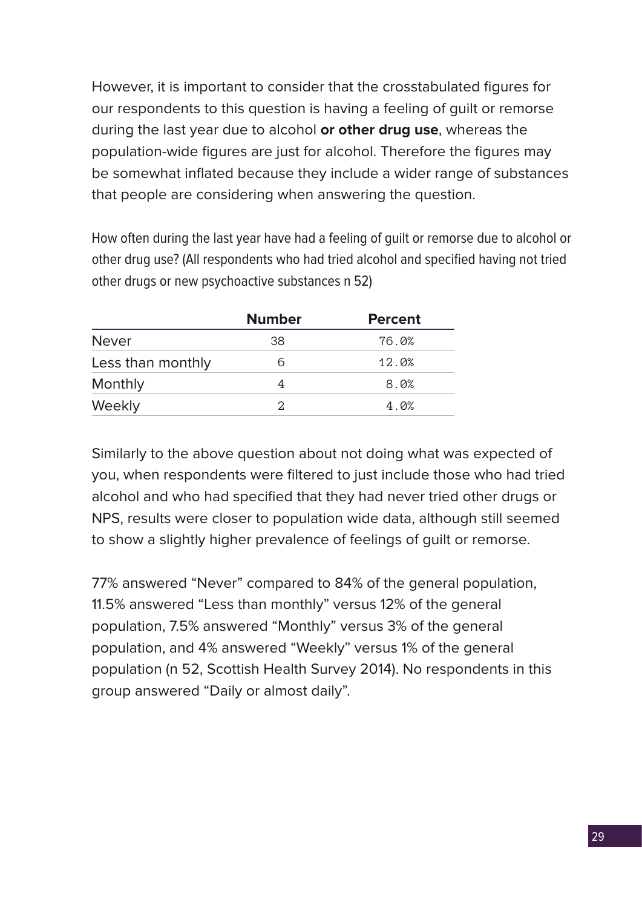However, it is important to consider that the crosstabulated figures for our respondents to this question is having a feeling of guilt or remorse during the last year due to alcohol **or other drug use**, whereas the population-wide figures are just for alcohol. Therefore the figures may be somewhat inflated because they include a wider range of substances that people are considering when answering the question.

How often during the last year have had a feeling of guilt or remorse due to alcohol or other drug use? (All respondents who had tried alcohol and specified having not tried other drugs or new psychoactive substances n 52)

| | Number | Percent |
|---|---|---|
| Never | 38 | 76.0% |
| Less than monthly | 6 | 12.0% |
| Monthly | 4 | 8.0% |
| Weekly | 2 | 4.0% |

Similarly to the above question about not doing what was expected of you, when respondents were filtered to just include those who had tried alcohol and who had specified that they had never tried other drugs or NPS, results were closer to population wide data, although still seemed to show a slightly higher prevalence of feelings of guilt or remorse.

77% answered "Never" compared to 84% of the general population, 11.5% answered "Less than monthly" versus 12% of the general population, 7.5% answered "Monthly" versus 3% of the general population, and 4% answered "Weekly" versus 1% of the general population (n 52, Scottish Health Survey 2014). No respondents in this group answered "Daily or almost daily".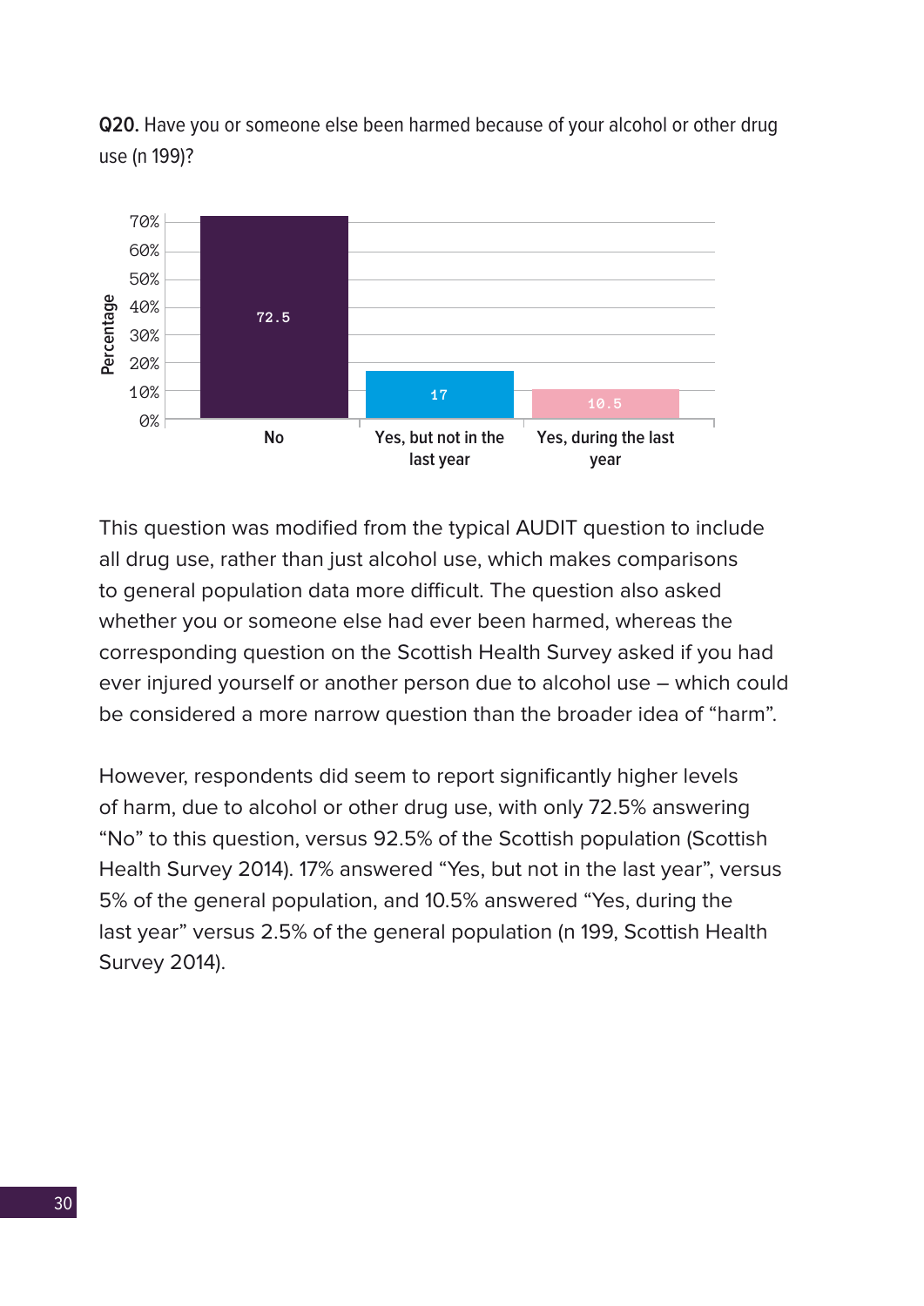**Q20.** Have you or someone else been harmed because of your alcohol or other drug use (n 199)?

| Response | Percentage |
| --- | --- |
| No | 72.5 |
| Yes, but not in the last year | 17 |
| Yes, during the last year | 10.5 |

This question was modified from the typical AUDIT question to include all drug use, rather than just alcohol use, which makes comparisons to general population data more difficult. The question also asked whether you or someone else had ever been harmed, whereas the corresponding question on the Scottish Health Survey asked if you had ever injured yourself or another person due to alcohol use – which could be considered a more narrow question than the broader idea of "harm".

However, respondents did seem to report significantly higher levels of harm, due to alcohol or other drug use, with only 72.5% answering "No" to this question, versus 92.5% of the Scottish population (Scottish Health Survey 2014). 17% answered "Yes, but not in the last year", versus 5% of the general population, and 10.5% answered "Yes, during the last year" versus 2.5% of the general population (n 199, Scottish Health Survey 2014).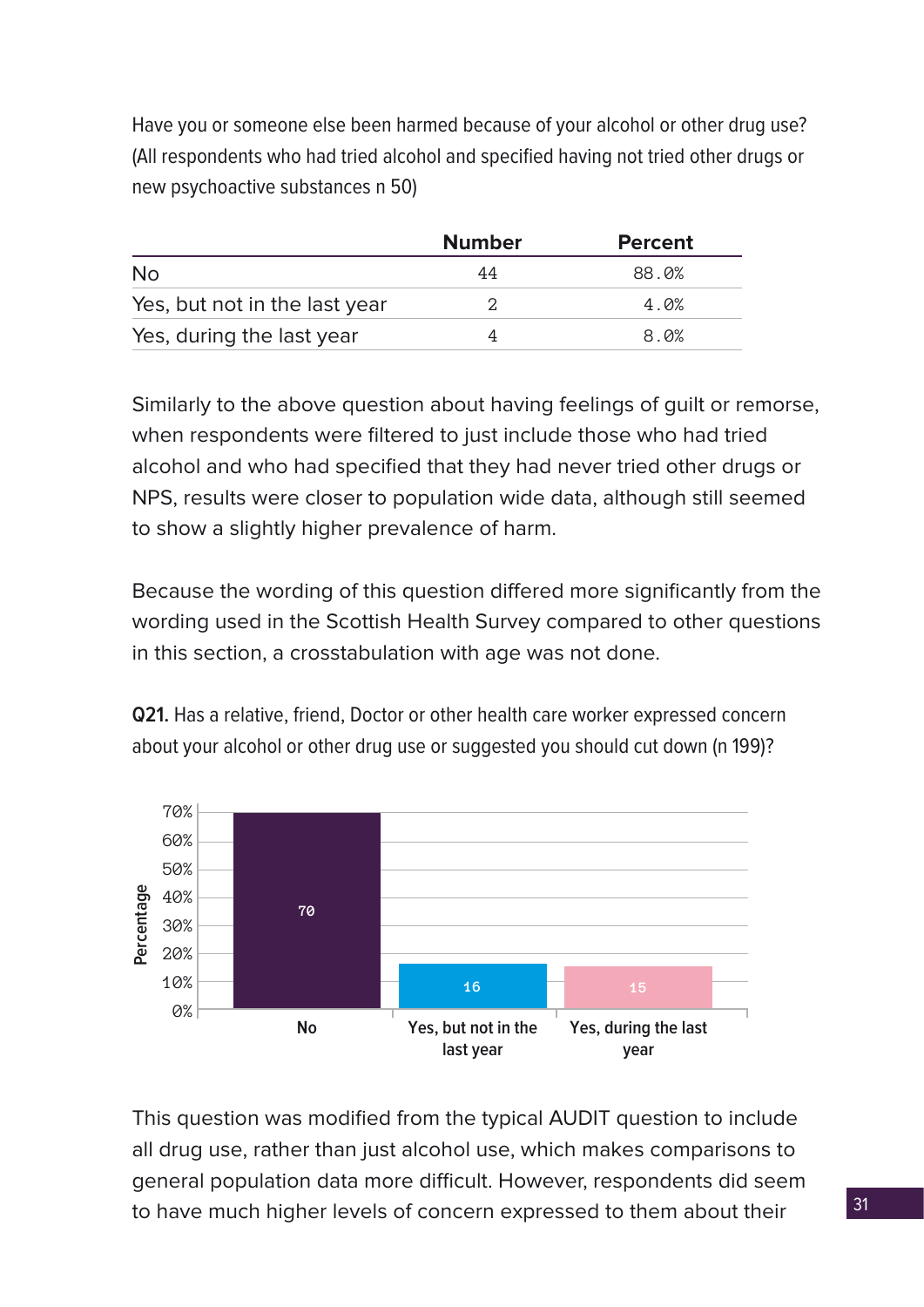Have you or someone else been harmed because of your alcohol or other drug use? (All respondents who had tried alcohol and specified having not tried other drugs or new psychoactive substances n 50)

| | Number | Percent |
|---|---|---|
| No | 44 | 88.0% |
| Yes, but not in the last year | 2 | 4.0% |
| Yes, during the last year | 4 | 8.0% |

Similarly to the above question about having feelings of guilt or remorse, when respondents were filtered to just include those who had tried alcohol and who had specified that they had never tried other drugs or NPS, results were closer to population wide data, although still seemed to show a slightly higher prevalence of harm.

Because the wording of this question differed more significantly from the wording used in the Scottish Health Survey compared to other questions in this section, a crosstabulation with age was not done.

**Q21.** Has a relative, friend, Doctor or other health care worker expressed concern about your alcohol or other drug use or suggested you should cut down (n 199)?

| Response | Percentage |
|---|---|
| No | 70 |
| Yes, but not in the last year | 16 |
| Yes, during the last year | 15 |

This question was modified from the typical AUDIT question to include all drug use, rather than just alcohol use, which makes comparisons to general population data more difficult. However, respondents did seem to have much higher levels of concern expressed to them about their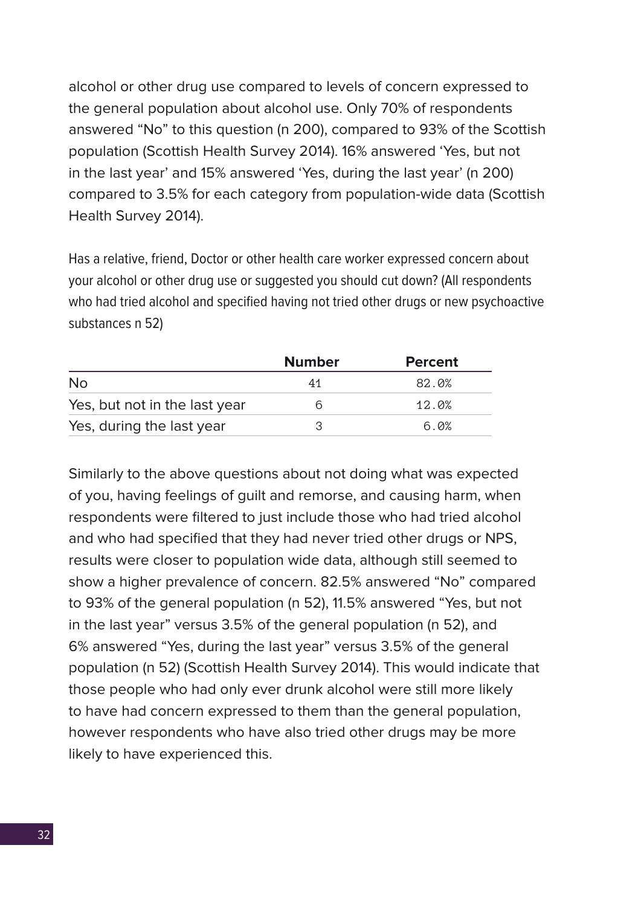alcohol or other drug use compared to levels of concern expressed to the general population about alcohol use. Only 70% of respondents answered "No" to this question (n 200), compared to 93% of the Scottish population (Scottish Health Survey 2014). 16% answered 'Yes, but not in the last year' and 15% answered 'Yes, during the last year' (n 200) compared to 3.5% for each category from population-wide data (Scottish Health Survey 2014).

Has a relative, friend, Doctor or other health care worker expressed concern about your alcohol or other drug use or suggested you should cut down? (All respondents who had tried alcohol and specified having not tried other drugs or new psychoactive substances n 52)

| | Number | Percent |
|---|---|---|
| No | 41 | 82.0% |
| Yes, but not in the last year | 6 | 12.0% |
| Yes, during the last year | 3 | 6.0% |

Similarly to the above questions about not doing what was expected of you, having feelings of guilt and remorse, and causing harm, when respondents were filtered to just include those who had tried alcohol and who had specified that they had never tried other drugs or NPS, results were closer to population wide data, although still seemed to show a higher prevalence of concern. 82.5% answered "No" compared to 93% of the general population (n 52), 11.5% answered "Yes, but not in the last year" versus 3.5% of the general population (n 52), and 6% answered "Yes, during the last year" versus 3.5% of the general population (n 52) (Scottish Health Survey 2014). This would indicate that those people who had only ever drunk alcohol were still more likely to have had concern expressed to them than the general population, however respondents who have also tried other drugs may be more likely to have experienced this.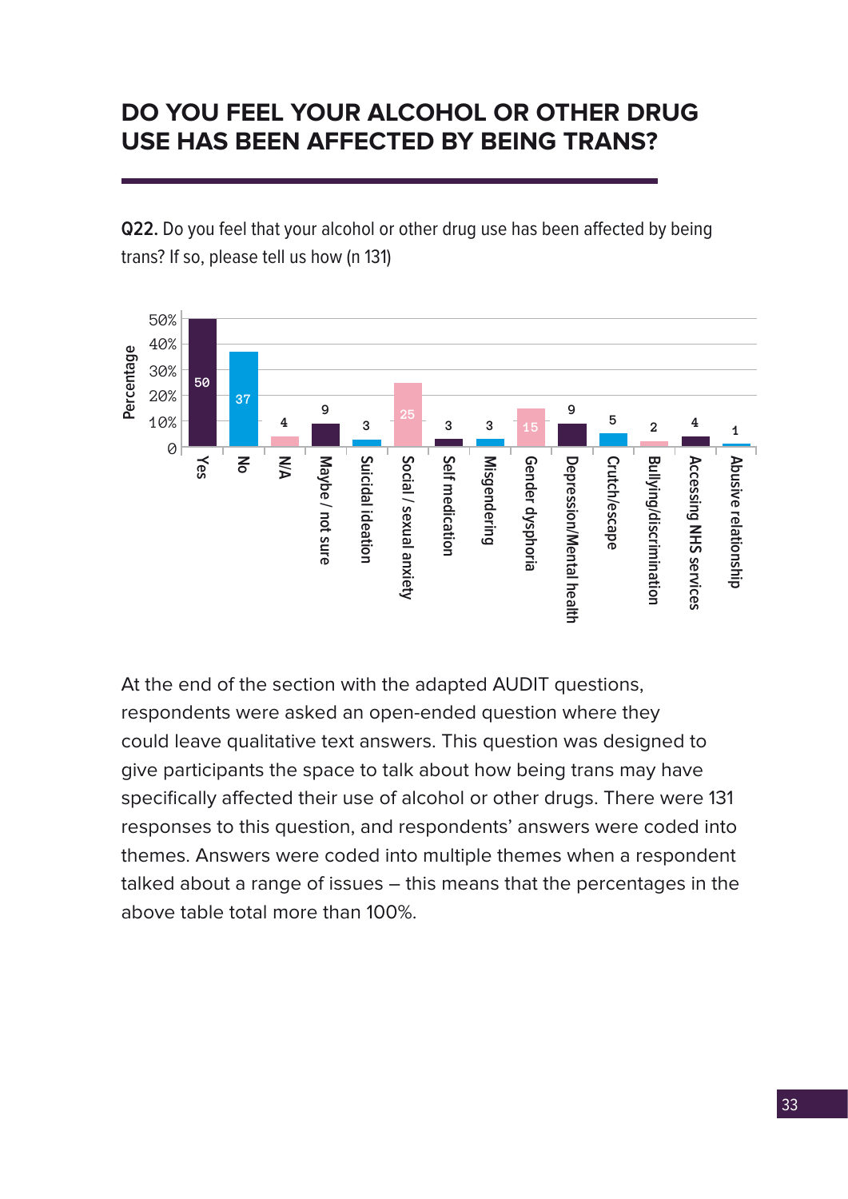# DO YOU FEEL YOUR ALCOHOL OR OTHER DRUG USE HAS BEEN AFFECTED BY BEING TRANS?

**Q22.** Do you feel that your alcohol or other drug use has been affected by being trans? If so, please tell us how (n 131)

| Response | Percentage |
| --- | --- |
| Yes | 50 |
| No | 37 |
| N/A | 4 |
| Maybe / not sure | 9 |
| Suicidal ideation | 3 |
| Social / sexual anxiety | 25 |
| Self medication | 3 |
| Misgendering | 3 |
| Gender dysphoria | 15 |
| Depression/Mental health | 9 |
| Crutch/escape | 5 |
| Bullying/discrimination | 2 |
| Accessing NHS services | 4 |
| Abusive relationship | 1 |

At the end of the section with the adapted AUDIT questions, respondents were asked an open-ended question where they could leave qualitative text answers. This question was designed to give participants the space to talk about how being trans may have specifically affected their use of alcohol or other drugs. There were 131 responses to this question, and respondents' answers were coded into themes. Answers were coded into multiple themes when a respondent talked about a range of issues – this means that the percentages in the above table total more than 100%.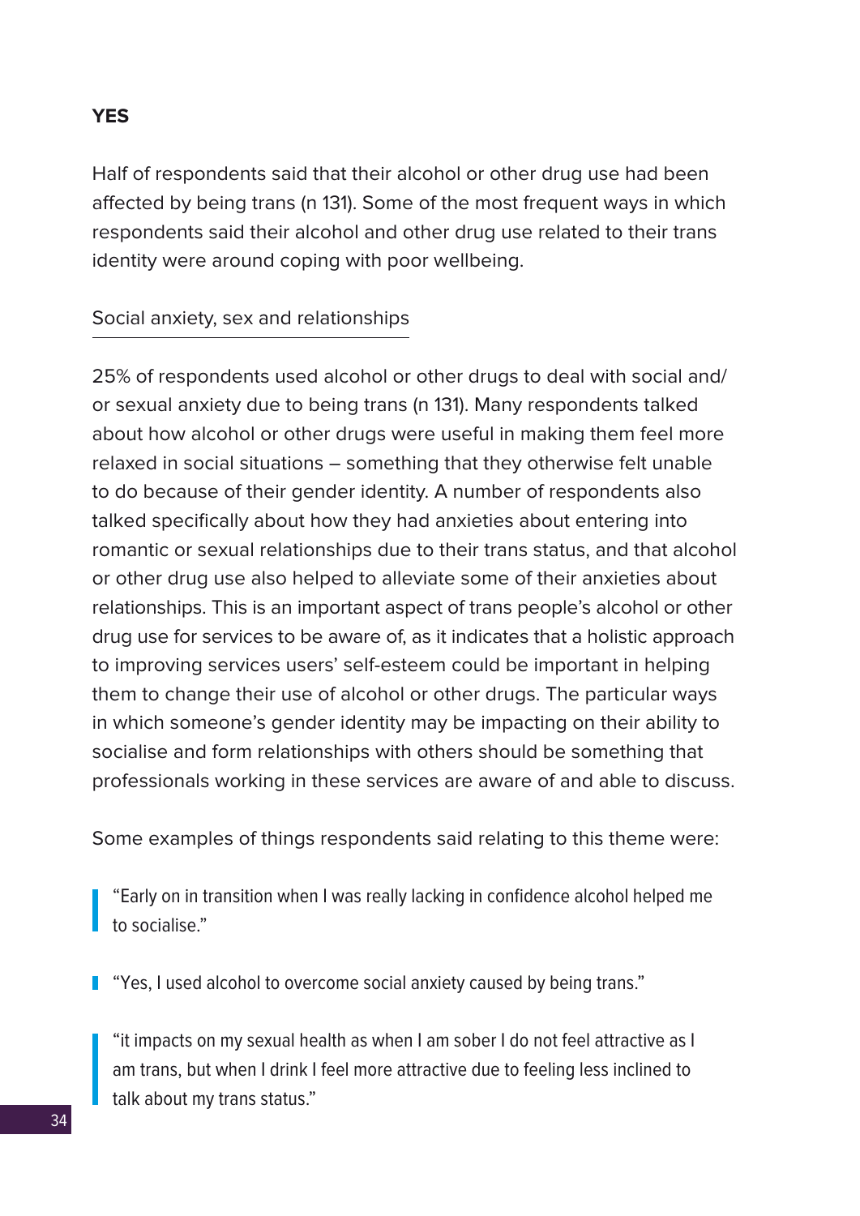**YES**

Half of respondents said that their alcohol or other drug use had been affected by being trans (n 131). Some of the most frequent ways in which respondents said their alcohol and other drug use related to their trans identity were around coping with poor wellbeing.

### Social anxiety, sex and relationships

25% of respondents used alcohol or other drugs to deal with social and/or sexual anxiety due to being trans (n 131). Many respondents talked about how alcohol or other drugs were useful in making them feel more relaxed in social situations – something that they otherwise felt unable to do because of their gender identity. A number of respondents also talked specifically about how they had anxieties about entering into romantic or sexual relationships due to their trans status, and that alcohol or other drug use also helped to alleviate some of their anxieties about relationships. This is an important aspect of trans people's alcohol or other drug use for services to be aware of, as it indicates that a holistic approach to improving services users' self-esteem could be important in helping them to change their use of alcohol or other drugs. The particular ways in which someone's gender identity may be impacting on their ability to socialise and form relationships with others should be something that professionals working in these services are aware of and able to discuss.

Some examples of things respondents said relating to this theme were:

> "Early on in transition when I was really lacking in confidence alcohol helped me to socialise."

> "Yes, I used alcohol to overcome social anxiety caused by being trans."

> "it impacts on my sexual health as when I am sober I do not feel attractive as I am trans, but when I drink I feel more attractive due to feeling less inclined to talk about my trans status."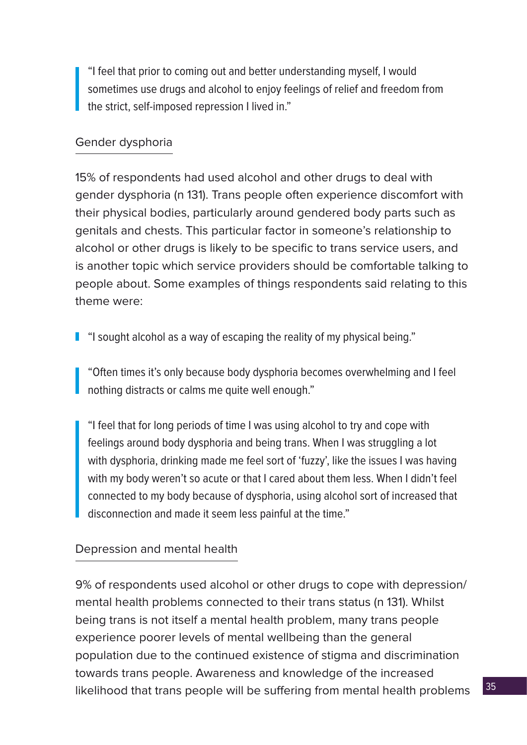> "I feel that prior to coming out and better understanding myself, I would sometimes use drugs and alcohol to enjoy feelings of relief and freedom from the strict, self-imposed repression I lived in."

### Gender dysphoria

15% of respondents had used alcohol and other drugs to deal with gender dysphoria (n 131). Trans people often experience discomfort with their physical bodies, particularly around gendered body parts such as genitals and chests. This particular factor in someone's relationship to alcohol or other drugs is likely to be specific to trans service users, and is another topic which service providers should be comfortable talking to people about. Some examples of things respondents said relating to this theme were:

> "I sought alcohol as a way of escaping the reality of my physical being."

> "Often times it's only because body dysphoria becomes overwhelming and I feel nothing distracts or calms me quite well enough."

> "I feel that for long periods of time I was using alcohol to try and cope with feelings around body dysphoria and being trans. When I was struggling a lot with dysphoria, drinking made me feel sort of 'fuzzy', like the issues I was having with my body weren't so acute or that I cared about them less. When I didn't feel connected to my body because of dysphoria, using alcohol sort of increased that disconnection and made it seem less painful at the time."

### Depression and mental health

9% of respondents used alcohol or other drugs to cope with depression/ mental health problems connected to their trans status (n 131). Whilst being trans is not itself a mental health problem, many trans people experience poorer levels of mental wellbeing than the general population due to the continued existence of stigma and discrimination towards trans people. Awareness and knowledge of the increased likelihood that trans people will be suffering from mental health problems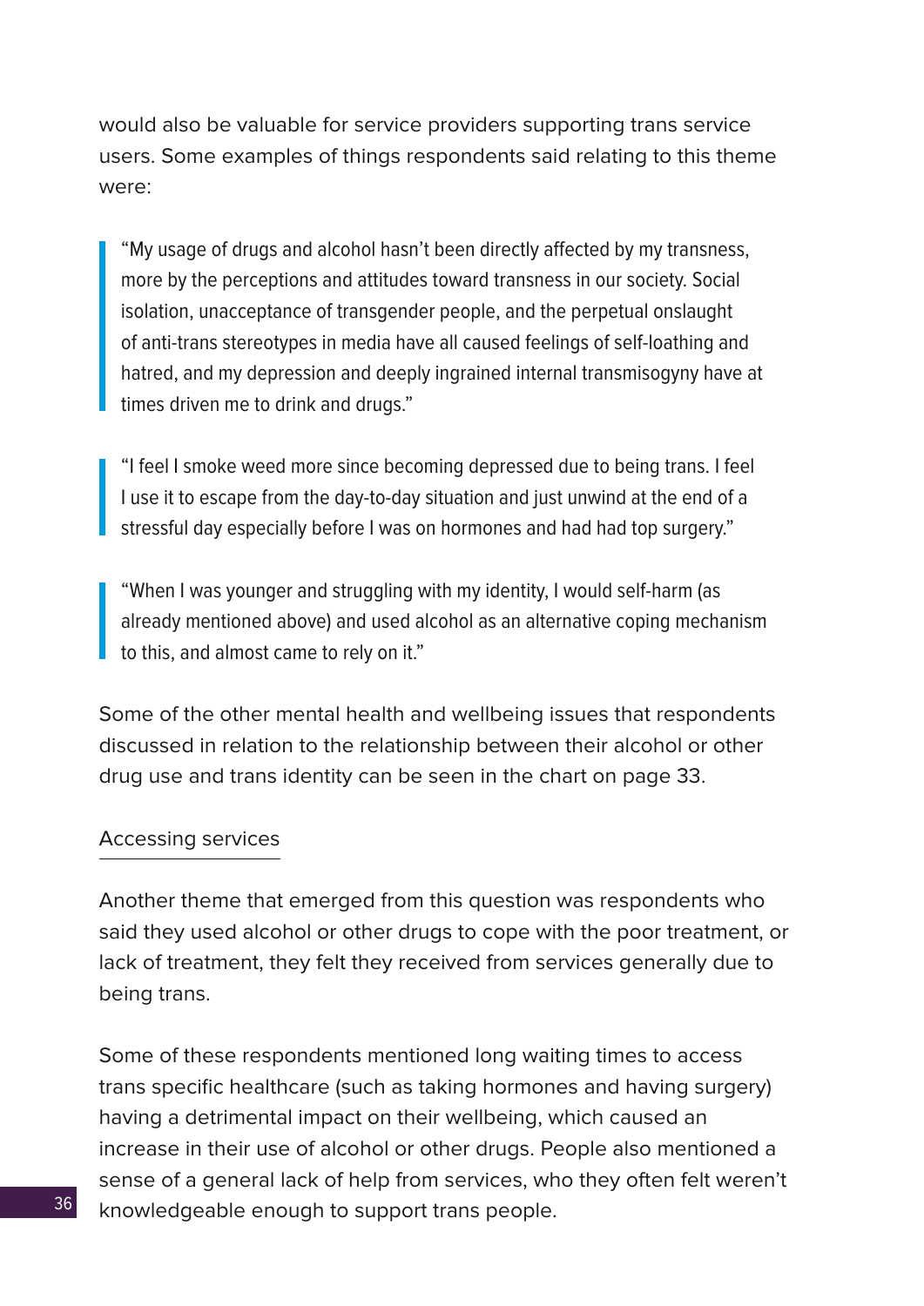would also be valuable for service providers supporting trans service users. Some examples of things respondents said relating to this theme were:

> "My usage of drugs and alcohol hasn't been directly affected by my transness, more by the perceptions and attitudes toward transness in our society. Social isolation, unacceptance of transgender people, and the perpetual onslaught of anti-trans stereotypes in media have all caused feelings of self-loathing and hatred, and my depression and deeply ingrained internal transmisogyny have at times driven me to drink and drugs."

> "I feel I smoke weed more since becoming depressed due to being trans. I feel I use it to escape from the day-to-day situation and just unwind at the end of a stressful day especially before I was on hormones and had had top surgery."

> "When I was younger and struggling with my identity, I would self-harm (as already mentioned above) and used alcohol as an alternative coping mechanism to this, and almost came to rely on it."

Some of the other mental health and wellbeing issues that respondents discussed in relation to the relationship between their alcohol or other drug use and trans identity can be seen in the chart on page 33.

### Accessing services

Another theme that emerged from this question was respondents who said they used alcohol or other drugs to cope with the poor treatment, or lack of treatment, they felt they received from services generally due to being trans.

Some of these respondents mentioned long waiting times to access trans specific healthcare (such as taking hormones and having surgery) having a detrimental impact on their wellbeing, which caused an increase in their use of alcohol or other drugs. People also mentioned a sense of a general lack of help from services, who they often felt weren't knowledgeable enough to support trans people.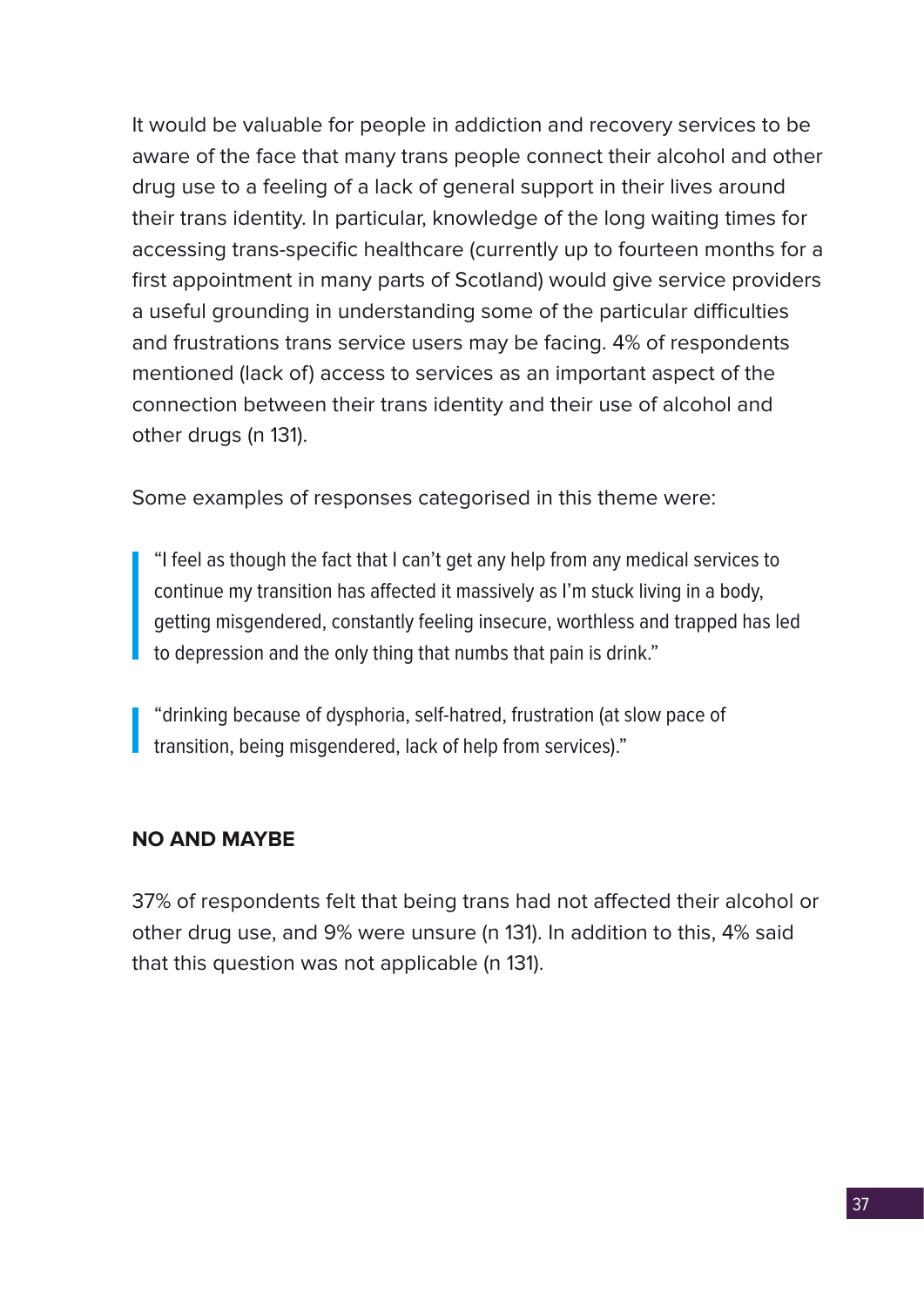It would be valuable for people in addiction and recovery services to be aware of the face that many trans people connect their alcohol and other drug use to a feeling of a lack of general support in their lives around their trans identity. In particular, knowledge of the long waiting times for accessing trans-specific healthcare (currently up to fourteen months for a first appointment in many parts of Scotland) would give service providers a useful grounding in understanding some of the particular difficulties and frustrations trans service users may be facing. 4% of respondents mentioned (lack of) access to services as an important aspect of the connection between their trans identity and their use of alcohol and other drugs (n 131).

Some examples of responses categorised in this theme were:

> "I feel as though the fact that I can't get any help from any medical services to continue my transition has affected it massively as I'm stuck living in a body, getting misgendered, constantly feeling insecure, worthless and trapped has led to depression and the only thing that numbs that pain is drink."

> "drinking because of dysphoria, self-hatred, frustration (at slow pace of transition, being misgendered, lack of help from services)."

**NO AND MAYBE**

37% of respondents felt that being trans had not affected their alcohol or other drug use, and 9% were unsure (n 131). In addition to this, 4% said that this question was not applicable (n 131).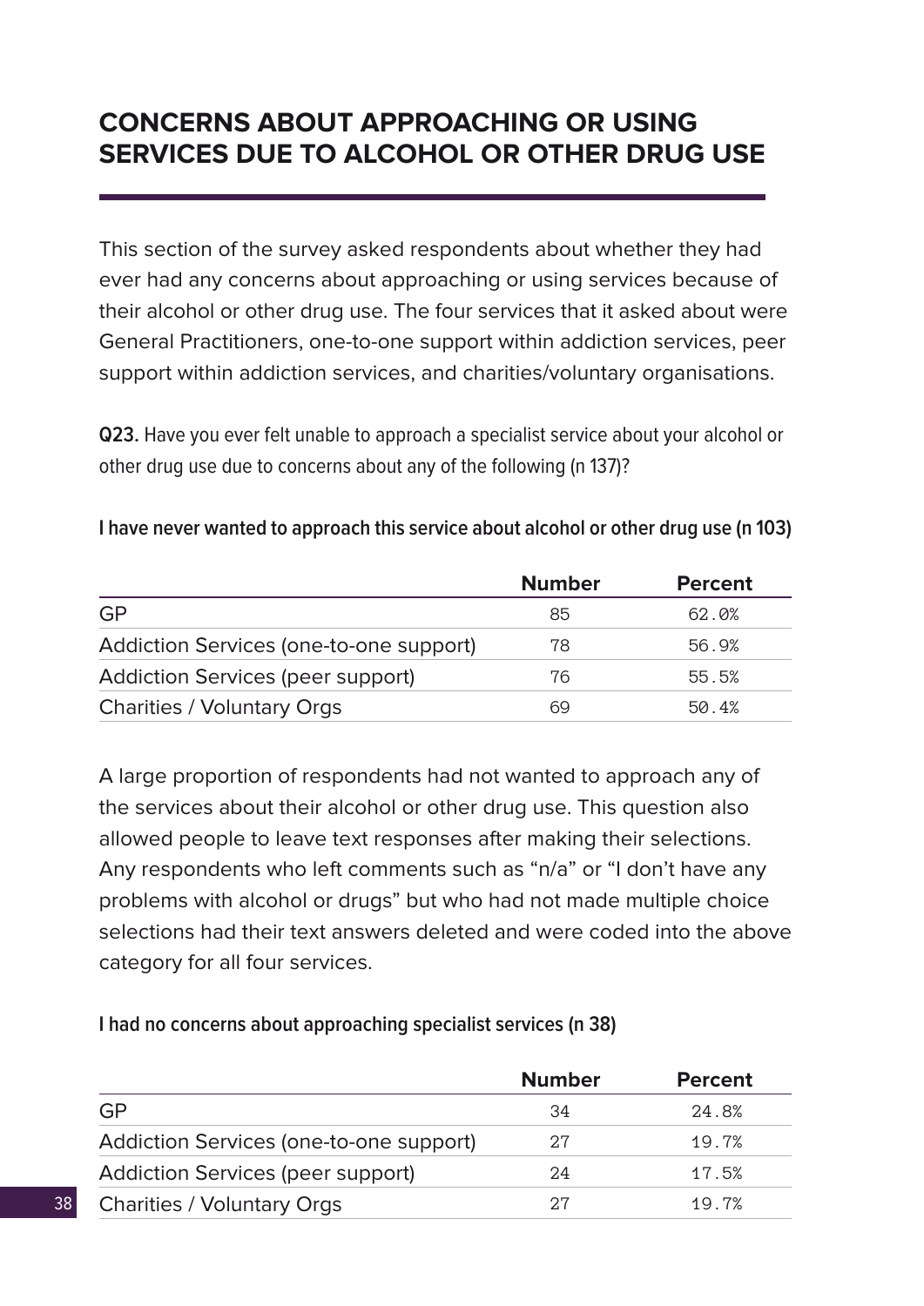## CONCERNS ABOUT APPROACHING OR USING SERVICES DUE TO ALCOHOL OR OTHER DRUG USE

This section of the survey asked respondents about whether they had ever had any concerns about approaching or using services because of their alcohol or other drug use. The four services that it asked about were General Practitioners, one-to-one support within addiction services, peer support within addiction services, and charities/voluntary organisations.

**Q23.** Have you ever felt unable to approach a specialist service about your alcohol or other drug use due to concerns about any of the following (n 137)?

**I have never wanted to approach this service about alcohol or other drug use (n 103)**

| | Number | Percent |
|---|---|---|
| GP | 85 | 62.0% |
| Addiction Services (one-to-one support) | 78 | 56.9% |
| Addiction Services (peer support) | 76 | 55.5% |
| Charities / Voluntary Orgs | 69 | 50.4% |

A large proportion of respondents had not wanted to approach any of the services about their alcohol or other drug use. This question also allowed people to leave text responses after making their selections. Any respondents who left comments such as "n/a" or "I don't have any problems with alcohol or drugs" but who had not made multiple choice selections had their text answers deleted and were coded into the above category for all four services.

**I had no concerns about approaching specialist services (n 38)**

| | Number | Percent |
|---|---|---|
| GP | 34 | 24.8% |
| Addiction Services (one-to-one support) | 27 | 19.7% |
| Addiction Services (peer support) | 24 | 17.5% |
| Charities / Voluntary Orgs | 27 | 19.7% |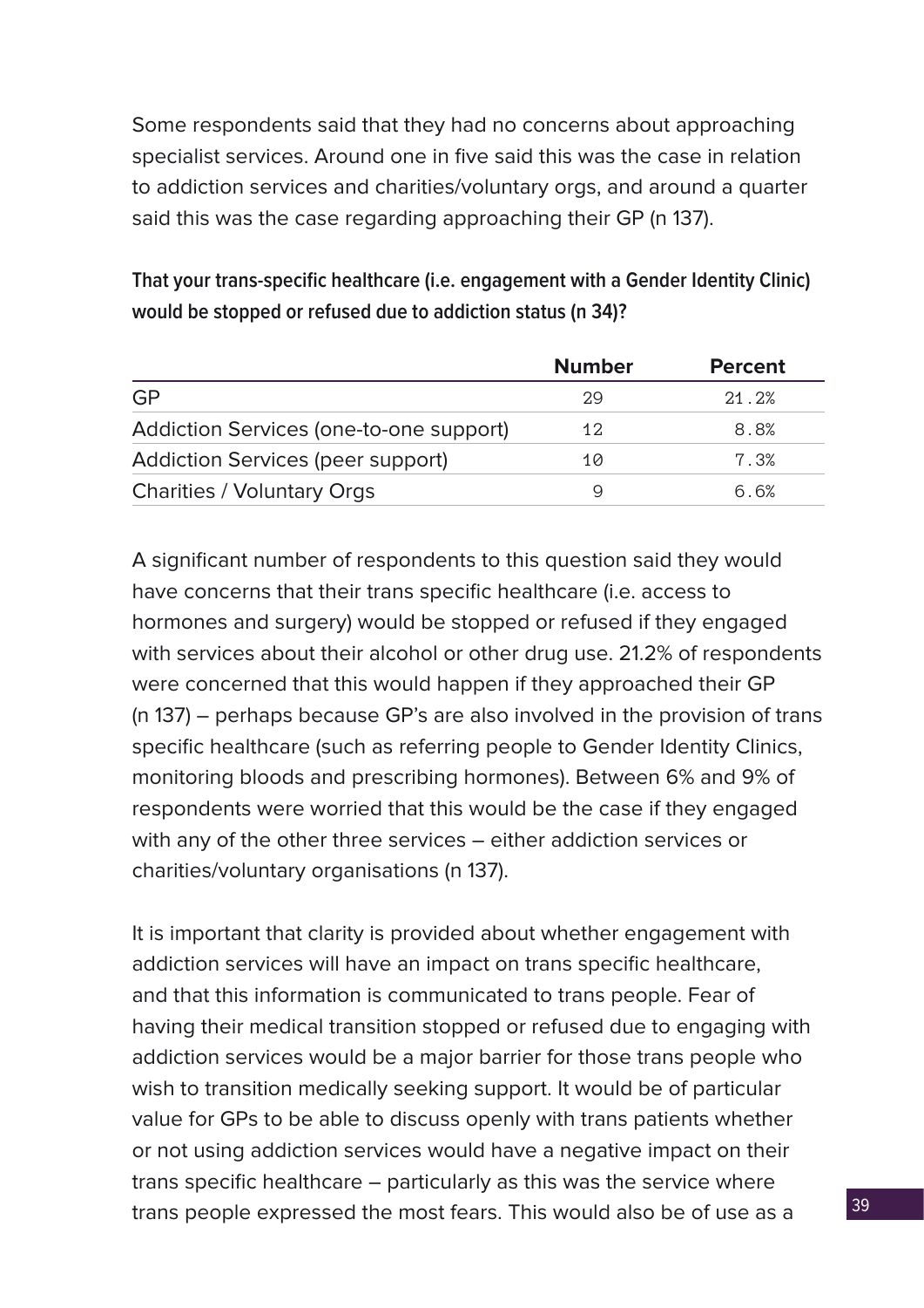Some respondents said that they had no concerns about approaching specialist services. Around one in five said this was the case in relation to addiction services and charities/voluntary orgs, and around a quarter said this was the case regarding approaching their GP (n 137).

**That your trans-specific healthcare (i.e. engagement with a Gender Identity Clinic) would be stopped or refused due to addiction status (n 34)?**

| | Number | Percent |
|---|---|---|
| GP | 29 | 21.2% |
| Addiction Services (one-to-one support) | 12 | 8.8% |
| Addiction Services (peer support) | 10 | 7.3% |
| Charities / Voluntary Orgs | 9 | 6.6% |

A significant number of respondents to this question said they would have concerns that their trans specific healthcare (i.e. access to hormones and surgery) would be stopped or refused if they engaged with services about their alcohol or other drug use. 21.2% of respondents were concerned that this would happen if they approached their GP (n 137) – perhaps because GP's are also involved in the provision of trans specific healthcare (such as referring people to Gender Identity Clinics, monitoring bloods and prescribing hormones). Between 6% and 9% of respondents were worried that this would be the case if they engaged with any of the other three services – either addiction services or charities/voluntary organisations (n 137).

It is important that clarity is provided about whether engagement with addiction services will have an impact on trans specific healthcare, and that this information is communicated to trans people. Fear of having their medical transition stopped or refused due to engaging with addiction services would be a major barrier for those trans people who wish to transition medically seeking support. It would be of particular value for GPs to be able to discuss openly with trans patients whether or not using addiction services would have a negative impact on their trans specific healthcare – particularly as this was the service where trans people expressed the most fears. This would also be of use as a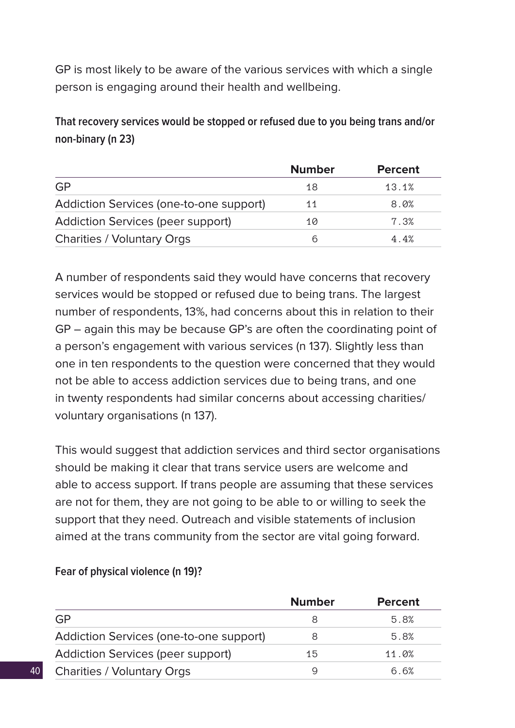GP is most likely to be aware of the various services with which a single person is engaging around their health and wellbeing.

**That recovery services would be stopped or refused due to you being trans and/or non-binary (n 23)**

| | Number | Percent |
|---|---|---|
| GP | 18 | 13.1% |
| Addiction Services (one-to-one support) | 11 | 8.0% |
| Addiction Services (peer support) | 10 | 7.3% |
| Charities / Voluntary Orgs | 6 | 4.4% |

A number of respondents said they would have concerns that recovery services would be stopped or refused due to being trans. The largest number of respondents, 13%, had concerns about this in relation to their GP – again this may be because GP's are often the coordinating point of a person's engagement with various services (n 137). Slightly less than one in ten respondents to the question were concerned that they would not be able to access addiction services due to being trans, and one in twenty respondents had similar concerns about accessing charities/ voluntary organisations (n 137).

This would suggest that addiction services and third sector organisations should be making it clear that trans service users are welcome and able to access support. If trans people are assuming that these services are not for them, they are not going to be able to or willing to seek the support that they need. Outreach and visible statements of inclusion aimed at the trans community from the sector are vital going forward.

**Fear of physical violence (n 19)?**

| | Number | Percent |
|---|---|---|
| GP | 8 | 5.8% |
| Addiction Services (one-to-one support) | 8 | 5.8% |
| Addiction Services (peer support) | 15 | 11.0% |
| Charities / Voluntary Orgs | 9 | 6.6% |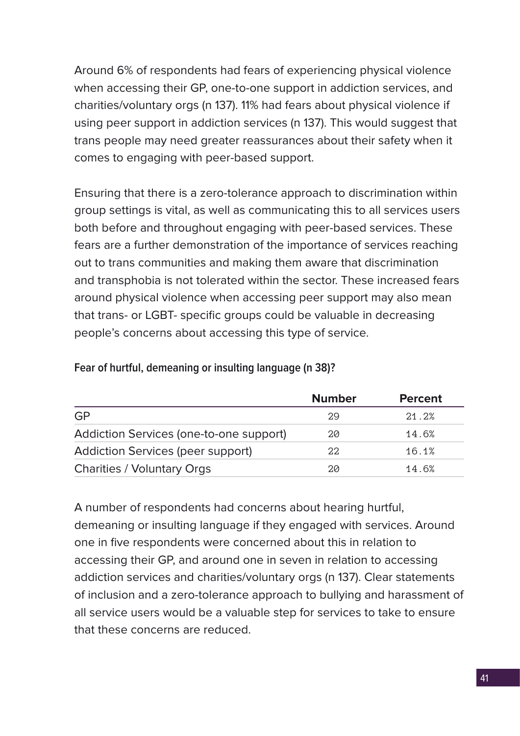Around 6% of respondents had fears of experiencing physical violence when accessing their GP, one-to-one support in addiction services, and charities/voluntary orgs (n 137). 11% had fears about physical violence if using peer support in addiction services (n 137). This would suggest that trans people may need greater reassurances about their safety when it comes to engaging with peer-based support.

Ensuring that there is a zero-tolerance approach to discrimination within group settings is vital, as well as communicating this to all services users both before and throughout engaging with peer-based services. These fears are a further demonstration of the importance of services reaching out to trans communities and making them aware that discrimination and transphobia is not tolerated within the sector. These increased fears around physical violence when accessing peer support may also mean that trans- or LGBT- specific groups could be valuable in decreasing people's concerns about accessing this type of service.

**Fear of hurtful, demeaning or insulting language (n 38)?**

| | Number | Percent |
|---|---|---|
| GP | 29 | 21.2% |
| Addiction Services (one-to-one support) | 20 | 14.6% |
| Addiction Services (peer support) | 22 | 16.1% |
| Charities / Voluntary Orgs | 20 | 14.6% |

A number of respondents had concerns about hearing hurtful, demeaning or insulting language if they engaged with services. Around one in five respondents were concerned about this in relation to accessing their GP, and around one in seven in relation to accessing addiction services and charities/voluntary orgs (n 137). Clear statements of inclusion and a zero-tolerance approach to bullying and harassment of all service users would be a valuable step for services to take to ensure that these concerns are reduced.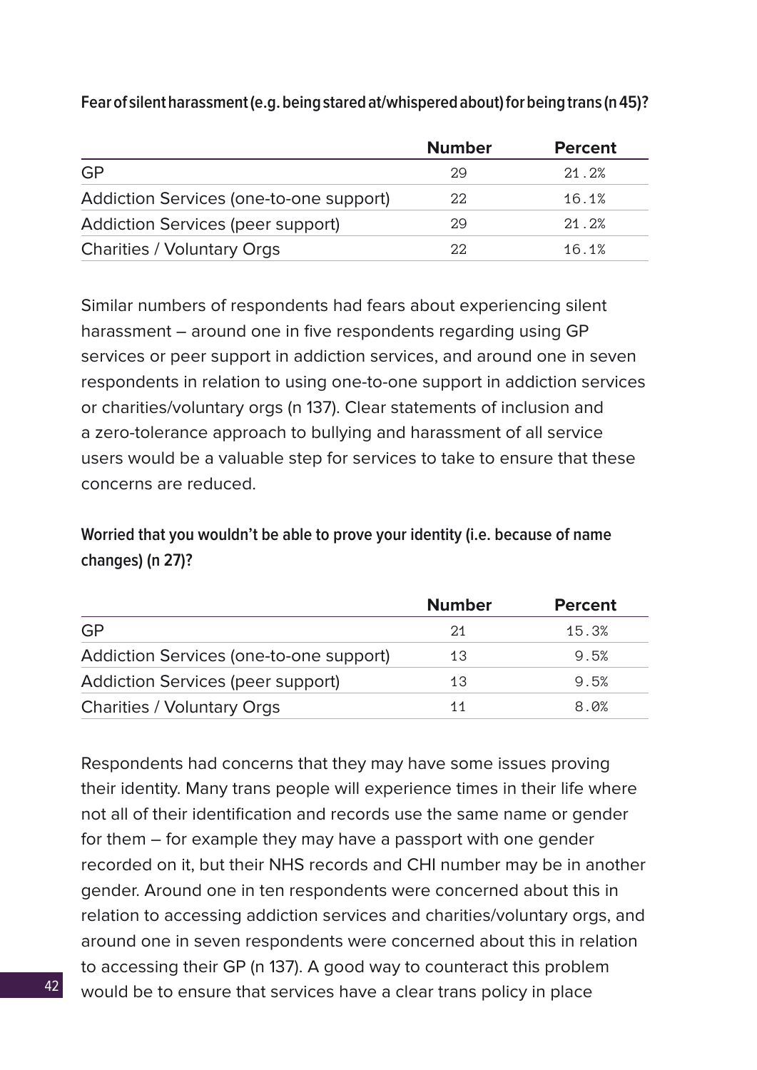**Fear of silent harassment (e.g. being stared at/whispered about) for being trans (n 45)?**

| | Number | Percent |
|---|---|---|
| GP | 29 | 21.2% |
| Addiction Services (one-to-one support) | 22 | 16.1% |
| Addiction Services (peer support) | 29 | 21.2% |
| Charities / Voluntary Orgs | 22 | 16.1% |

Similar numbers of respondents had fears about experiencing silent harassment – around one in five respondents regarding using GP services or peer support in addiction services, and around one in seven respondents in relation to using one-to-one support in addiction services or charities/voluntary orgs (n 137). Clear statements of inclusion and a zero-tolerance approach to bullying and harassment of all service users would be a valuable step for services to take to ensure that these concerns are reduced.

**Worried that you wouldn't be able to prove your identity (i.e. because of name changes) (n 27)?**

| | Number | Percent |
|---|---|---|
| GP | 21 | 15.3% |
| Addiction Services (one-to-one support) | 13 | 9.5% |
| Addiction Services (peer support) | 13 | 9.5% |
| Charities / Voluntary Orgs | 11 | 8.0% |

Respondents had concerns that they may have some issues proving their identity. Many trans people will experience times in their life where not all of their identification and records use the same name or gender for them – for example they may have a passport with one gender recorded on it, but their NHS records and CHI number may be in another gender. Around one in ten respondents were concerned about this in relation to accessing addiction services and charities/voluntary orgs, and around one in seven respondents were concerned about this in relation to accessing their GP (n 137). A good way to counteract this problem would be to ensure that services have a clear trans policy in place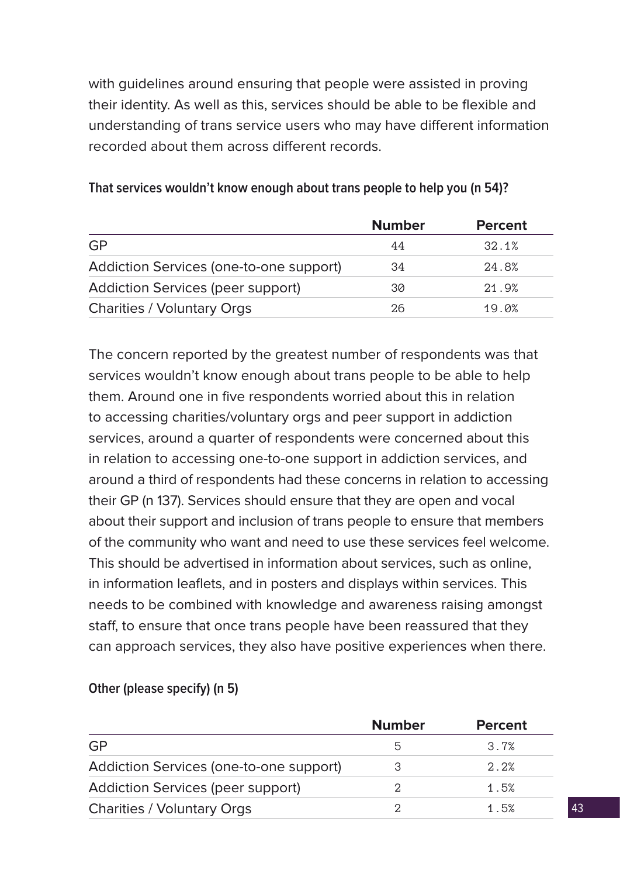with guidelines around ensuring that people were assisted in proving their identity. As well as this, services should be able to be flexible and understanding of trans service users who may have different information recorded about them across different records.

#### That services wouldn't know enough about trans people to help you (n 54)?

| | Number | Percent |
|---|---|---|
| GP | 44 | 32.1% |
| Addiction Services (one-to-one support) | 34 | 24.8% |
| Addiction Services (peer support) | 30 | 21.9% |
| Charities / Voluntary Orgs | 26 | 19.0% |

The concern reported by the greatest number of respondents was that services wouldn't know enough about trans people to be able to help them. Around one in five respondents worried about this in relation to accessing charities/voluntary orgs and peer support in addiction services, around a quarter of respondents were concerned about this in relation to accessing one-to-one support in addiction services, and around a third of respondents had these concerns in relation to accessing their GP (n 137). Services should ensure that they are open and vocal about their support and inclusion of trans people to ensure that members of the community who want and need to use these services feel welcome. This should be advertised in information about services, such as online, in information leaflets, and in posters and displays within services. This needs to be combined with knowledge and awareness raising amongst staff, to ensure that once trans people have been reassured that they can approach services, they also have positive experiences when there.

#### Other (please specify) (n 5)

| | Number | Percent |
|---|---|---|
| GP | 5 | 3.7% |
| Addiction Services (one-to-one support) | 3 | 2.2% |
| Addiction Services (peer support) | 2 | 1.5% |
| Charities / Voluntary Orgs | 2 | 1.5% |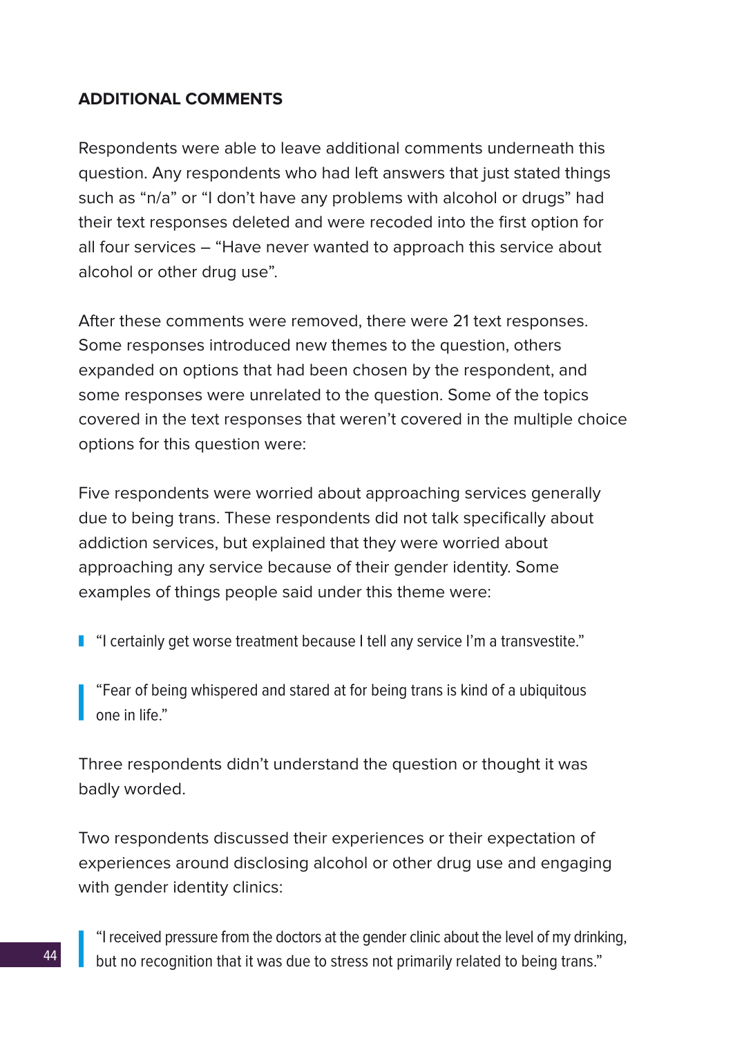**ADDITIONAL COMMENTS**

Respondents were able to leave additional comments underneath this question. Any respondents who had left answers that just stated things such as “n/a” or “I don’t have any problems with alcohol or drugs” had their text responses deleted and were recoded into the first option for all four services – “Have never wanted to approach this service about alcohol or other drug use”.

After these comments were removed, there were 21 text responses. Some responses introduced new themes to the question, others expanded on options that had been chosen by the respondent, and some responses were unrelated to the question. Some of the topics covered in the text responses that weren’t covered in the multiple choice options for this question were:

Five respondents were worried about approaching services generally due to being trans. These respondents did not talk specifically about addiction services, but explained that they were worried about approaching any service because of their gender identity. Some examples of things people said under this theme were:

> “I certainly get worse treatment because I tell any service I’m a transvestite.”

> “Fear of being whispered and stared at for being trans is kind of a ubiquitous one in life.”

Three respondents didn’t understand the question or thought it was badly worded.

Two respondents discussed their experiences or their expectation of experiences around disclosing alcohol or other drug use and engaging with gender identity clinics:

> “I received pressure from the doctors at the gender clinic about the level of my drinking, but no recognition that it was due to stress not primarily related to being trans.”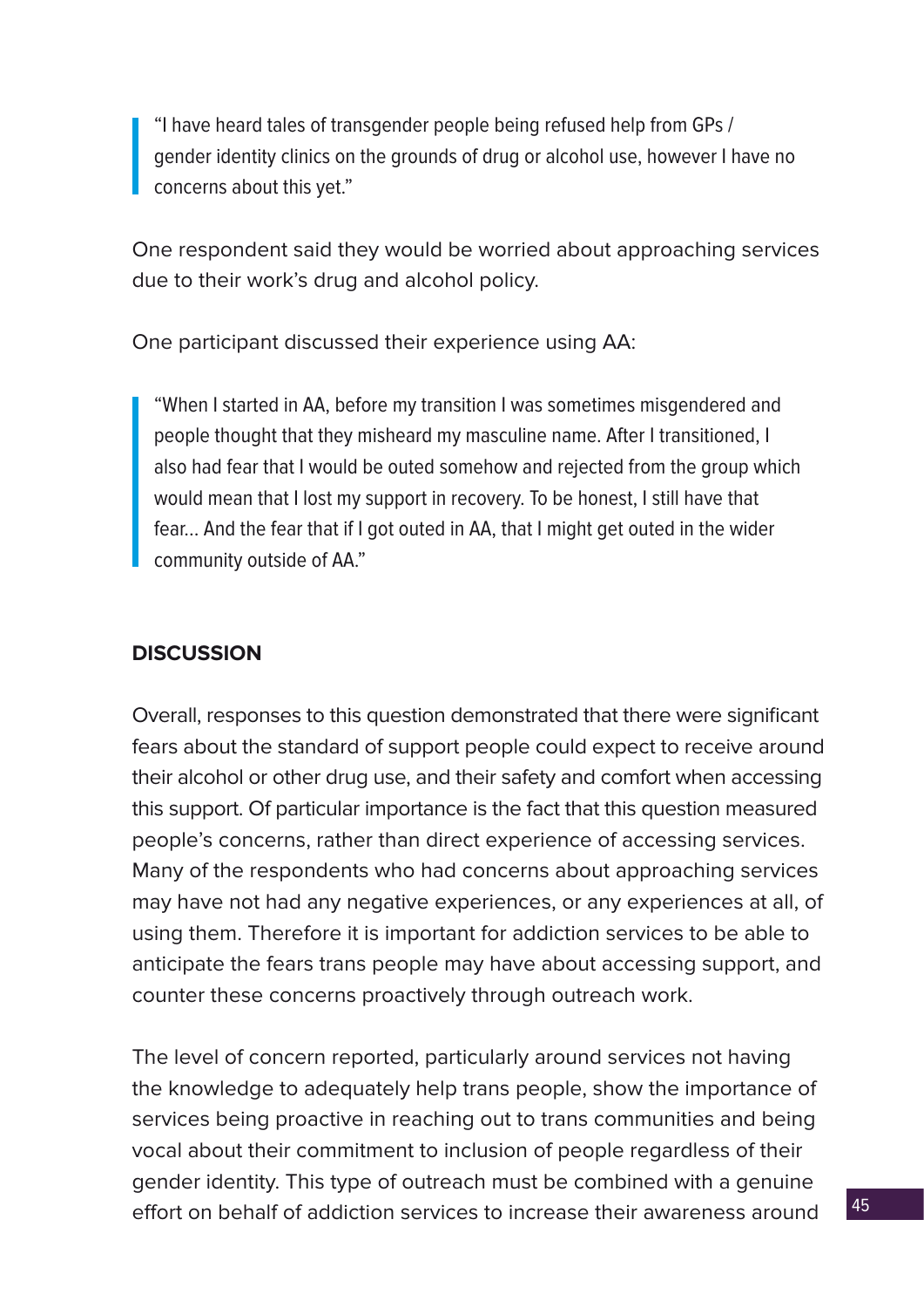> "I have heard tales of transgender people being refused help from GPs / gender identity clinics on the grounds of drug or alcohol use, however I have no concerns about this yet."

One respondent said they would be worried about approaching services due to their work's drug and alcohol policy.

One participant discussed their experience using AA:

> "When I started in AA, before my transition I was sometimes misgendered and people thought that they misheard my masculine name. After I transitioned, I also had fear that I would be outed somehow and rejected from the group which would mean that I lost my support in recovery. To be honest, I still have that fear... And the fear that if I got outed in AA, that I might get outed in the wider community outside of AA."

## DISCUSSION

Overall, responses to this question demonstrated that there were significant fears about the standard of support people could expect to receive around their alcohol or other drug use, and their safety and comfort when accessing this support. Of particular importance is the fact that this question measured people's concerns, rather than direct experience of accessing services. Many of the respondents who had concerns about approaching services may have not had any negative experiences, or any experiences at all, of using them. Therefore it is important for addiction services to be able to anticipate the fears trans people may have about accessing support, and counter these concerns proactively through outreach work.

The level of concern reported, particularly around services not having the knowledge to adequately help trans people, show the importance of services being proactive in reaching out to trans communities and being vocal about their commitment to inclusion of people regardless of their gender identity. This type of outreach must be combined with a genuine effort on behalf of addiction services to increase their awareness around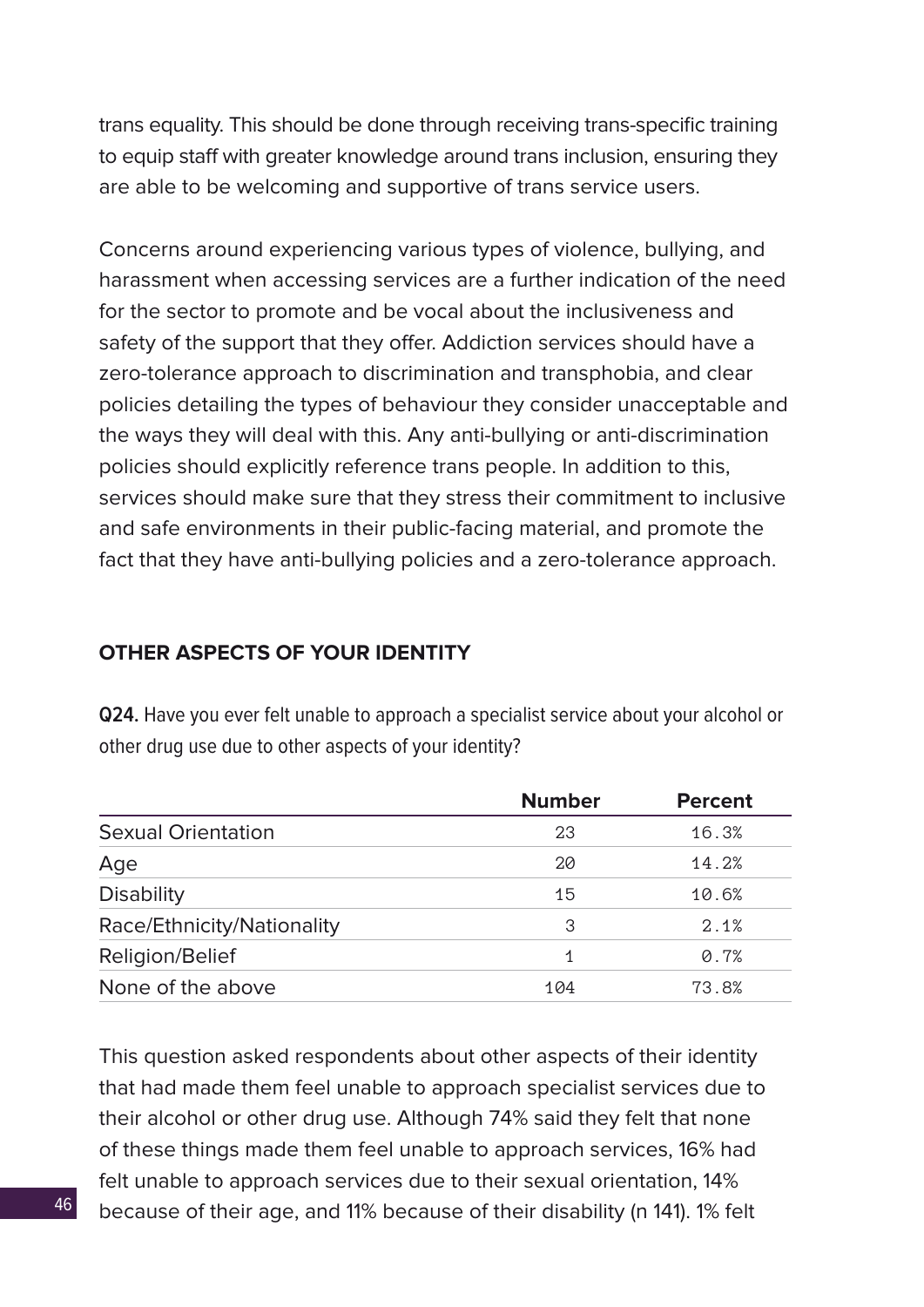trans equality. This should be done through receiving trans-specific training to equip staff with greater knowledge around trans inclusion, ensuring they are able to be welcoming and supportive of trans service users.

Concerns around experiencing various types of violence, bullying, and harassment when accessing services are a further indication of the need for the sector to promote and be vocal about the inclusiveness and safety of the support that they offer. Addiction services should have a zero-tolerance approach to discrimination and transphobia, and clear policies detailing the types of behaviour they consider unacceptable and the ways they will deal with this. Any anti-bullying or anti-discrimination policies should explicitly reference trans people. In addition to this, services should make sure that they stress their commitment to inclusive and safe environments in their public-facing material, and promote the fact that they have anti-bullying policies and a zero-tolerance approach.

### OTHER ASPECTS OF YOUR IDENTITY

**Q24.** Have you ever felt unable to approach a specialist service about your alcohol or other drug use due to other aspects of your identity?

| | Number | Percent |
|---|---|---|
| Sexual Orientation | 23 | 16.3% |
| Age | 20 | 14.2% |
| Disability | 15 | 10.6% |
| Race/Ethnicity/Nationality | 3 | 2.1% |
| Religion/Belief | 1 | 0.7% |
| None of the above | 104 | 73.8% |

This question asked respondents about other aspects of their identity that had made them feel unable to approach specialist services due to their alcohol or other drug use. Although 74% said they felt that none of these things made them feel unable to approach services, 16% had felt unable to approach services due to their sexual orientation, 14% because of their age, and 11% because of their disability (n 141). 1% felt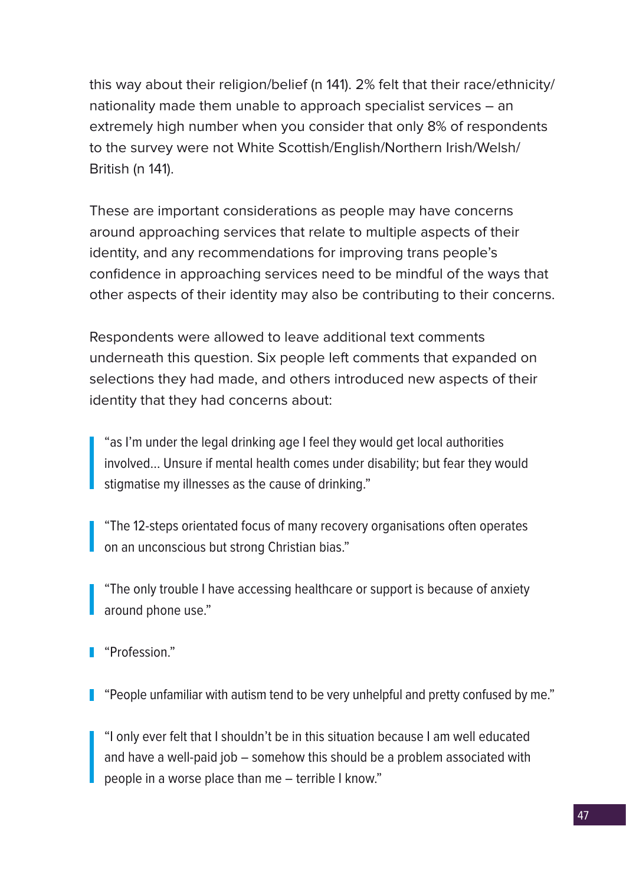this way about their religion/belief (n 141). 2% felt that their race/ethnicity/nationality made them unable to approach specialist services – an extremely high number when you consider that only 8% of respondents to the survey were not White Scottish/English/Northern Irish/Welsh/British (n 141).

These are important considerations as people may have concerns around approaching services that relate to multiple aspects of their identity, and any recommendations for improving trans people's confidence in approaching services need to be mindful of the ways that other aspects of their identity may also be contributing to their concerns.

Respondents were allowed to leave additional text comments underneath this question. Six people left comments that expanded on selections they had made, and others introduced new aspects of their identity that they had concerns about:

> "as I'm under the legal drinking age I feel they would get local authorities involved… Unsure if mental health comes under disability; but fear they would stigmatise my illnesses as the cause of drinking."

> "The 12-steps orientated focus of many recovery organisations often operates on an unconscious but strong Christian bias."

> "The only trouble I have accessing healthcare or support is because of anxiety around phone use."

> "Profession."

> "People unfamiliar with autism tend to be very unhelpful and pretty confused by me."

> "I only ever felt that I shouldn't be in this situation because I am well educated and have a well-paid job – somehow this should be a problem associated with people in a worse place than me – terrible I know."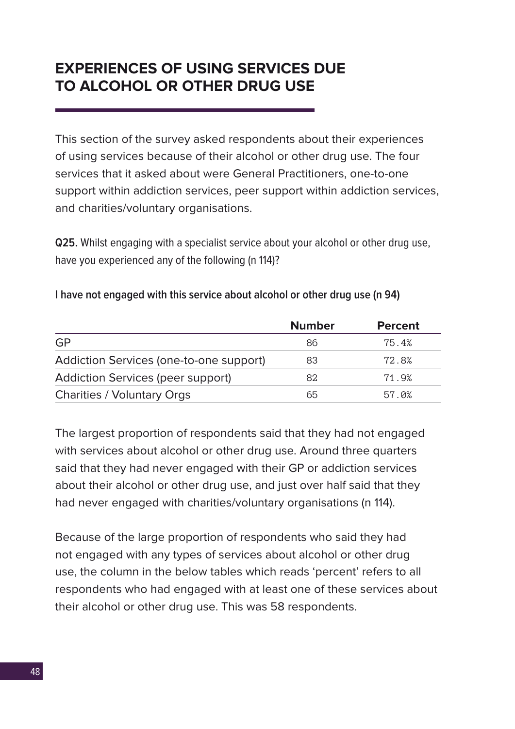## EXPERIENCES OF USING SERVICES DUE TO ALCOHOL OR OTHER DRUG USE

This section of the survey asked respondents about their experiences of using services because of their alcohol or other drug use. The four services that it asked about were General Practitioners, one-to-one support within addiction services, peer support within addiction services, and charities/voluntary organisations.

**Q25.** Whilst engaging with a specialist service about your alcohol or other drug use, have you experienced any of the following (n 114)?

**I have not engaged with this service about alcohol or other drug use (n 94)**

| | Number | Percent |
|---|---|---|
| GP | 86 | 75.4% |
| Addiction Services (one-to-one support) | 83 | 72.8% |
| Addiction Services (peer support) | 82 | 71.9% |
| Charities / Voluntary Orgs | 65 | 57.0% |

The largest proportion of respondents said that they had not engaged with services about alcohol or other drug use. Around three quarters said that they had never engaged with their GP or addiction services about their alcohol or other drug use, and just over half said that they had never engaged with charities/voluntary organisations (n 114).

Because of the large proportion of respondents who said they had not engaged with any types of services about alcohol or other drug use, the column in the below tables which reads 'percent' refers to all respondents who had engaged with at least one of these services about their alcohol or other drug use. This was 58 respondents.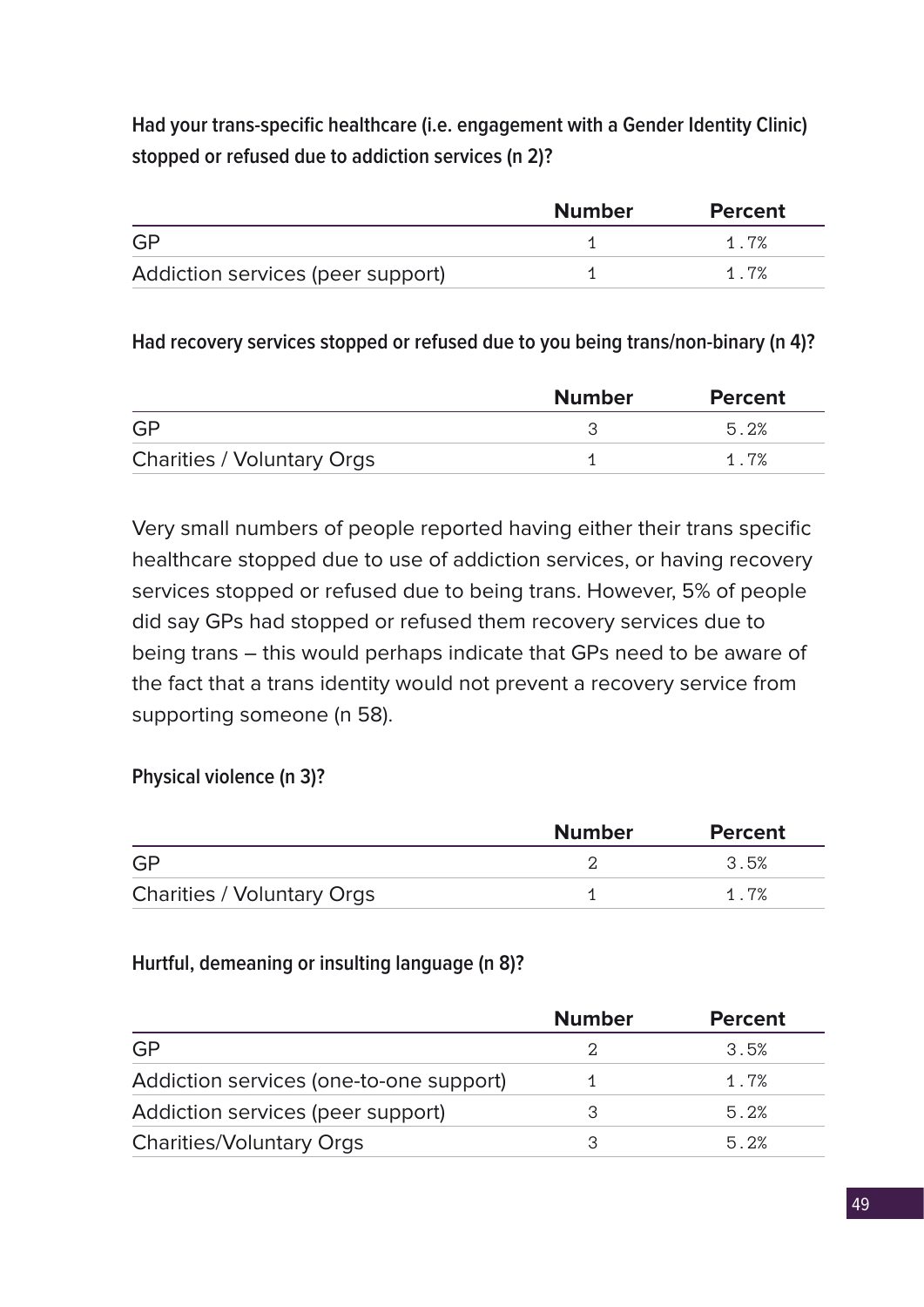**Had your trans-specific healthcare (i.e. engagement with a Gender Identity Clinic) stopped or refused due to addiction services (n 2)?**

| | Number | Percent |
|---|---|---|
| GP | 1 | 1.7% |
| Addiction services (peer support) | 1 | 1.7% |

**Had recovery services stopped or refused due to you being trans/non-binary (n 4)?**

| | Number | Percent |
|---|---|---|
| GP | 3 | 5.2% |
| Charities / Voluntary Orgs | 1 | 1.7% |

Very small numbers of people reported having either their trans specific healthcare stopped due to use of addiction services, or having recovery services stopped or refused due to being trans. However, 5% of people did say GPs had stopped or refused them recovery services due to being trans – this would perhaps indicate that GPs need to be aware of the fact that a trans identity would not prevent a recovery service from supporting someone (n 58).

**Physical violence (n 3)?**

| | Number | Percent |
|---|---|---|
| GP | 2 | 3.5% |
| Charities / Voluntary Orgs | 1 | 1.7% |

**Hurtful, demeaning or insulting language (n 8)?**

| | Number | Percent |
|---|---|---|
| GP | 2 | 3.5% |
| Addiction services (one-to-one support) | 1 | 1.7% |
| Addiction services (peer support) | 3 | 5.2% |
| Charities/Voluntary Orgs | 3 | 5.2% |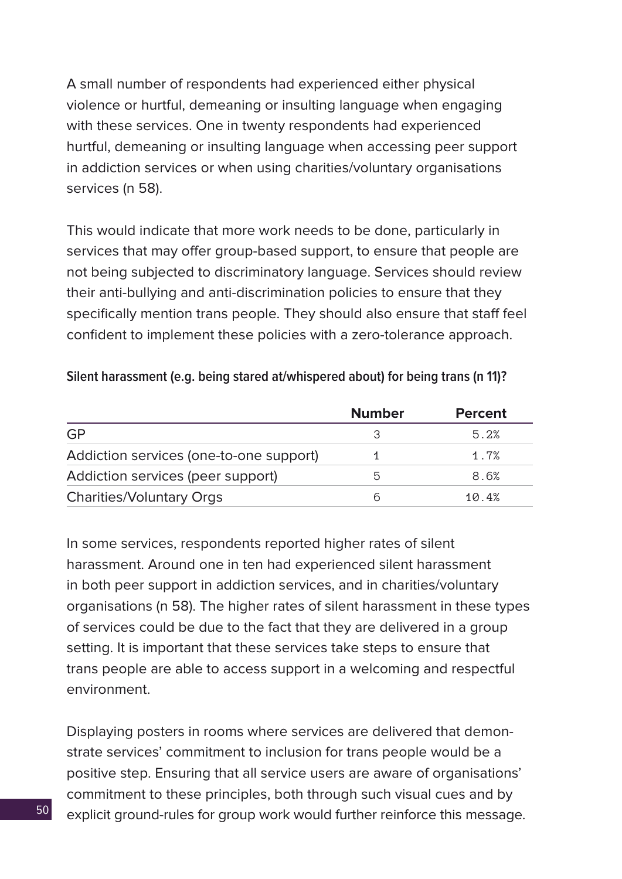A small number of respondents had experienced either physical violence or hurtful, demeaning or insulting language when engaging with these services. One in twenty respondents had experienced hurtful, demeaning or insulting language when accessing peer support in addiction services or when using charities/voluntary organisations services (n 58).

This would indicate that more work needs to be done, particularly in services that may offer group-based support, to ensure that people are not being subjected to discriminatory language. Services should review their anti-bullying and anti-discrimination policies to ensure that they specifically mention trans people. They should also ensure that staff feel confident to implement these policies with a zero-tolerance approach.

**Silent harassment (e.g. being stared at/whispered about) for being trans (n 11)?**

| | Number | Percent |
|---|---|---|
| GP | 3 | 5.2% |
| Addiction services (one-to-one support) | 1 | 1.7% |
| Addiction services (peer support) | 5 | 8.6% |
| Charities/Voluntary Orgs | 6 | 10.4% |

In some services, respondents reported higher rates of silent harassment. Around one in ten had experienced silent harassment in both peer support in addiction services, and in charities/voluntary organisations (n 58). The higher rates of silent harassment in these types of services could be due to the fact that they are delivered in a group setting. It is important that these services take steps to ensure that trans people are able to access support in a welcoming and respectful environment.

Displaying posters in rooms where services are delivered that demonstrate services' commitment to inclusion for trans people would be a positive step. Ensuring that all service users are aware of organisations' commitment to these principles, both through such visual cues and by explicit ground-rules for group work would further reinforce this message.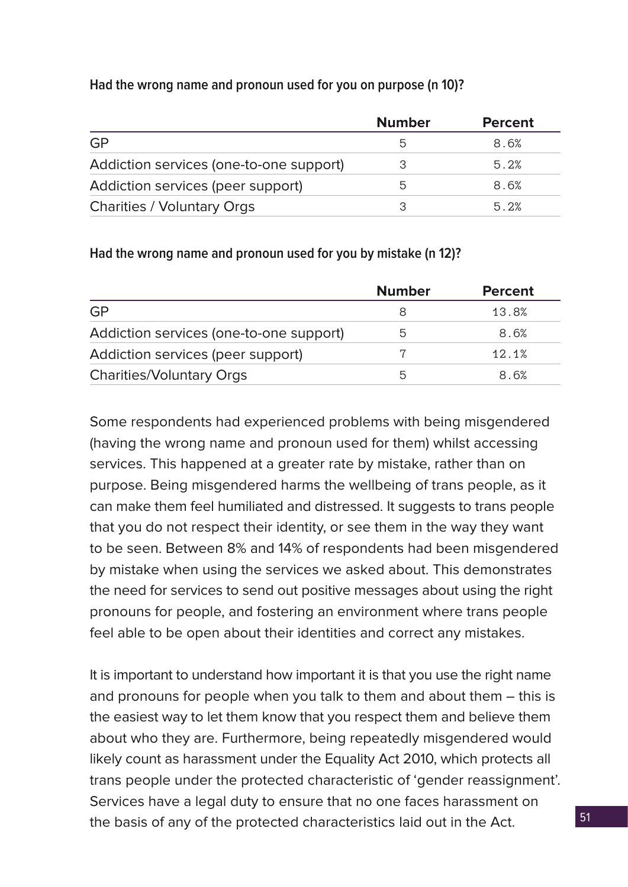**Had the wrong name and pronoun used for you on purpose (n 10)?**

| | Number | Percent |
|---|---|---|
| GP | 5 | 8.6% |
| Addiction services (one-to-one support) | 3 | 5.2% |
| Addiction services (peer support) | 5 | 8.6% |
| Charities / Voluntary Orgs | 3 | 5.2% |

**Had the wrong name and pronoun used for you by mistake (n 12)?**

| | Number | Percent |
|---|---|---|
| GP | 8 | 13.8% |
| Addiction services (one-to-one support) | 5 | 8.6% |
| Addiction services (peer support) | 7 | 12.1% |
| Charities/Voluntary Orgs | 5 | 8.6% |

Some respondents had experienced problems with being misgendered (having the wrong name and pronoun used for them) whilst accessing services. This happened at a greater rate by mistake, rather than on purpose. Being misgendered harms the wellbeing of trans people, as it can make them feel humiliated and distressed. It suggests to trans people that you do not respect their identity, or see them in the way they want to be seen. Between 8% and 14% of respondents had been misgendered by mistake when using the services we asked about. This demonstrates the need for services to send out positive messages about using the right pronouns for people, and fostering an environment where trans people feel able to be open about their identities and correct any mistakes.

It is important to understand how important it is that you use the right name and pronouns for people when you talk to them and about them – this is the easiest way to let them know that you respect them and believe them about who they are. Furthermore, being repeatedly misgendered would likely count as harassment under the Equality Act 2010, which protects all trans people under the protected characteristic of 'gender reassignment'. Services have a legal duty to ensure that no one faces harassment on the basis of any of the protected characteristics laid out in the Act.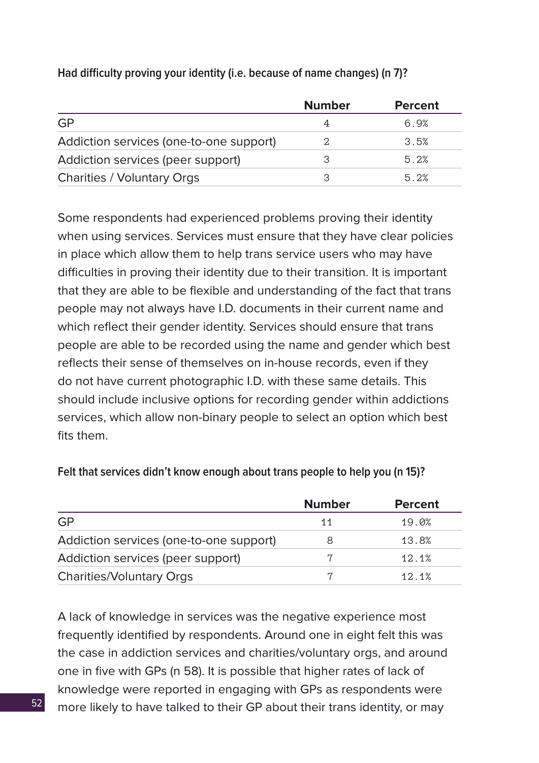**Had difficulty proving your identity (i.e. because of name changes) (n 7)?**

| | Number | Percent |
|---|---|---|
| GP | 4 | 6.9% |
| Addiction services (one-to-one support) | 2 | 3.5% |
| Addiction services (peer support) | 3 | 5.2% |
| Charities / Voluntary Orgs | 3 | 5.2% |

Some respondents had experienced problems proving their identity when using services. Services must ensure that they have clear policies in place which allow them to help trans service users who may have difficulties in proving their identity due to their transition. It is important that they are able to be flexible and understanding of the fact that trans people may not always have I.D. documents in their current name and which reflect their gender identity. Services should ensure that trans people are able to be recorded using the name and gender which best reflects their sense of themselves on in-house records, even if they do not have current photographic I.D. with these same details. This should include inclusive options for recording gender within addictions services, which allow non-binary people to select an option which best fits them.

**Felt that services didn't know enough about trans people to help you (n 15)?**

| | Number | Percent |
|---|---|---|
| GP | 11 | 19.0% |
| Addiction services (one-to-one support) | 8 | 13.8% |
| Addiction services (peer support) | 7 | 12.1% |
| Charities/Voluntary Orgs | 7 | 12.1% |

A lack of knowledge in services was the negative experience most frequently identified by respondents. Around one in eight felt this was the case in addiction services and charities/voluntary orgs, and around one in five with GPs (n 58). It is possible that higher rates of lack of knowledge were reported in engaging with GPs as respondents were more likely to have talked to their GP about their trans identity, or may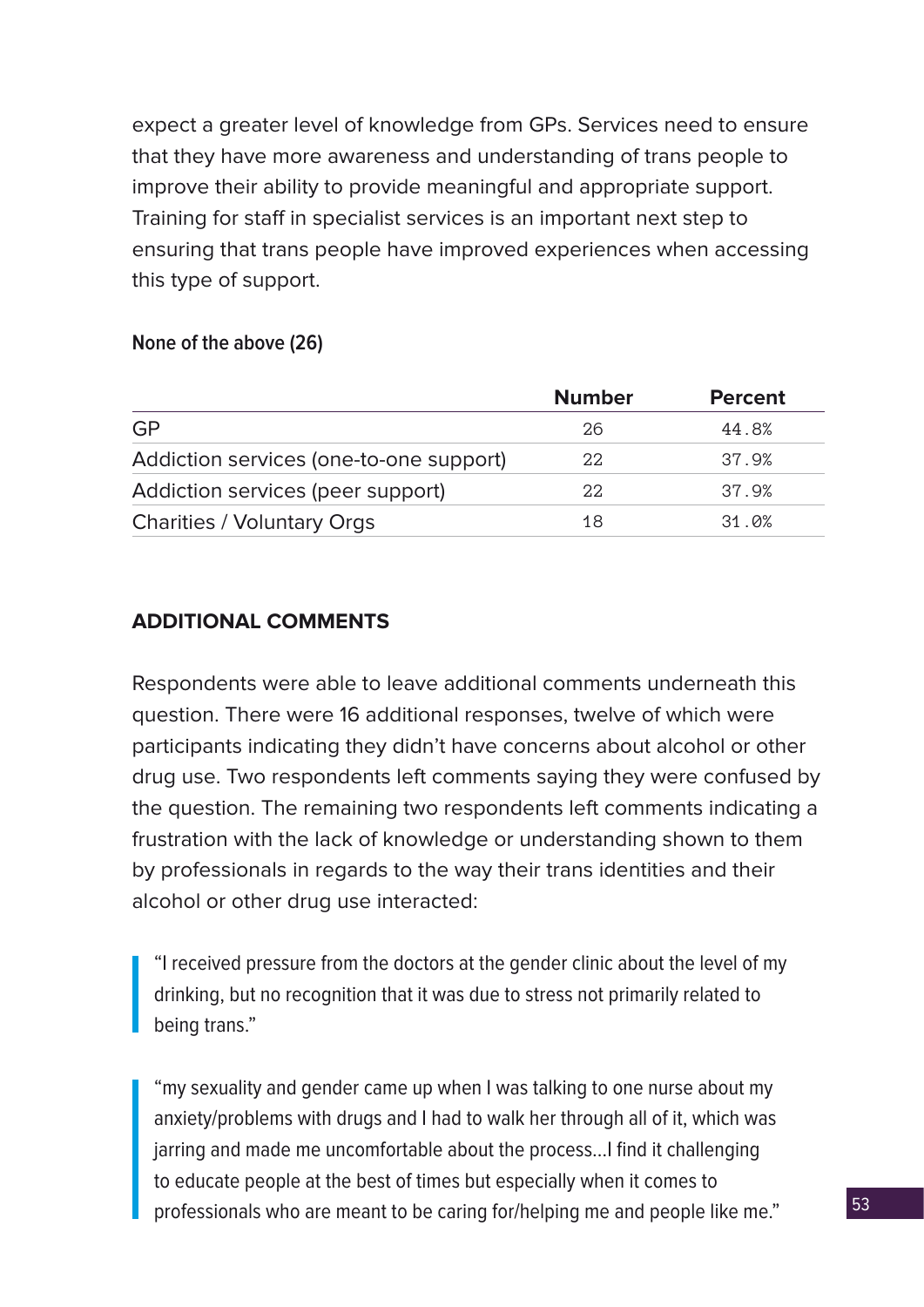expect a greater level of knowledge from GPs. Services need to ensure that they have more awareness and understanding of trans people to improve their ability to provide meaningful and appropriate support. Training for staff in specialist services is an important next step to ensuring that trans people have improved experiences when accessing this type of support.

**None of the above (26)**

| | Number | Percent |
|---|---|---|
| GP | 26 | 44.8% |
| Addiction services (one-to-one support) | 22 | 37.9% |
| Addiction services (peer support) | 22 | 37.9% |
| Charities / Voluntary Orgs | 18 | 31.0% |

### ADDITIONAL COMMENTS

Respondents were able to leave additional comments underneath this question. There were 16 additional responses, twelve of which were participants indicating they didn't have concerns about alcohol or other drug use. Two respondents left comments saying they were confused by the question. The remaining two respondents left comments indicating a frustration with the lack of knowledge or understanding shown to them by professionals in regards to the way their trans identities and their alcohol or other drug use interacted:

> "I received pressure from the doctors at the gender clinic about the level of my drinking, but no recognition that it was due to stress not primarily related to being trans."

> "my sexuality and gender came up when I was talking to one nurse about my anxiety/problems with drugs and I had to walk her through all of it, which was jarring and made me uncomfortable about the process...I find it challenging to educate people at the best of times but especially when it comes to professionals who are meant to be caring for/helping me and people like me."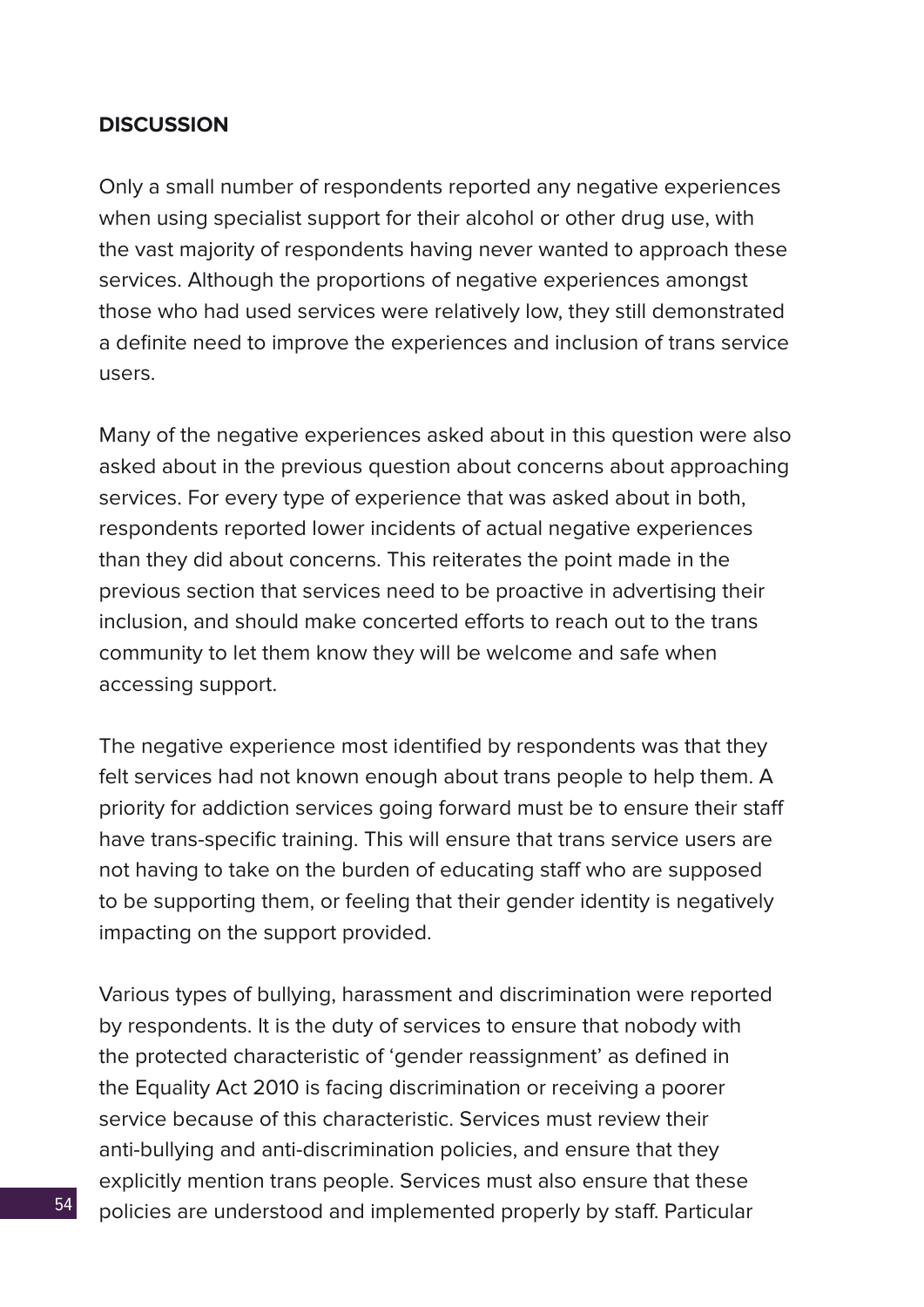**DISCUSSION**

Only a small number of respondents reported any negative experiences when using specialist support for their alcohol or other drug use, with the vast majority of respondents having never wanted to approach these services. Although the proportions of negative experiences amongst those who had used services were relatively low, they still demonstrated a definite need to improve the experiences and inclusion of trans service users.

Many of the negative experiences asked about in this question were also asked about in the previous question about concerns about approaching services. For every type of experience that was asked about in both, respondents reported lower incidents of actual negative experiences than they did about concerns. This reiterates the point made in the previous section that services need to be proactive in advertising their inclusion, and should make concerted efforts to reach out to the trans community to let them know they will be welcome and safe when accessing support.

The negative experience most identified by respondents was that they felt services had not known enough about trans people to help them. A priority for addiction services going forward must be to ensure their staff have trans-specific training. This will ensure that trans service users are not having to take on the burden of educating staff who are supposed to be supporting them, or feeling that their gender identity is negatively impacting on the support provided.

Various types of bullying, harassment and discrimination were reported by respondents. It is the duty of services to ensure that nobody with the protected characteristic of 'gender reassignment' as defined in the Equality Act 2010 is facing discrimination or receiving a poorer service because of this characteristic. Services must review their anti-bullying and anti-discrimination policies, and ensure that they explicitly mention trans people. Services must also ensure that these policies are understood and implemented properly by staff. Particular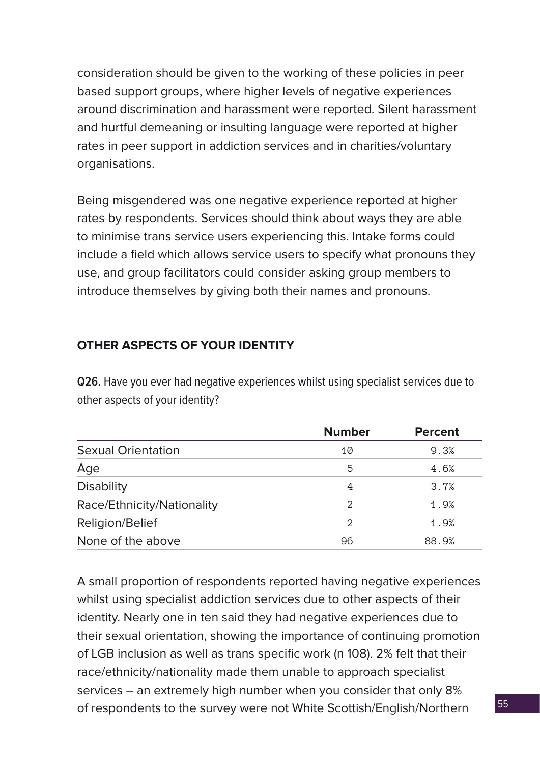consideration should be given to the working of these policies in peer based support groups, where higher levels of negative experiences around discrimination and harassment were reported. Silent harassment and hurtful demeaning or insulting language were reported at higher rates in peer support in addiction services and in charities/voluntary organisations.

Being misgendered was one negative experience reported at higher rates by respondents. Services should think about ways they are able to minimise trans service users experiencing this. Intake forms could include a field which allows service users to specify what pronouns they use, and group facilitators could consider asking group members to introduce themselves by giving both their names and pronouns.

## OTHER ASPECTS OF YOUR IDENTITY

**Q26.** Have you ever had negative experiences whilst using specialist services due to other aspects of your identity?

| | Number | Percent |
|---|---|---|
| Sexual Orientation | 10 | 9.3% |
| Age | 5 | 4.6% |
| Disability | 4 | 3.7% |
| Race/Ethnicity/Nationality | 2 | 1.9% |
| Religion/Belief | 2 | 1.9% |
| None of the above | 96 | 88.9% |

A small proportion of respondents reported having negative experiences whilst using specialist addiction services due to other aspects of their identity. Nearly one in ten said they had negative experiences due to their sexual orientation, showing the importance of continuing promotion of LGB inclusion as well as trans specific work (n 108). 2% felt that their race/ethnicity/nationality made them unable to approach specialist services – an extremely high number when you consider that only 8% of respondents to the survey were not White Scottish/English/Northern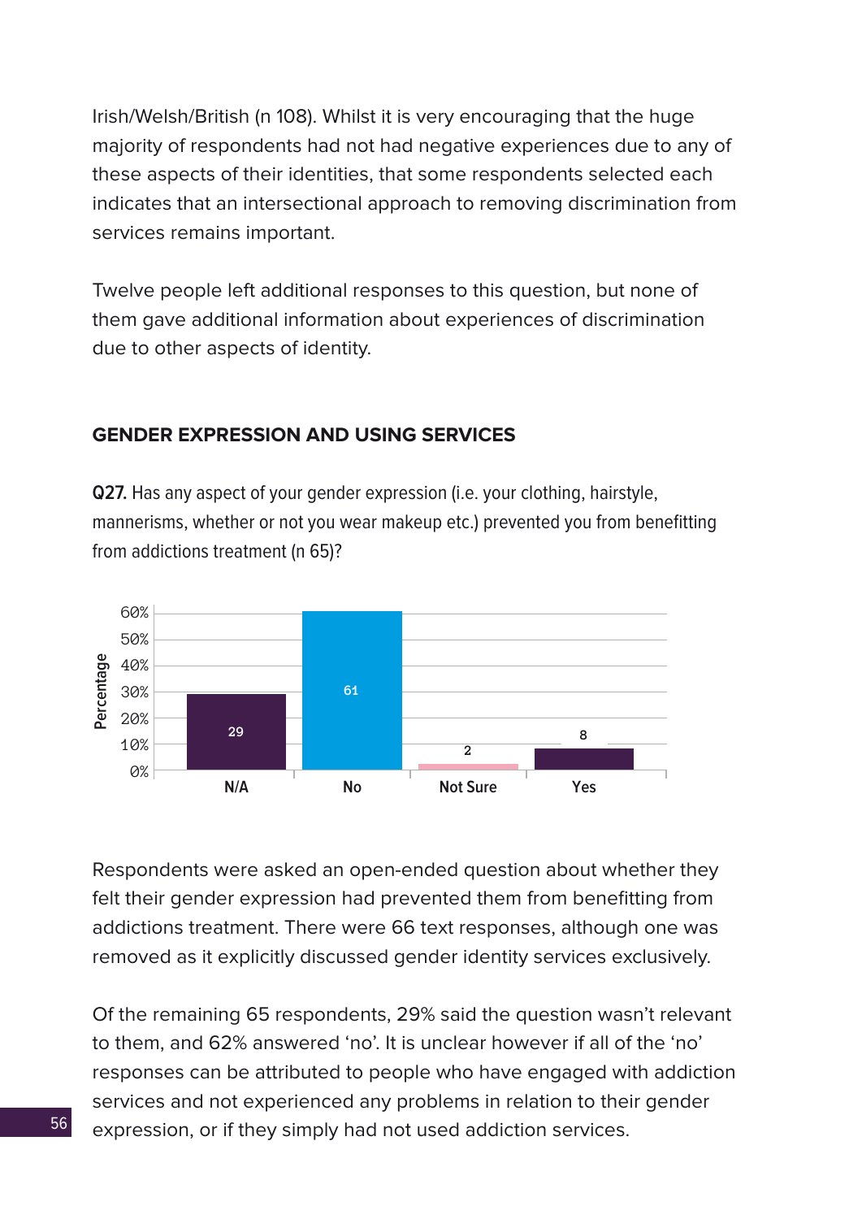Irish/Welsh/British (n 108). Whilst it is very encouraging that the huge majority of respondents had not had negative experiences due to any of these aspects of their identities, that some respondents selected each indicates that an intersectional approach to removing discrimination from services remains important.

Twelve people left additional responses to this question, but none of them gave additional information about experiences of discrimination due to other aspects of identity.

## GENDER EXPRESSION AND USING SERVICES

**Q27.** Has any aspect of your gender expression (i.e. your clothing, hairstyle, mannerisms, whether or not you wear makeup etc.) prevented you from benefitting from addictions treatment (n 65)?

| Response | Percentage |
| --- | --- |
| N/A | 29 |
| No | 61 |
| Not Sure | 2 |
| Yes | 8 |

Respondents were asked an open-ended question about whether they felt their gender expression had prevented them from benefitting from addictions treatment. There were 66 text responses, although one was removed as it explicitly discussed gender identity services exclusively.

Of the remaining 65 respondents, 29% said the question wasn't relevant to them, and 62% answered 'no'. It is unclear however if all of the 'no' responses can be attributed to people who have engaged with addiction services and not experienced any problems in relation to their gender expression, or if they simply had not used addiction services.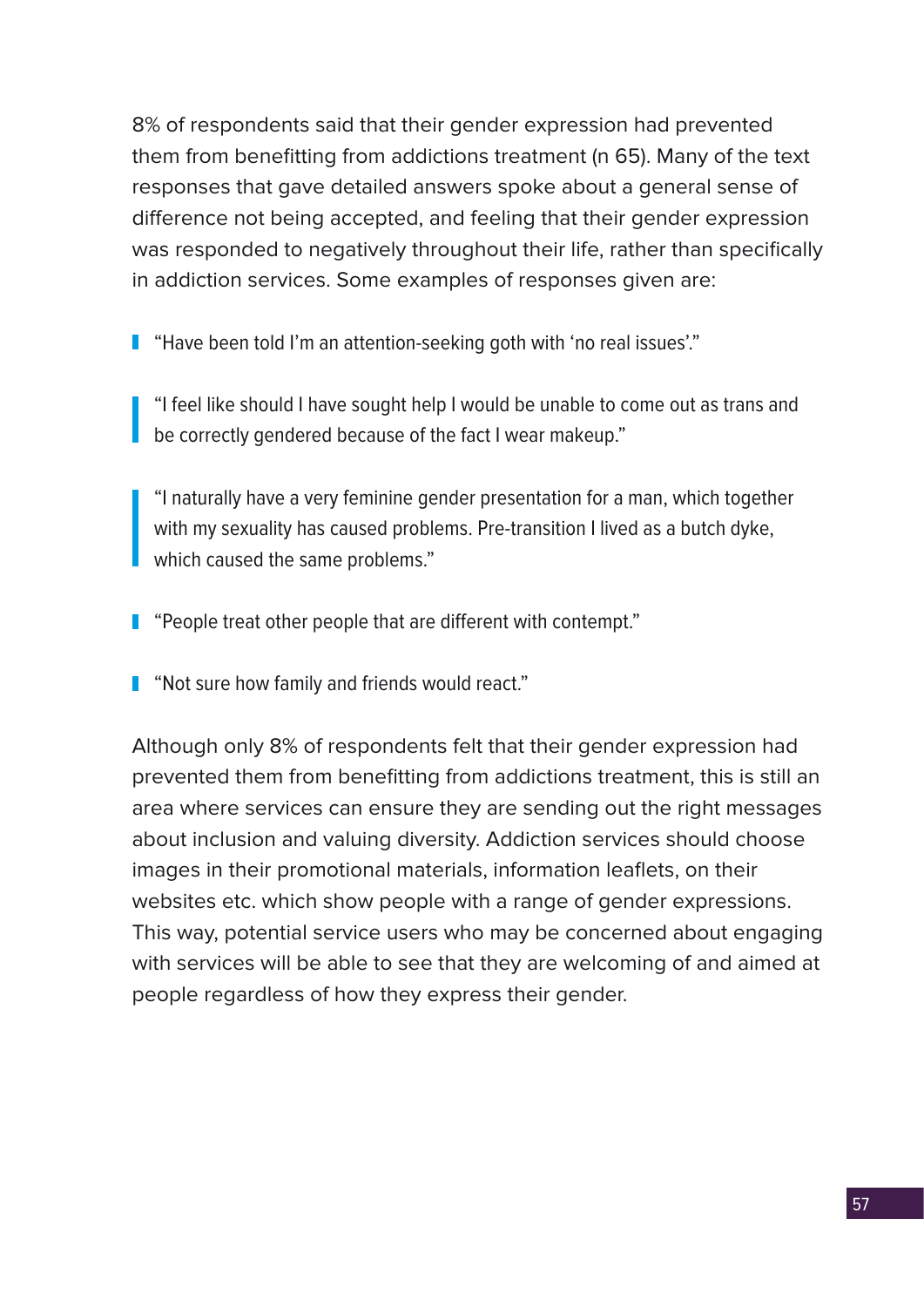8% of respondents said that their gender expression had prevented them from benefitting from addictions treatment (n 65). Many of the text responses that gave detailed answers spoke about a general sense of difference not being accepted, and feeling that their gender expression was responded to negatively throughout their life, rather than specifically in addiction services. Some examples of responses given are:

> "Have been told I'm an attention-seeking goth with 'no real issues'."

> "I feel like should I have sought help I would be unable to come out as trans and be correctly gendered because of the fact I wear makeup."

> "I naturally have a very feminine gender presentation for a man, which together with my sexuality has caused problems. Pre-transition I lived as a butch dyke, which caused the same problems."

> "People treat other people that are different with contempt."

> "Not sure how family and friends would react."

Although only 8% of respondents felt that their gender expression had prevented them from benefitting from addictions treatment, this is still an area where services can ensure they are sending out the right messages about inclusion and valuing diversity. Addiction services should choose images in their promotional materials, information leaflets, on their websites etc. which show people with a range of gender expressions. This way, potential service users who may be concerned about engaging with services will be able to see that they are welcoming of and aimed at people regardless of how they express their gender.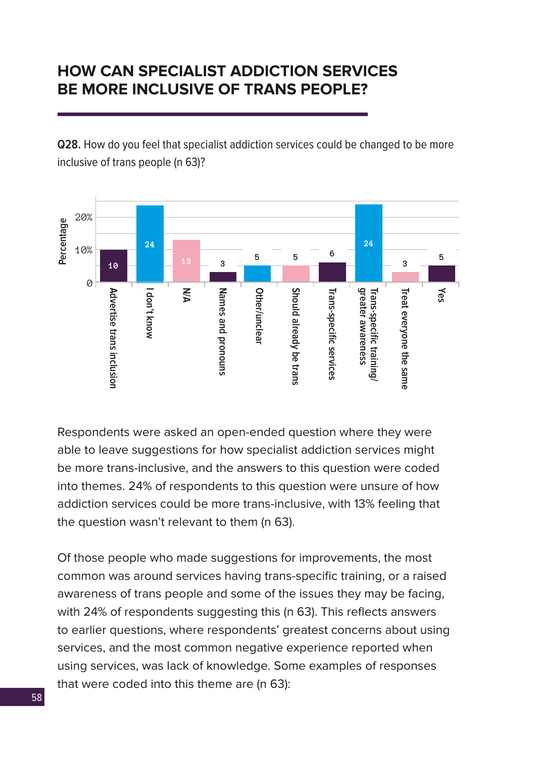## HOW CAN SPECIALIST ADDICTION SERVICES BE MORE INCLUSIVE OF TRANS PEOPLE?

**Q28.** How do you feel that specialist addiction services could be changed to be more inclusive of trans people (n 63)?

| Response | Percentage |
|---|---|
| Advertise trans inclusion | 10 |
| I don't know | 24 |
| N/A | 13 |
| Names and pronouns | 3 |
| Other/unclear | 5 |
| Should already be trans | 5 |
| Trans-specific services | 6 |
| Trans-specific training/ greater awareness | 24 |
| Treat everyone the same | 3 |
| Yes | 5 |

Respondents were asked an open-ended question where they were able to leave suggestions for how specialist addiction services might be more trans-inclusive, and the answers to this question were coded into themes. 24% of respondents to this question were unsure of how addiction services could be more trans-inclusive, with 13% feeling that the question wasn't relevant to them (n 63).

Of those people who made suggestions for improvements, the most common was around services having trans-specific training, or a raised awareness of trans people and some of the issues they may be facing, with 24% of respondents suggesting this (n 63). This reflects answers to earlier questions, where respondents' greatest concerns about using services, and the most common negative experience reported when using services, was lack of knowledge. Some examples of responses that were coded into this theme are (n 63):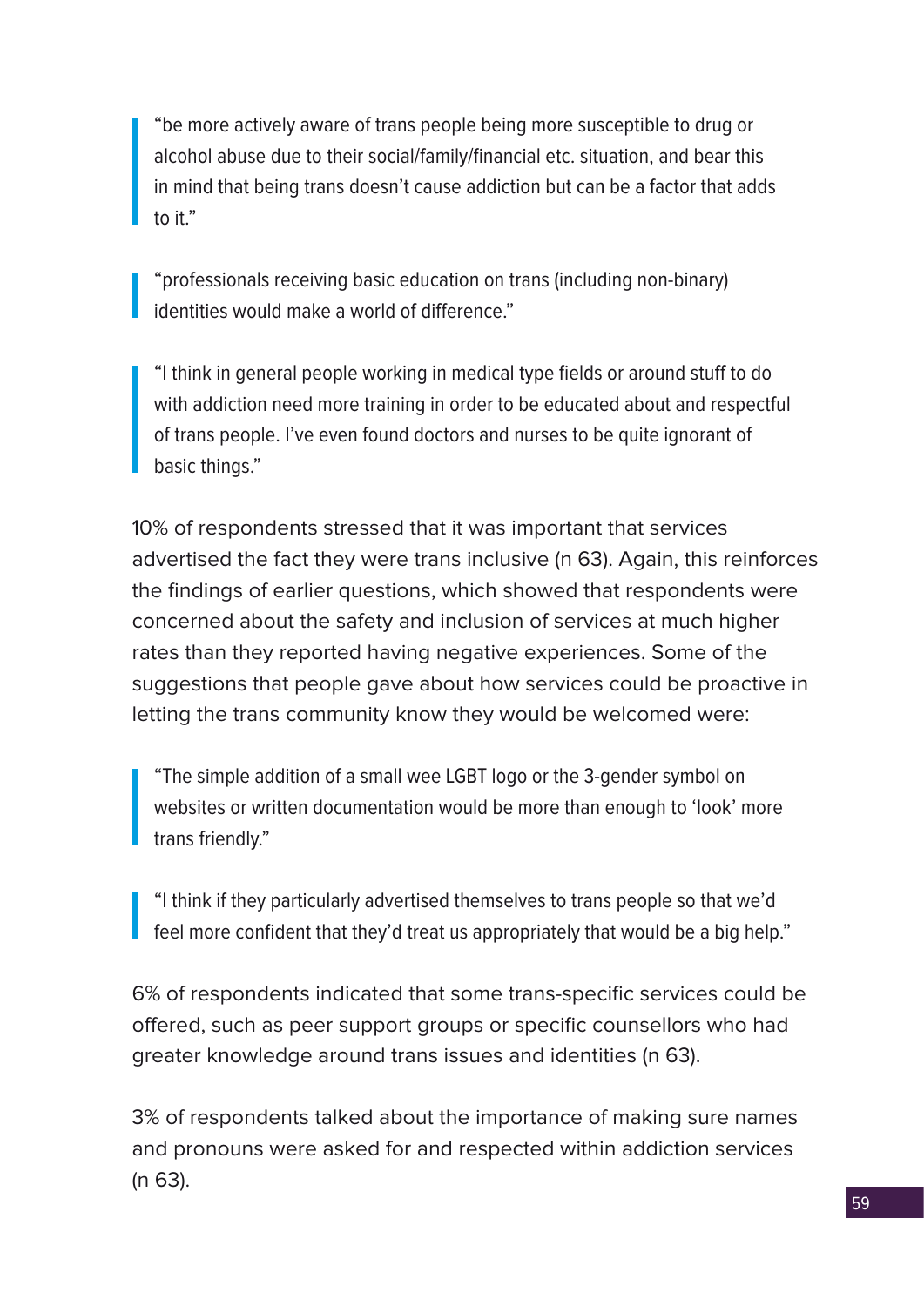> "be more actively aware of trans people being more susceptible to drug or alcohol abuse due to their social/family/financial etc. situation, and bear this in mind that being trans doesn't cause addiction but can be a factor that adds to it."

> "professionals receiving basic education on trans (including non-binary) identities would make a world of difference."

> "I think in general people working in medical type fields or around stuff to do with addiction need more training in order to be educated about and respectful of trans people. I've even found doctors and nurses to be quite ignorant of basic things."

10% of respondents stressed that it was important that services advertised the fact they were trans inclusive (n 63). Again, this reinforces the findings of earlier questions, which showed that respondents were concerned about the safety and inclusion of services at much higher rates than they reported having negative experiences. Some of the suggestions that people gave about how services could be proactive in letting the trans community know they would be welcomed were:

> "The simple addition of a small wee LGBT logo or the 3-gender symbol on websites or written documentation would be more than enough to 'look' more trans friendly."

> "I think if they particularly advertised themselves to trans people so that we'd feel more confident that they'd treat us appropriately that would be a big help."

6% of respondents indicated that some trans-specific services could be offered, such as peer support groups or specific counsellors who had greater knowledge around trans issues and identities (n 63).

3% of respondents talked about the importance of making sure names and pronouns were asked for and respected within addiction services (n 63).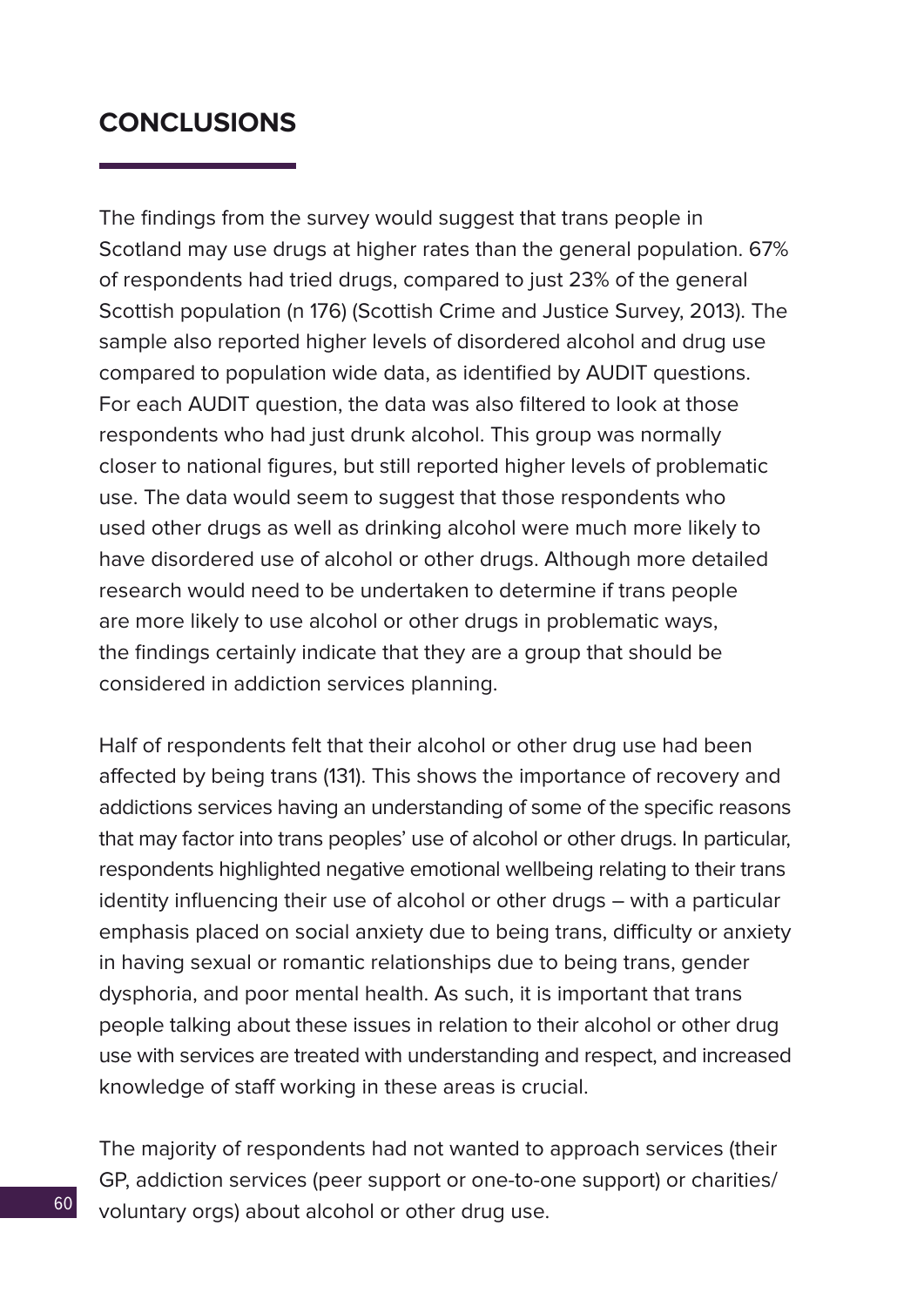## CONCLUSIONS

The findings from the survey would suggest that trans people in Scotland may use drugs at higher rates than the general population. 67% of respondents had tried drugs, compared to just 23% of the general Scottish population (n 176) (Scottish Crime and Justice Survey, 2013). The sample also reported higher levels of disordered alcohol and drug use compared to population wide data, as identified by AUDIT questions. For each AUDIT question, the data was also filtered to look at those respondents who had just drunk alcohol. This group was normally closer to national figures, but still reported higher levels of problematic use. The data would seem to suggest that those respondents who used other drugs as well as drinking alcohol were much more likely to have disordered use of alcohol or other drugs. Although more detailed research would need to be undertaken to determine if trans people are more likely to use alcohol or other drugs in problematic ways, the findings certainly indicate that they are a group that should be considered in addiction services planning.

Half of respondents felt that their alcohol or other drug use had been affected by being trans (131). This shows the importance of recovery and addictions services having an understanding of some of the specific reasons that may factor into trans peoples' use of alcohol or other drugs. In particular, respondents highlighted negative emotional wellbeing relating to their trans identity influencing their use of alcohol or other drugs – with a particular emphasis placed on social anxiety due to being trans, difficulty or anxiety in having sexual or romantic relationships due to being trans, gender dysphoria, and poor mental health. As such, it is important that trans people talking about these issues in relation to their alcohol or other drug use with services are treated with understanding and respect, and increased knowledge of staff working in these areas is crucial.

The majority of respondents had not wanted to approach services (their GP, addiction services (peer support or one-to-one support) or charities/voluntary orgs) about alcohol or other drug use.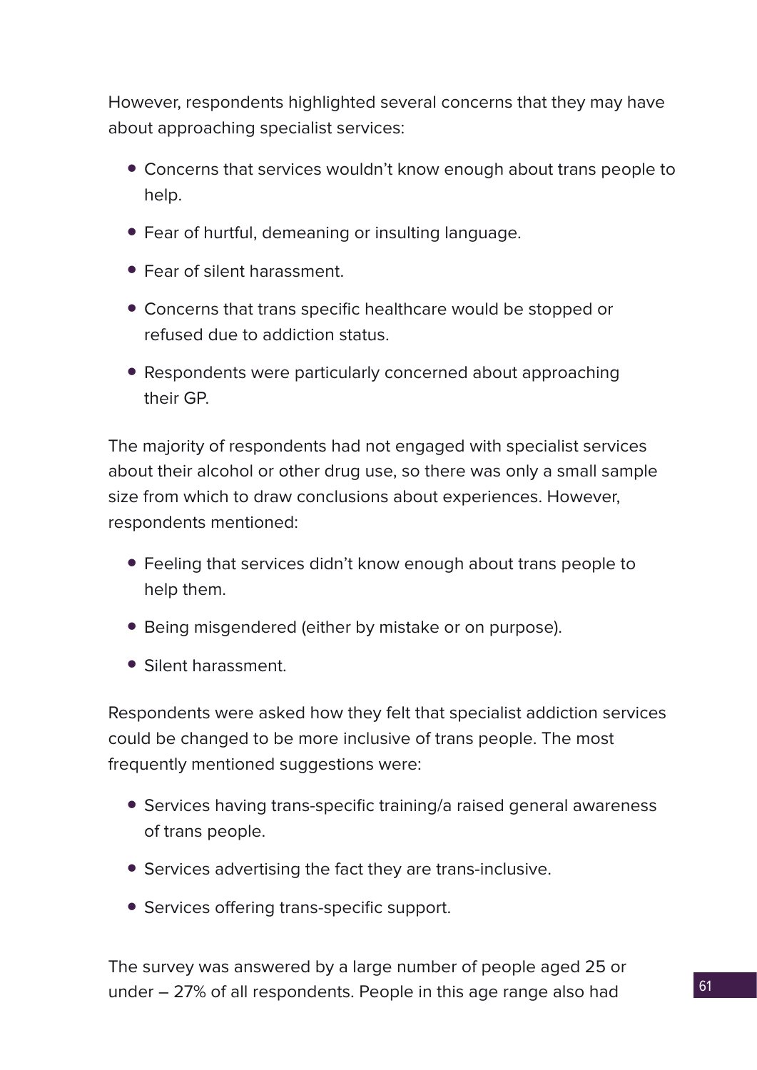However, respondents highlighted several concerns that they may have about approaching specialist services:

- Concerns that services wouldn't know enough about trans people to help.
- Fear of hurtful, demeaning or insulting language.
- Fear of silent harassment.
- Concerns that trans specific healthcare would be stopped or refused due to addiction status.
- Respondents were particularly concerned about approaching their GP.

The majority of respondents had not engaged with specialist services about their alcohol or other drug use, so there was only a small sample size from which to draw conclusions about experiences. However, respondents mentioned:

- Feeling that services didn't know enough about trans people to help them.
- Being misgendered (either by mistake or on purpose).
- Silent harassment.

Respondents were asked how they felt that specialist addiction services could be changed to be more inclusive of trans people. The most frequently mentioned suggestions were:

- Services having trans-specific training/a raised general awareness of trans people.
- Services advertising the fact they are trans-inclusive.
- Services offering trans-specific support.

The survey was answered by a large number of people aged 25 or under – 27% of all respondents. People in this age range also had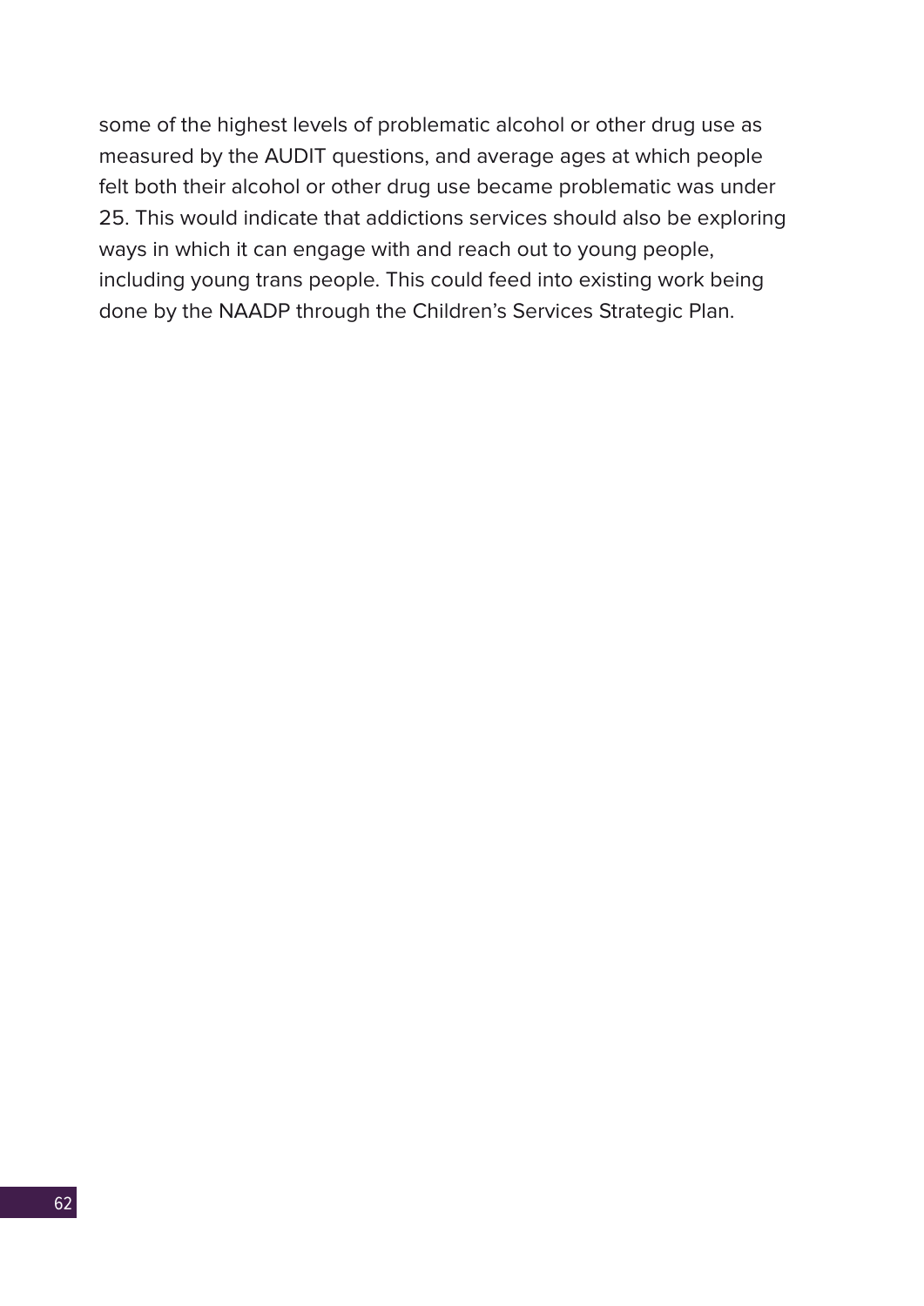some of the highest levels of problematic alcohol or other drug use as measured by the AUDIT questions, and average ages at which people felt both their alcohol or other drug use became problematic was under 25. This would indicate that addictions services should also be exploring ways in which it can engage with and reach out to young people, including young trans people. This could feed into existing work being done by the NAADP through the Children's Services Strategic Plan.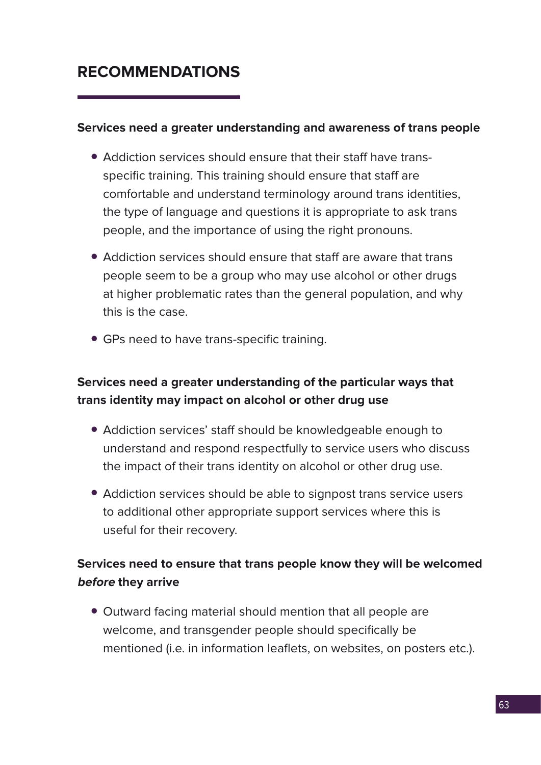## RECOMMENDATIONS

**Services need a greater understanding and awareness of trans people**

- Addiction services should ensure that their staff have trans-specific training. This training should ensure that staff are comfortable and understand terminology around trans identities, the type of language and questions it is appropriate to ask trans people, and the importance of using the right pronouns.
- Addiction services should ensure that staff are aware that trans people seem to be a group who may use alcohol or other drugs at higher problematic rates than the general population, and why this is the case.
- GPs need to have trans-specific training.

**Services need a greater understanding of the particular ways that trans identity may impact on alcohol or other drug use**

- Addiction services' staff should be knowledgeable enough to understand and respond respectfully to service users who discuss the impact of their trans identity on alcohol or other drug use.
- Addiction services should be able to signpost trans service users to additional other appropriate support services where this is useful for their recovery.

**Services need to ensure that trans people know they will be welcomed *before* they arrive**

- Outward facing material should mention that all people are welcome, and transgender people should specifically be mentioned (i.e. in information leaflets, on websites, on posters etc.).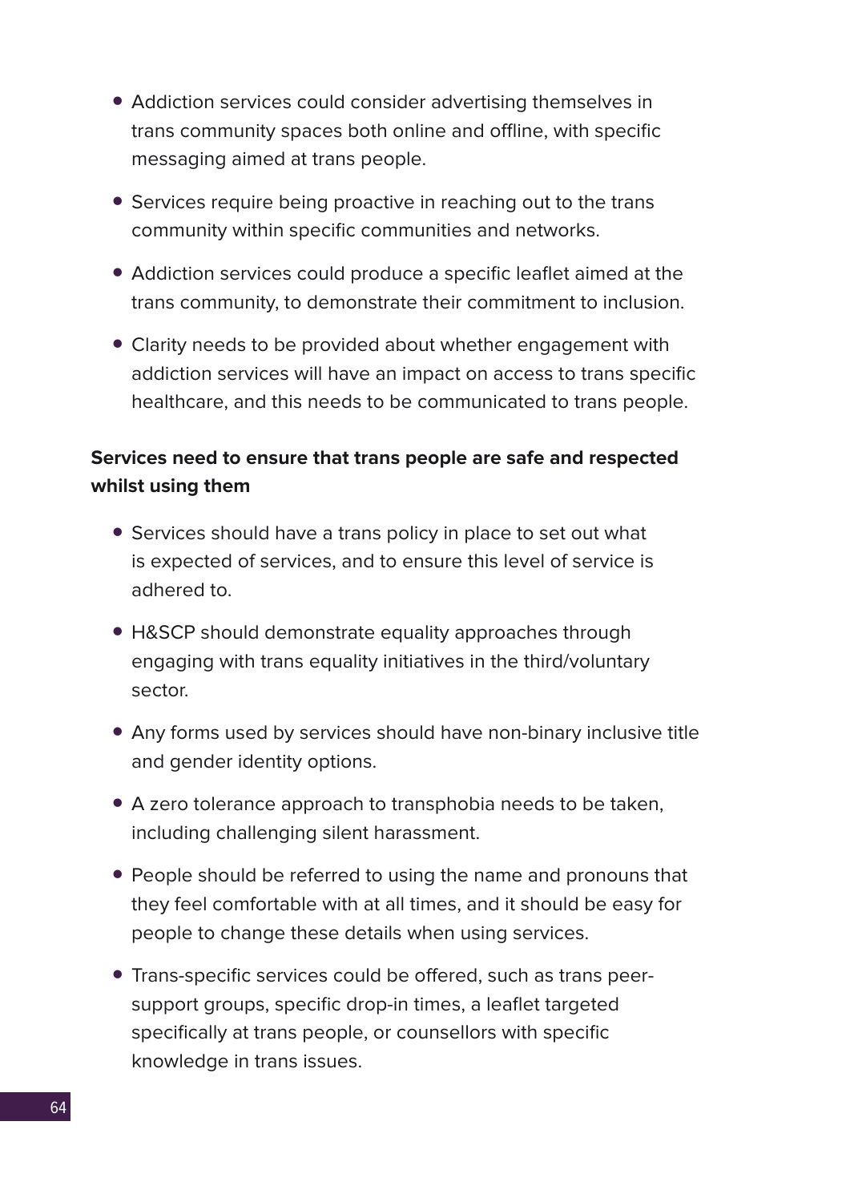- Addiction services could consider advertising themselves in trans community spaces both online and offline, with specific messaging aimed at trans people.
- Services require being proactive in reaching out to the trans community within specific communities and networks.
- Addiction services could produce a specific leaflet aimed at the trans community, to demonstrate their commitment to inclusion.
- Clarity needs to be provided about whether engagement with addiction services will have an impact on access to trans specific healthcare, and this needs to be communicated to trans people.

**Services need to ensure that trans people are safe and respected whilst using them**

- Services should have a trans policy in place to set out what is expected of services, and to ensure this level of service is adhered to.
- H&SCP should demonstrate equality approaches through engaging with trans equality initiatives in the third/voluntary sector.
- Any forms used by services should have non-binary inclusive title and gender identity options.
- A zero tolerance approach to transphobia needs to be taken, including challenging silent harassment.
- People should be referred to using the name and pronouns that they feel comfortable with at all times, and it should be easy for people to change these details when using services.
- Trans-specific services could be offered, such as trans peer-support groups, specific drop-in times, a leaflet targeted specifically at trans people, or counsellors with specific knowledge in trans issues.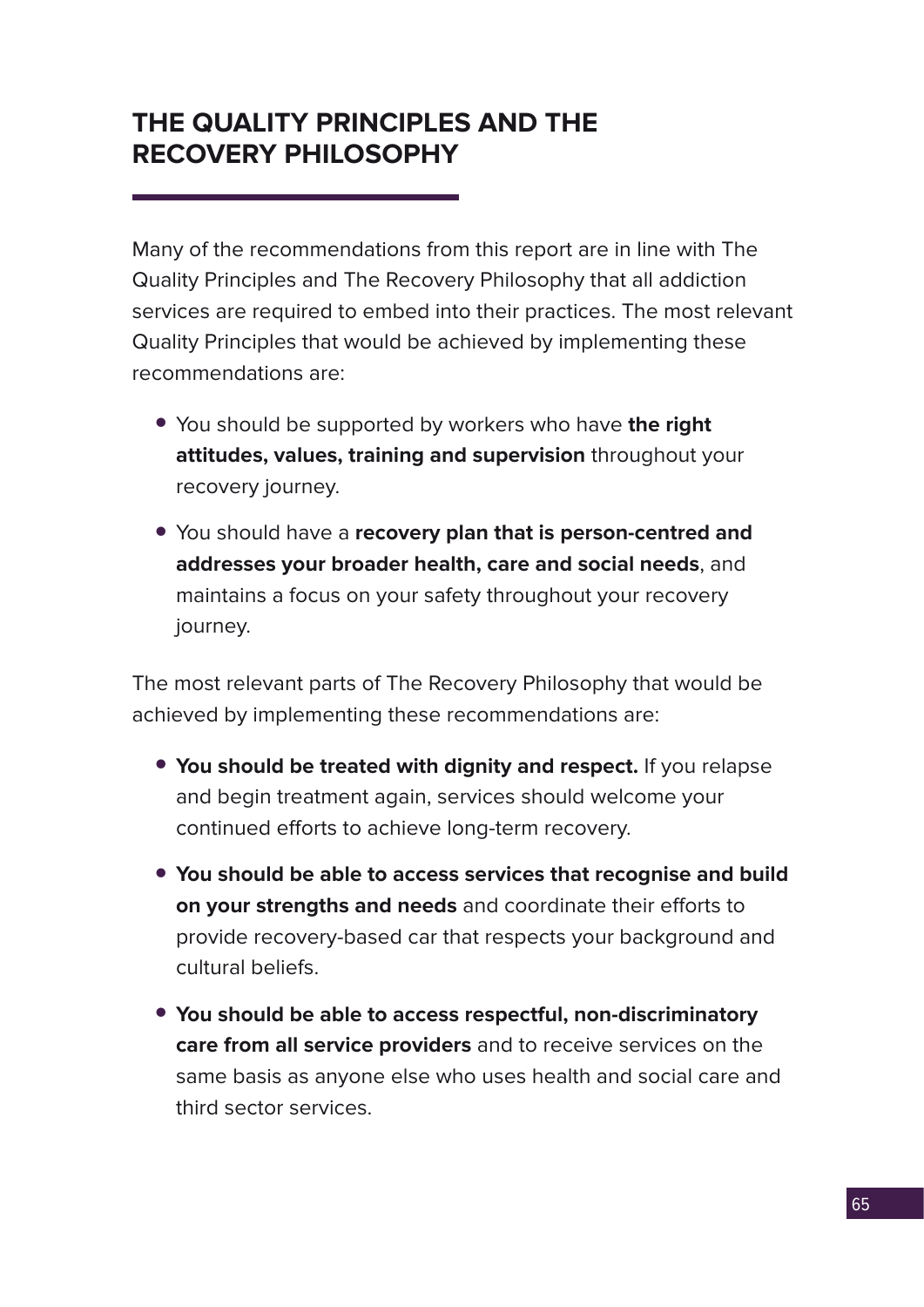## THE QUALITY PRINCIPLES AND THE RECOVERY PHILOSOPHY

Many of the recommendations from this report are in line with The Quality Principles and The Recovery Philosophy that all addiction services are required to embed into their practices. The most relevant Quality Principles that would be achieved by implementing these recommendations are:

- You should be supported by workers who have **the right attitudes, values, training and supervision** throughout your recovery journey.
- You should have a **recovery plan that is person-centred and addresses your broader health, care and social needs**, and maintains a focus on your safety throughout your recovery journey.

The most relevant parts of The Recovery Philosophy that would be achieved by implementing these recommendations are:

- **You should be treated with dignity and respect.** If you relapse and begin treatment again, services should welcome your continued efforts to achieve long-term recovery.
- **You should be able to access services that recognise and build on your strengths and needs** and coordinate their efforts to provide recovery-based car that respects your background and cultural beliefs.
- **You should be able to access respectful, non-discriminatory care from all service providers** and to receive services on the same basis as anyone else who uses health and social care and third sector services.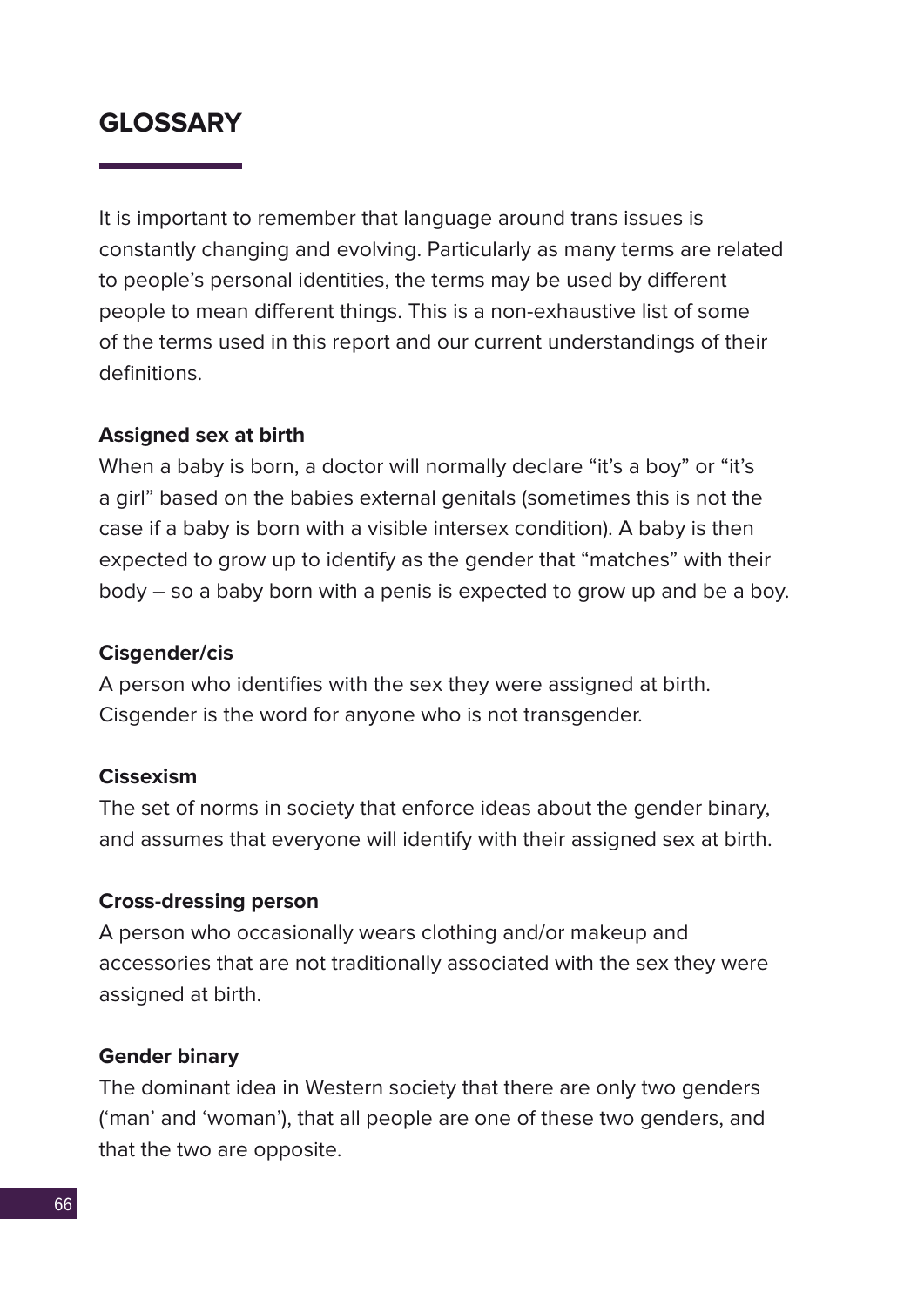## GLOSSARY

It is important to remember that language around trans issues is constantly changing and evolving. Particularly as many terms are related to people's personal identities, the terms may be used by different people to mean different things. This is a non-exhaustive list of some of the terms used in this report and our current understandings of their definitions.

**Assigned sex at birth**
When a baby is born, a doctor will normally declare "it's a boy" or "it's a girl" based on the babies external genitals (sometimes this is not the case if a baby is born with a visible intersex condition). A baby is then expected to grow up to identify as the gender that "matches" with their body – so a baby born with a penis is expected to grow up and be a boy.

**Cisgender/cis**
A person who identifies with the sex they were assigned at birth. Cisgender is the word for anyone who is not transgender.

**Cissexism**
The set of norms in society that enforce ideas about the gender binary, and assumes that everyone will identify with their assigned sex at birth.

**Cross-dressing person**
A person who occasionally wears clothing and/or makeup and accessories that are not traditionally associated with the sex they were assigned at birth.

**Gender binary**
The dominant idea in Western society that there are only two genders ('man' and 'woman'), that all people are one of these two genders, and that the two are opposite.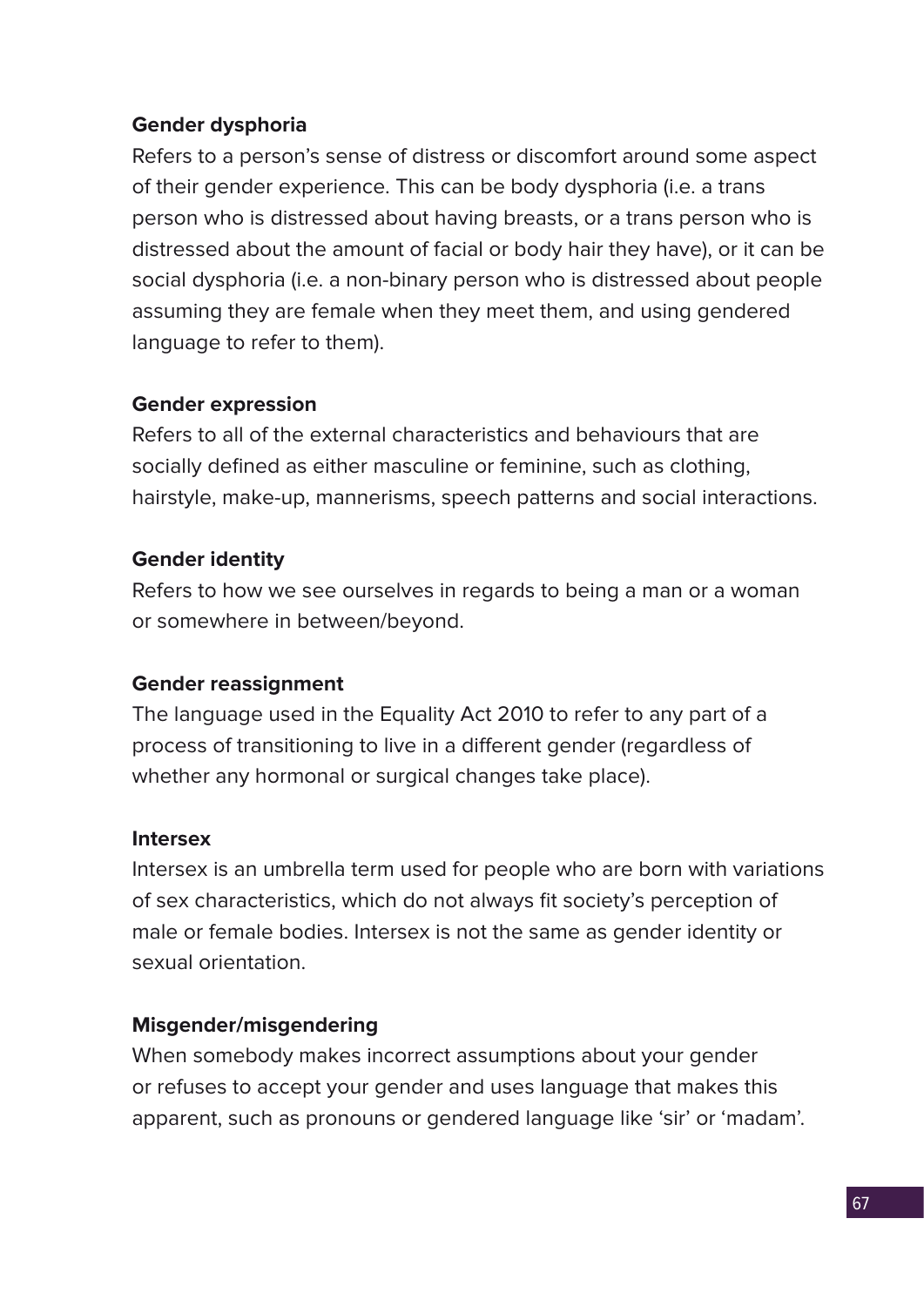**Gender dysphoria**

Refers to a person's sense of distress or discomfort around some aspect of their gender experience. This can be body dysphoria (i.e. a trans person who is distressed about having breasts, or a trans person who is distressed about the amount of facial or body hair they have), or it can be social dysphoria (i.e. a non-binary person who is distressed about people assuming they are female when they meet them, and using gendered language to refer to them).

**Gender expression**

Refers to all of the external characteristics and behaviours that are socially defined as either masculine or feminine, such as clothing, hairstyle, make-up, mannerisms, speech patterns and social interactions.

**Gender identity**

Refers to how we see ourselves in regards to being a man or a woman or somewhere in between/beyond.

**Gender reassignment**

The language used in the Equality Act 2010 to refer to any part of a process of transitioning to live in a different gender (regardless of whether any hormonal or surgical changes take place).

**Intersex**

Intersex is an umbrella term used for people who are born with variations of sex characteristics, which do not always fit society's perception of male or female bodies. Intersex is not the same as gender identity or sexual orientation.

**Misgender/misgendering**

When somebody makes incorrect assumptions about your gender or refuses to accept your gender and uses language that makes this apparent, such as pronouns or gendered language like 'sir' or 'madam'.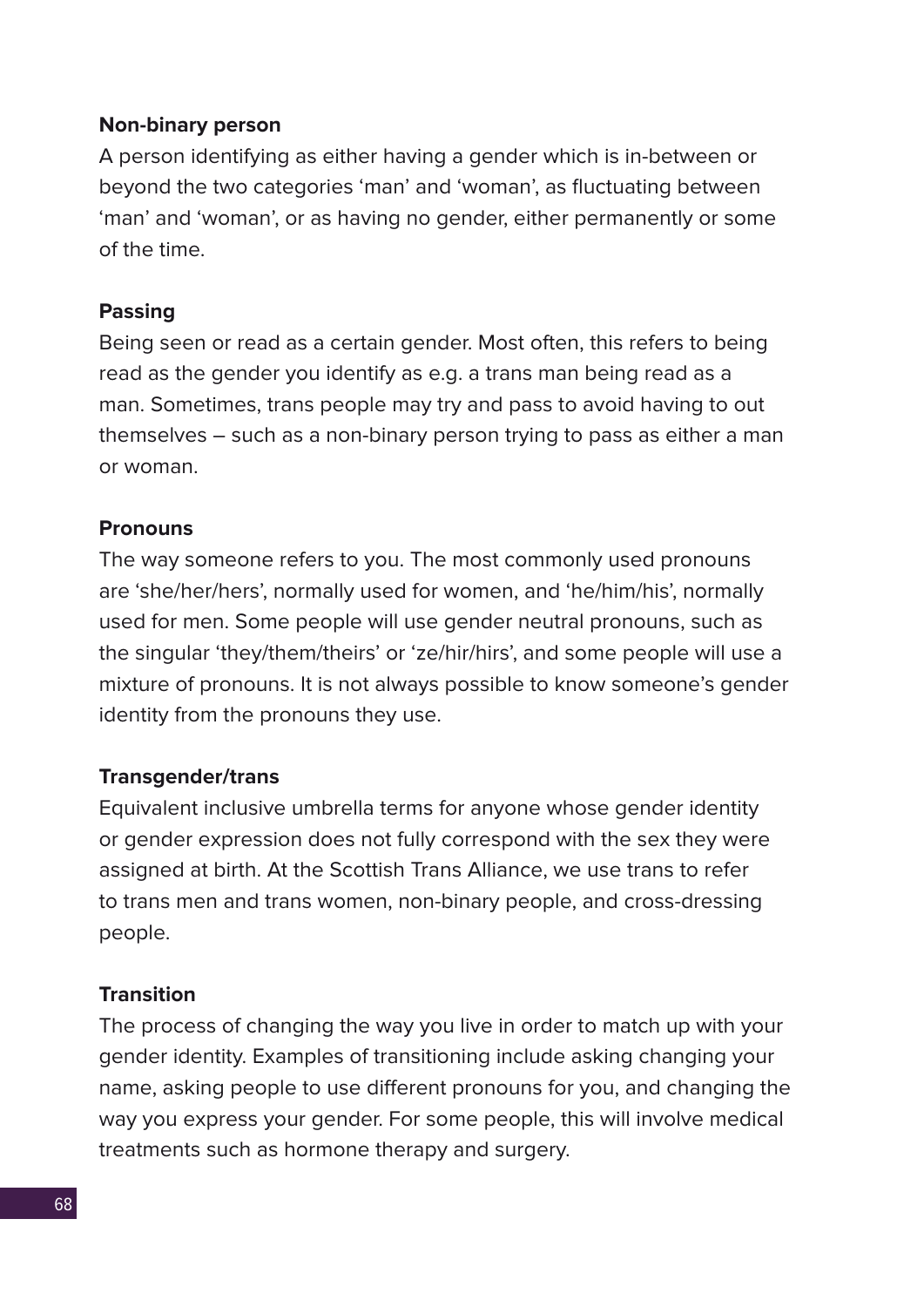**Non-binary person**

A person identifying as either having a gender which is in-between or beyond the two categories 'man' and 'woman', as fluctuating between 'man' and 'woman', or as having no gender, either permanently or some of the time.

**Passing**

Being seen or read as a certain gender. Most often, this refers to being read as the gender you identify as e.g. a trans man being read as a man. Sometimes, trans people may try and pass to avoid having to out themselves – such as a non-binary person trying to pass as either a man or woman.

**Pronouns**

The way someone refers to you. The most commonly used pronouns are 'she/her/hers', normally used for women, and 'he/him/his', normally used for men. Some people will use gender neutral pronouns, such as the singular 'they/them/theirs' or 'ze/hir/hirs', and some people will use a mixture of pronouns. It is not always possible to know someone's gender identity from the pronouns they use.

**Transgender/trans**

Equivalent inclusive umbrella terms for anyone whose gender identity or gender expression does not fully correspond with the sex they were assigned at birth. At the Scottish Trans Alliance, we use trans to refer to trans men and trans women, non-binary people, and cross-dressing people.

**Transition**

The process of changing the way you live in order to match up with your gender identity. Examples of transitioning include asking changing your name, asking people to use different pronouns for you, and changing the way you express your gender. For some people, this will involve medical treatments such as hormone therapy and surgery.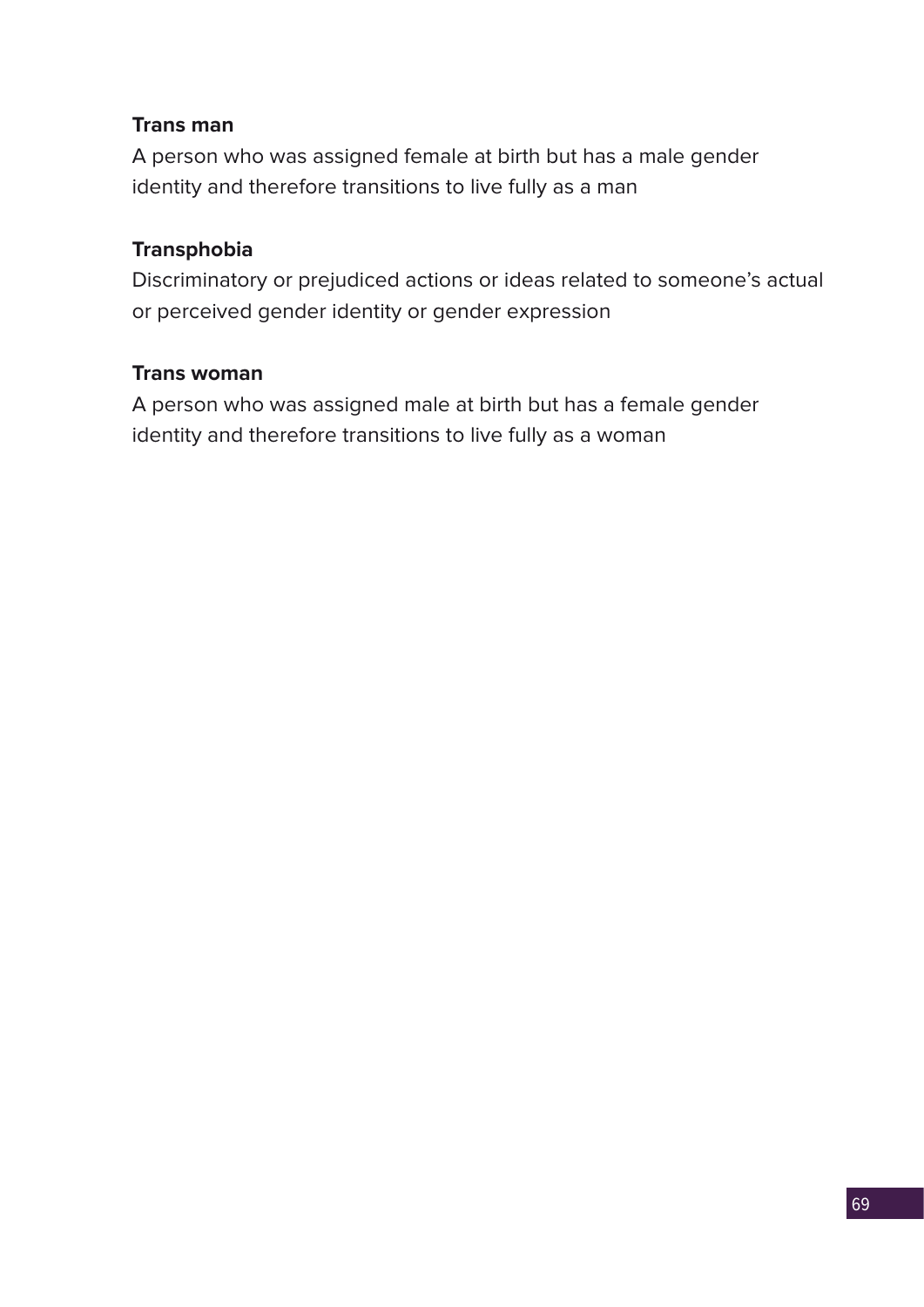**Trans man**

A person who was assigned female at birth but has a male gender identity and therefore transitions to live fully as a man

**Transphobia**

Discriminatory or prejudiced actions or ideas related to someone's actual or perceived gender identity or gender expression

**Trans woman**

A person who was assigned male at birth but has a female gender identity and therefore transitions to live fully as a woman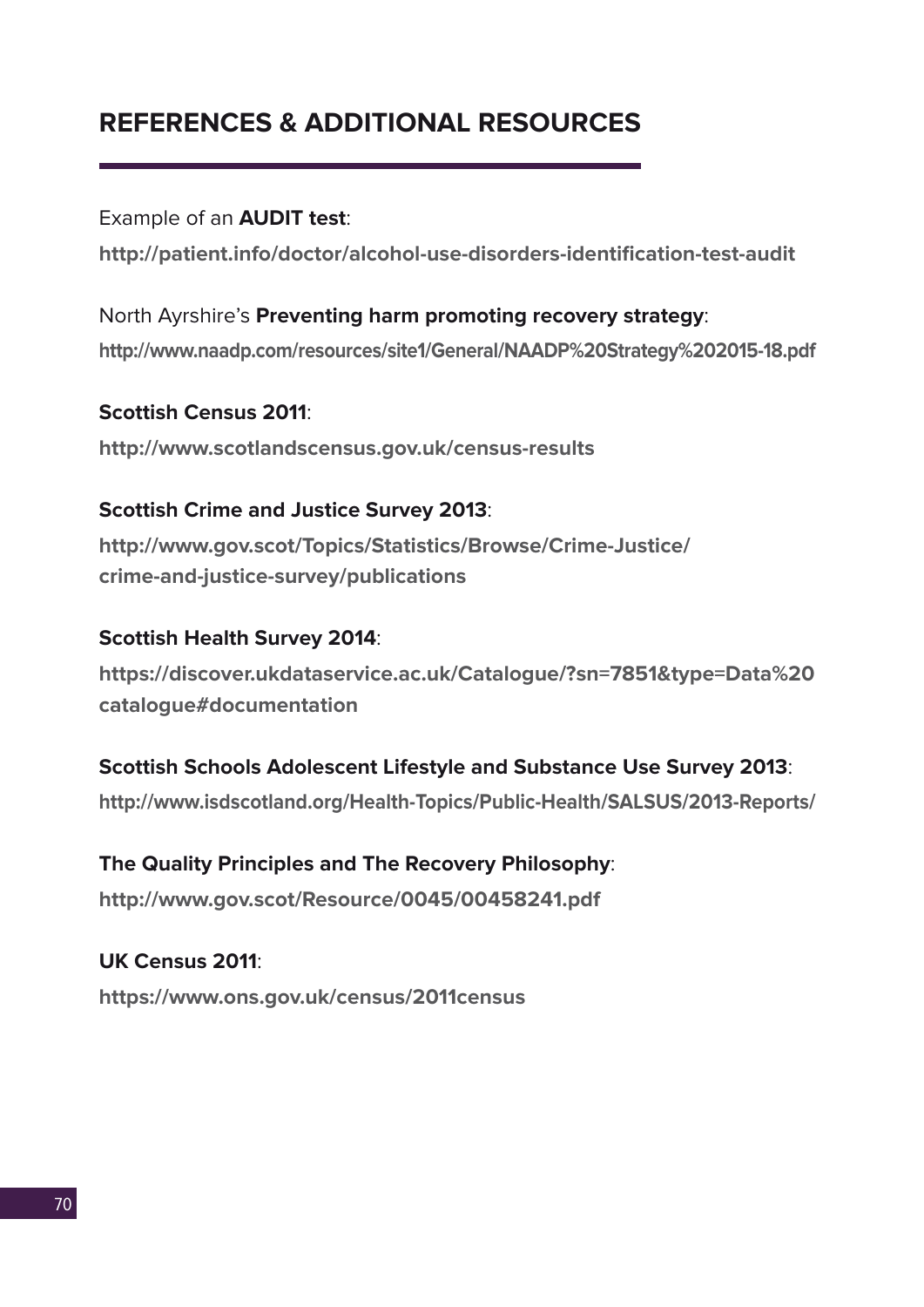## REFERENCES & ADDITIONAL RESOURCES

Example of an **AUDIT test**:

**http://patient.info/doctor/alcohol-use-disorders-identification-test-audit**

North Ayrshire's **Preventing harm promoting recovery strategy**:

**http://www.naadp.com/resources/site1/General/NAADP%20Strategy%202015-18.pdf**

**Scottish Census 2011**:

**http://www.scotlandscensus.gov.uk/census-results**

**Scottish Crime and Justice Survey 2013**:

**http://www.gov.scot/Topics/Statistics/Browse/Crime-Justice/crime-and-justice-survey/publications**

**Scottish Health Survey 2014**:

**https://discover.ukdataservice.ac.uk/Catalogue/?sn=7851&type=Data%20catalogue#documentation**

**Scottish Schools Adolescent Lifestyle and Substance Use Survey 2013**:

**http://www.isdscotland.org/Health-Topics/Public-Health/SALSUS/2013-Reports/**

**The Quality Principles and The Recovery Philosophy**:

**http://www.gov.scot/Resource/0045/00458241.pdf**

**UK Census 2011**:

**https://www.ons.gov.uk/census/2011census**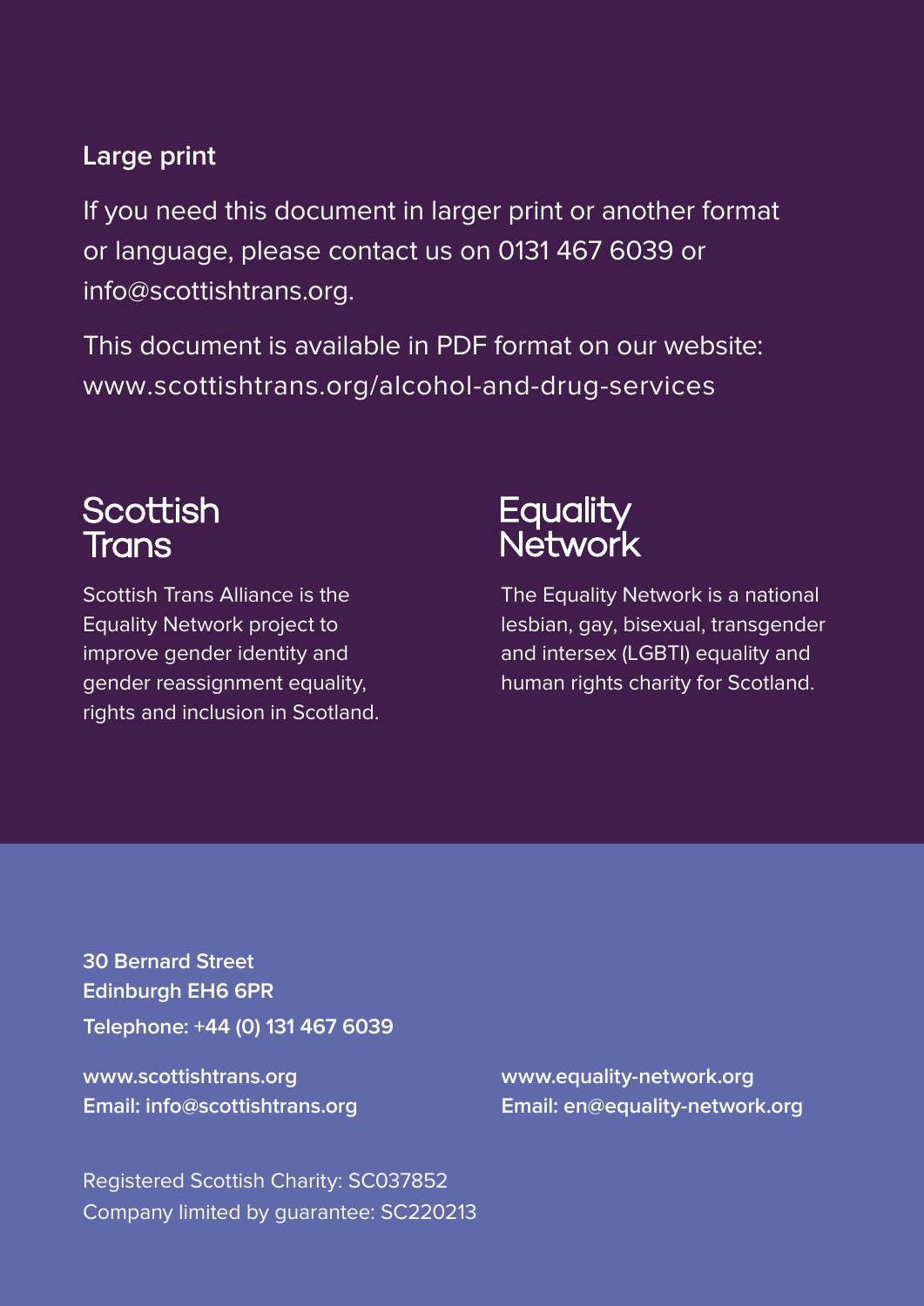## Large print

If you need this document in larger print or another format or language, please contact us on 0131 467 6039 or info@scottishtrans.org.

This document is available in PDF format on our website: www.scottishtrans.org/alcohol-and-drug-services

## Scottish Trans

Scottish Trans Alliance is the Equality Network project to improve gender identity and gender reassignment equality, rights and inclusion in Scotland.

## Equality Network

The Equality Network is a national lesbian, gay, bisexual, transgender and intersex (LGBTI) equality and human rights charity for Scotland.

**30 Bernard Street**
**Edinburgh EH6 6PR**
**Telephone: +44 (0) 131 467 6039**

**www.scottishtrans.org**
**Email: info@scottishtrans.org**

**www.equality-network.org**
**Email: en@equality-network.org**

Registered Scottish Charity: SC037852
Company limited by guarantee: SC220213